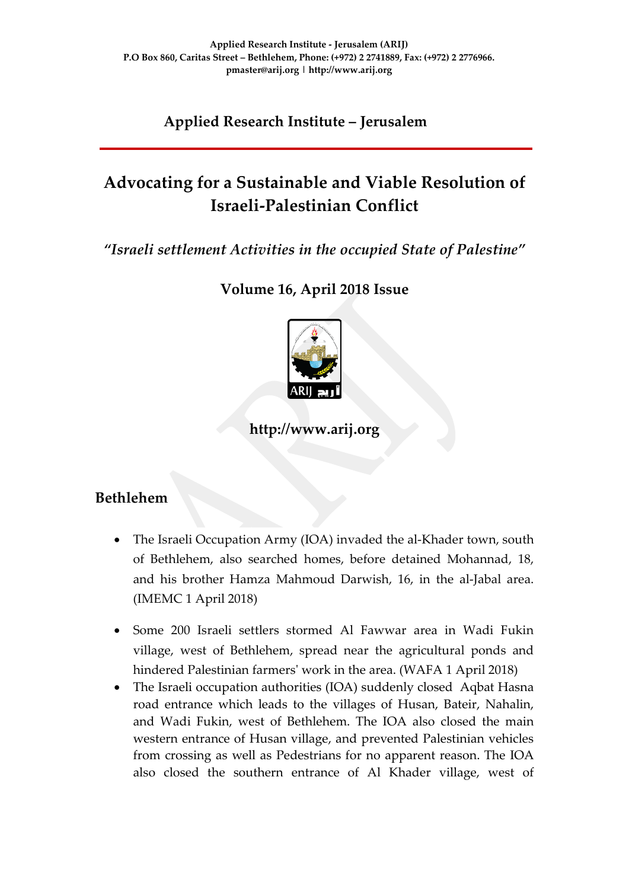Applied Research Institute - Jerusalem (ARIJ)
P.O Box 860, Caritas Street – Bethlehem, Phone: (+972) 2 2741889, Fax: (+972) 2 2776966.
pmaster@arij.org | http://www.arij.org

## Applied Research Institute – Jerusalem

# Advocating for a Sustainable and Viable Resolution of Israeli-Palestinian Conflict

*"Israeli settlement Activities in the occupied State of Palestine"*

**Volume 16, April 2018 Issue**

**http://www.arij.org**

## Bethlehem

- The Israeli Occupation Army (IOA) invaded the al-Khader town, south of Bethlehem, also searched homes, before detained Mohannad, 18, and his brother Hamza Mahmoud Darwish, 16, in the al-Jabal area. (IMEMC 1 April 2018)
- Some 200 Israeli settlers stormed Al Fawwar area in Wadi Fukin village, west of Bethlehem, spread near the agricultural ponds and hindered Palestinian farmers' work in the area. (WAFA 1 April 2018)
- The Israeli occupation authorities (IOA) suddenly closed Aqbat Hasna road entrance which leads to the villages of Husan, Bateir, Nahalin, and Wadi Fukin, west of Bethlehem. The IOA also closed the main western entrance of Husan village, and prevented Palestinian vehicles from crossing as well as Pedestrians for no apparent reason. The IOA also closed the southern entrance of Al Khader village, west of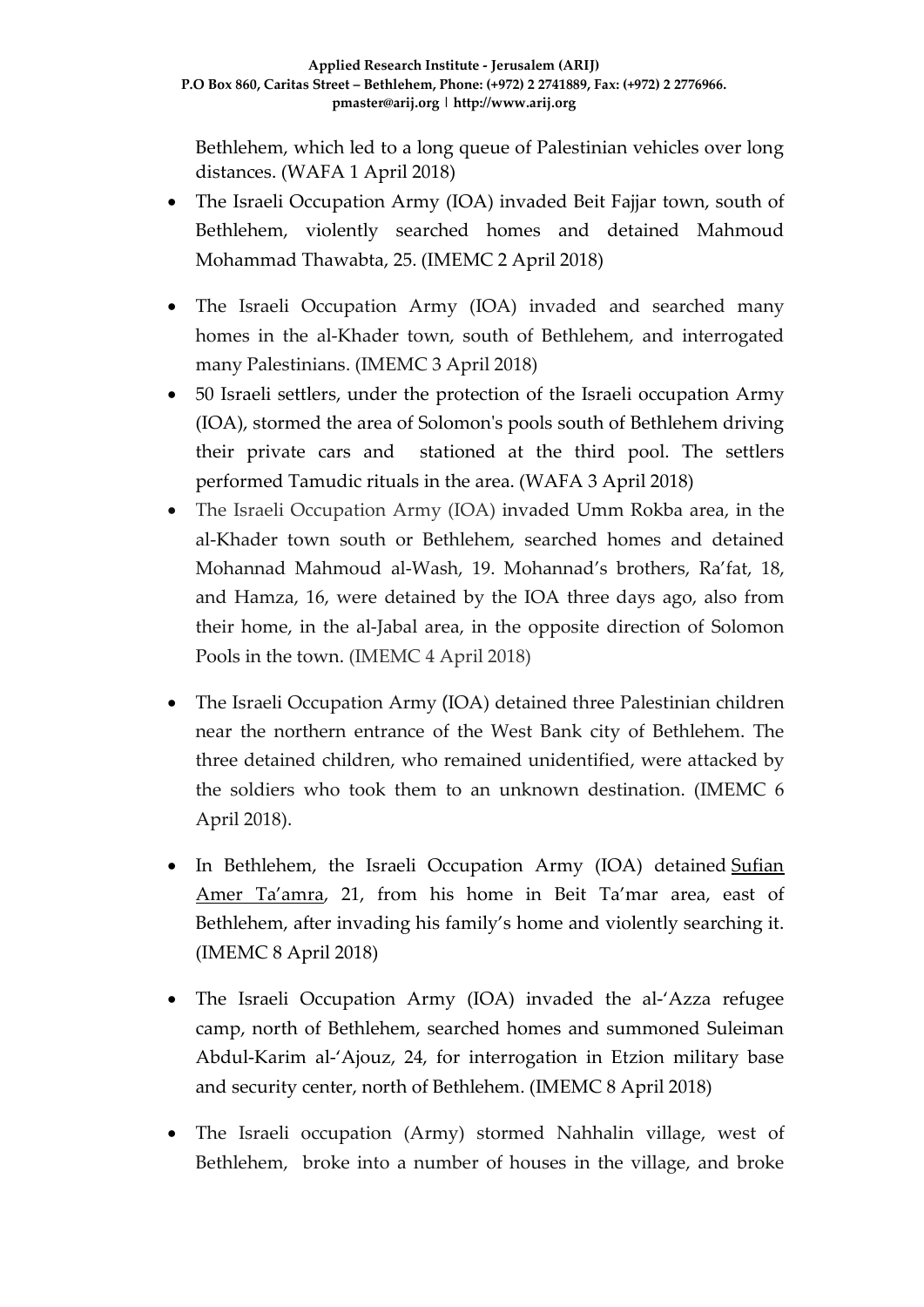Bethlehem, which led to a long queue of Palestinian vehicles over long distances. (WAFA 1 April 2018)

- The Israeli Occupation Army (IOA) invaded Beit Fajjar town, south of Bethlehem, violently searched homes and detained Mahmoud Mohammad Thawabta, 25. (IMEMC 2 April 2018)
- The Israeli Occupation Army (IOA) invaded and searched many homes in the al-Khader town, south of Bethlehem, and interrogated many Palestinians. (IMEMC 3 April 2018)
- 50 Israeli settlers, under the protection of the Israeli occupation Army (IOA), stormed the area of Solomon's pools south of Bethlehem driving their private cars and stationed at the third pool. The settlers performed Tamudic rituals in the area. (WAFA 3 April 2018)
- The Israeli Occupation Army (IOA) invaded Umm Rokba area, in the al-Khader town south or Bethlehem, searched homes and detained Mohannad Mahmoud al-Wash, 19. Mohannad's brothers, Ra'fat, 18, and Hamza, 16, were detained by the IOA three days ago, also from their home, in the al-Jabal area, in the opposite direction of Solomon Pools in the town. (IMEMC 4 April 2018)
- The Israeli Occupation Army (IOA) detained three Palestinian children near the northern entrance of the West Bank city of Bethlehem. The three detained children, who remained unidentified, were attacked by the soldiers who took them to an unknown destination. (IMEMC 6 April 2018).
- In Bethlehem, the Israeli Occupation Army (IOA) detained Sufian Amer Ta'amra, 21, from his home in Beit Ta'mar area, east of Bethlehem, after invading his family's home and violently searching it. (IMEMC 8 April 2018)
- The Israeli Occupation Army (IOA) invaded the al-'Azza refugee camp, north of Bethlehem, searched homes and summoned Suleiman Abdul-Karim al-'Ajouz, 24, for interrogation in Etzion military base and security center, north of Bethlehem. (IMEMC 8 April 2018)
- The Israeli occupation (Army) stormed Nahhalin village, west of Bethlehem, broke into a number of houses in the village, and broke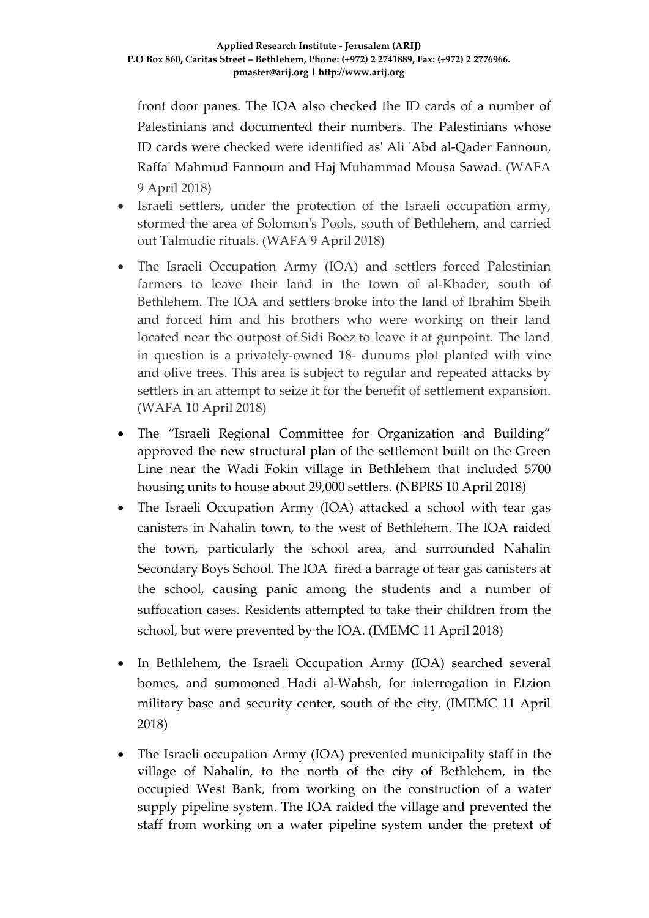front door panes. The IOA also checked the ID cards of a number of Palestinians and documented their numbers. The Palestinians whose ID cards were checked were identified as' Ali 'Abd al-Qader Fannoun, Raffa' Mahmud Fannoun and Haj Muhammad Mousa Sawad. (WAFA 9 April 2018)

- Israeli settlers, under the protection of the Israeli occupation army, stormed the area of Solomon's Pools, south of Bethlehem, and carried out Talmudic rituals. (WAFA 9 April 2018)
- The Israeli Occupation Army (IOA) and settlers forced Palestinian farmers to leave their land in the town of al-Khader, south of Bethlehem. The IOA and settlers broke into the land of Ibrahim Sbeih and forced him and his brothers who were working on their land located near the outpost of Sidi Boez to leave it at gunpoint. The land in question is a privately-owned 18- dunums plot planted with vine and olive trees. This area is subject to regular and repeated attacks by settlers in an attempt to seize it for the benefit of settlement expansion. (WAFA 10 April 2018)
- The "Israeli Regional Committee for Organization and Building" approved the new structural plan of the settlement built on the Green Line near the Wadi Fokin village in Bethlehem that included 5700 housing units to house about 29,000 settlers. (NBPRS 10 April 2018)
- The Israeli Occupation Army (IOA) attacked a school with tear gas canisters in Nahalin town, to the west of Bethlehem. The IOA raided the town, particularly the school area, and surrounded Nahalin Secondary Boys School. The IOA fired a barrage of tear gas canisters at the school, causing panic among the students and a number of suffocation cases. Residents attempted to take their children from the school, but were prevented by the IOA. (IMEMC 11 April 2018)
- In Bethlehem, the Israeli Occupation Army (IOA) searched several homes, and summoned Hadi al-Wahsh, for interrogation in Etzion military base and security center, south of the city. (IMEMC 11 April 2018)
- The Israeli occupation Army (IOA) prevented municipality staff in the village of Nahalin, to the north of the city of Bethlehem, in the occupied West Bank, from working on the construction of a water supply pipeline system. The IOA raided the village and prevented the staff from working on a water pipeline system under the pretext of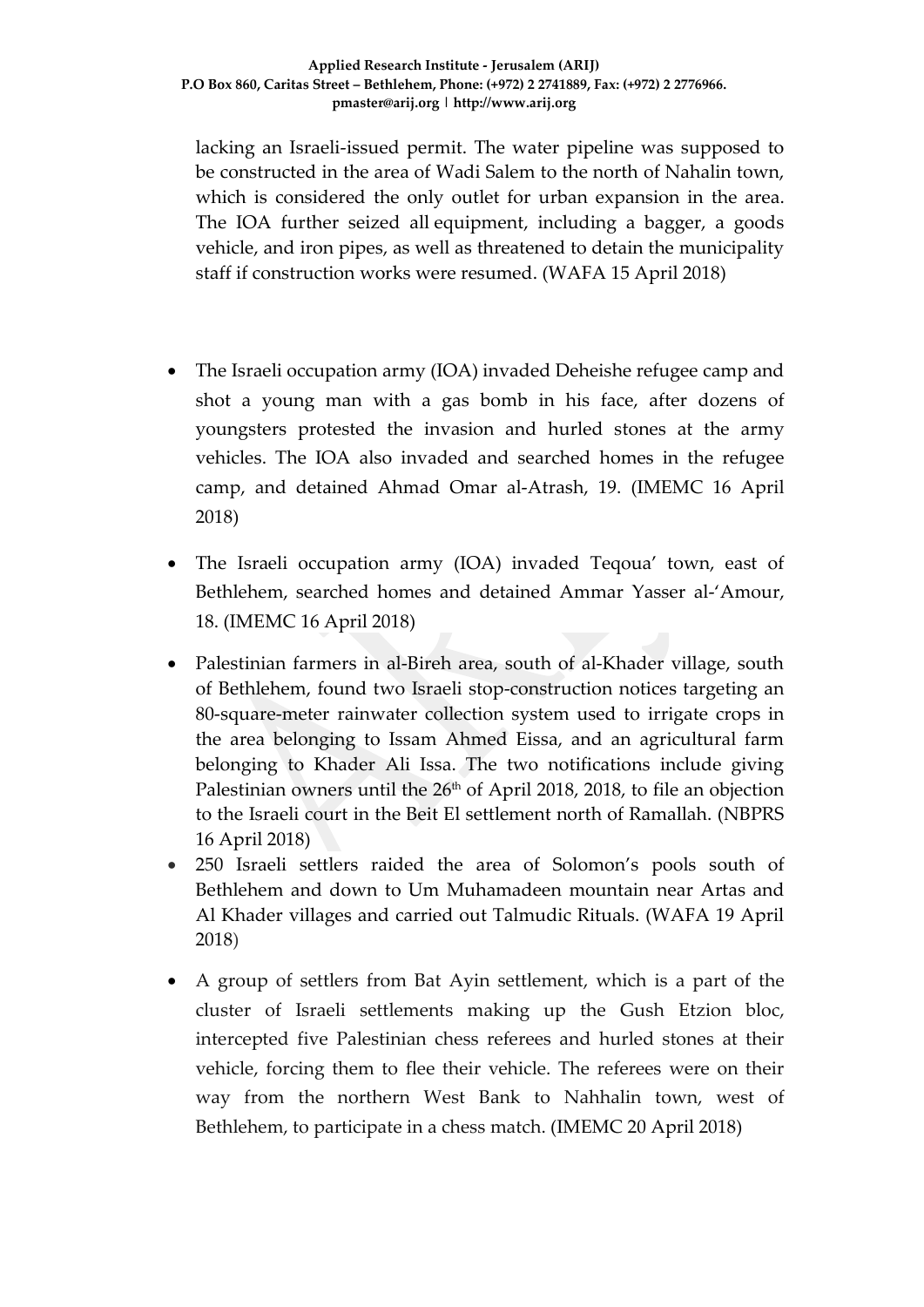lacking an Israeli-issued permit. The water pipeline was supposed to be constructed in the area of Wadi Salem to the north of Nahalin town, which is considered the only outlet for urban expansion in the area. The IOA further seized all equipment, including a bagger, a goods vehicle, and iron pipes, as well as threatened to detain the municipality staff if construction works were resumed. (WAFA 15 April 2018)

- The Israeli occupation army (IOA) invaded Deheishe refugee camp and shot a young man with a gas bomb in his face, after dozens of youngsters protested the invasion and hurled stones at the army vehicles. The IOA also invaded and searched homes in the refugee camp, and detained Ahmad Omar al-Atrash, 19. (IMEMC 16 April 2018)
- The Israeli occupation army (IOA) invaded Teqoua' town, east of Bethlehem, searched homes and detained Ammar Yasser al-'Amour, 18. (IMEMC 16 April 2018)
- Palestinian farmers in al-Bireh area, south of al-Khader village, south of Bethlehem, found two Israeli stop-construction notices targeting an 80-square-meter rainwater collection system used to irrigate crops in the area belonging to Issam Ahmed Eissa, and an agricultural farm belonging to Khader Ali Issa. The two notifications include giving Palestinian owners until the 26th of April 2018, 2018, to file an objection to the Israeli court in the Beit El settlement north of Ramallah. (NBPRS 16 April 2018)
- 250 Israeli settlers raided the area of Solomon's pools south of Bethlehem and down to Um Muhamadeen mountain near Artas and Al Khader villages and carried out Talmudic Rituals. (WAFA 19 April 2018)
- A group of settlers from Bat Ayin settlement, which is a part of the cluster of Israeli settlements making up the Gush Etzion bloc, intercepted five Palestinian chess referees and hurled stones at their vehicle, forcing them to flee their vehicle. The referees were on their way from the northern West Bank to Nahhalin town, west of Bethlehem, to participate in a chess match. (IMEMC 20 April 2018)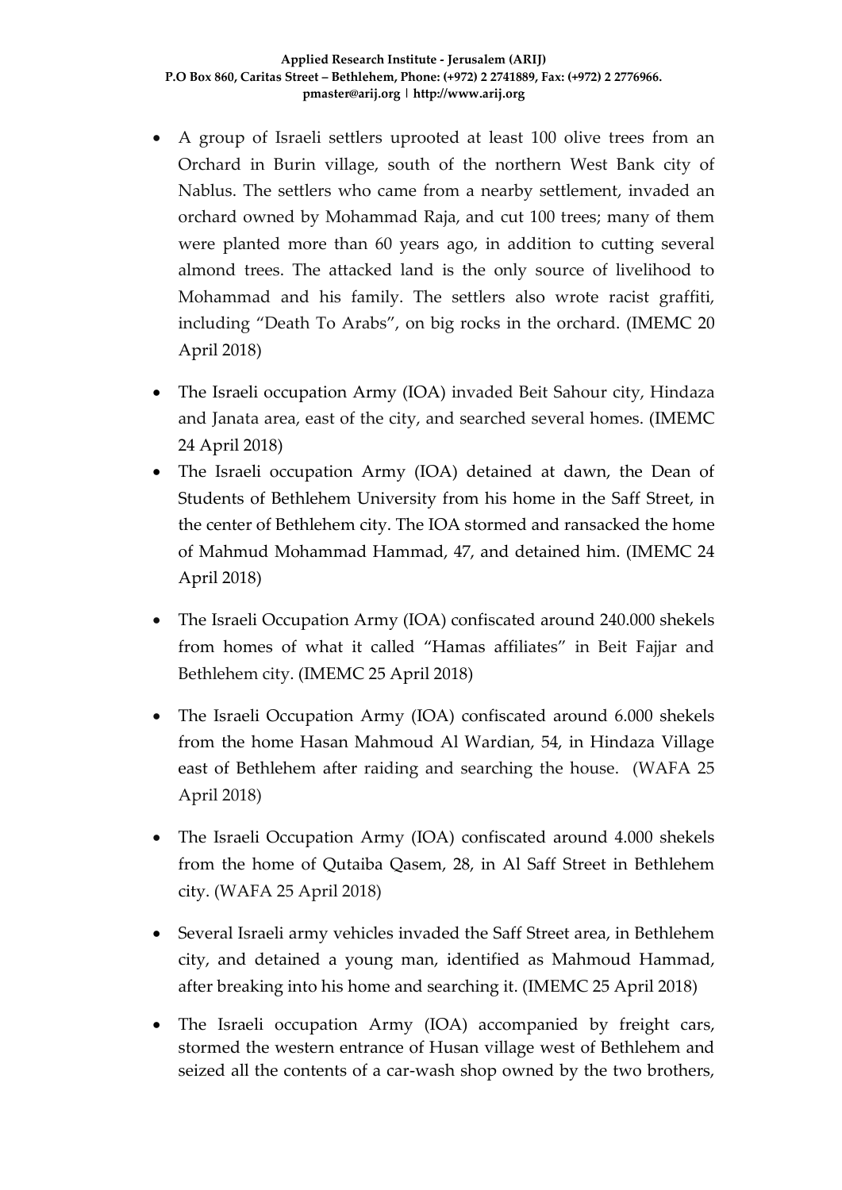- A group of Israeli settlers uprooted at least 100 olive trees from an Orchard in Burin village, south of the northern West Bank city of Nablus. The settlers who came from a nearby settlement, invaded an orchard owned by Mohammad Raja, and cut 100 trees; many of them were planted more than 60 years ago, in addition to cutting several almond trees. The attacked land is the only source of livelihood to Mohammad and his family. The settlers also wrote racist graffiti, including "Death To Arabs", on big rocks in the orchard. (IMEMC 20 April 2018)

- The Israeli occupation Army (IOA) invaded Beit Sahour city, Hindaza and Janata area, east of the city, and searched several homes. (IMEMC 24 April 2018)
- The Israeli occupation Army (IOA) detained at dawn, the Dean of Students of Bethlehem University from his home in the Saff Street, in the center of Bethlehem city. The IOA stormed and ransacked the home of Mahmud Mohammad Hammad, 47, and detained him. (IMEMC 24 April 2018)

- The Israeli Occupation Army (IOA) confiscated around 240.000 shekels from homes of what it called "Hamas affiliates" in Beit Fajjar and Bethlehem city. (IMEMC 25 April 2018)

- The Israeli Occupation Army (IOA) confiscated around 6.000 shekels from the home Hasan Mahmoud Al Wardian, 54, in Hindaza Village east of Bethlehem after raiding and searching the house. (WAFA 25 April 2018)

- The Israeli Occupation Army (IOA) confiscated around 4.000 shekels from the home of Qutaiba Qasem, 28, in Al Saff Street in Bethlehem city. (WAFA 25 April 2018)

- Several Israeli army vehicles invaded the Saff Street area, in Bethlehem city, and detained a young man, identified as Mahmoud Hammad, after breaking into his home and searching it. (IMEMC 25 April 2018)

- The Israeli occupation Army (IOA) accompanied by freight cars, stormed the western entrance of Husan village west of Bethlehem and seized all the contents of a car-wash shop owned by the two brothers,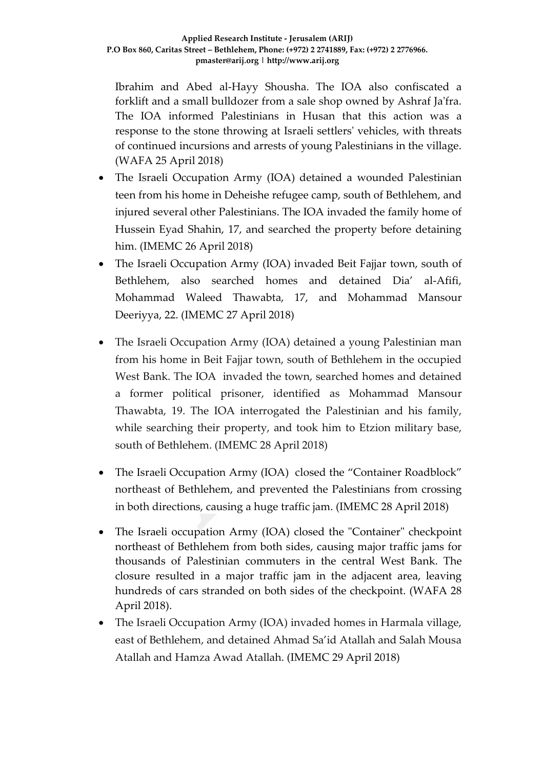Ibrahim and Abed al-Hayy Shousha. The IOA also confiscated a forklift and a small bulldozer from a sale shop owned by Ashraf Ja'fra. The IOA informed Palestinians in Husan that this action was a response to the stone throwing at Israeli settlers' vehicles, with threats of continued incursions and arrests of young Palestinians in the village. (WAFA 25 April 2018)

- The Israeli Occupation Army (IOA) detained a wounded Palestinian teen from his home in Deheishe refugee camp, south of Bethlehem, and injured several other Palestinians. The IOA invaded the family home of Hussein Eyad Shahin, 17, and searched the property before detaining him. (IMEMC 26 April 2018)
- The Israeli Occupation Army (IOA) invaded Beit Fajjar town, south of Bethlehem, also searched homes and detained Dia' al-Afifi, Mohammad Waleed Thawabta, 17, and Mohammad Mansour Deeriyya, 22. (IMEMC 27 April 2018)
- The Israeli Occupation Army (IOA) detained a young Palestinian man from his home in Beit Fajjar town, south of Bethlehem in the occupied West Bank. The IOA invaded the town, searched homes and detained a former political prisoner, identified as Mohammad Mansour Thawabta, 19. The IOA interrogated the Palestinian and his family, while searching their property, and took him to Etzion military base, south of Bethlehem. (IMEMC 28 April 2018)
- The Israeli Occupation Army (IOA) closed the "Container Roadblock" northeast of Bethlehem, and prevented the Palestinians from crossing in both directions, causing a huge traffic jam. (IMEMC 28 April 2018)
- The Israeli occupation Army (IOA) closed the "Container" checkpoint northeast of Bethlehem from both sides, causing major traffic jams for thousands of Palestinian commuters in the central West Bank. The closure resulted in a major traffic jam in the adjacent area, leaving hundreds of cars stranded on both sides of the checkpoint. (WAFA 28 April 2018).
- The Israeli Occupation Army (IOA) invaded homes in Harmala village, east of Bethlehem, and detained Ahmad Sa'id Atallah and Salah Mousa Atallah and Hamza Awad Atallah. (IMEMC 29 April 2018)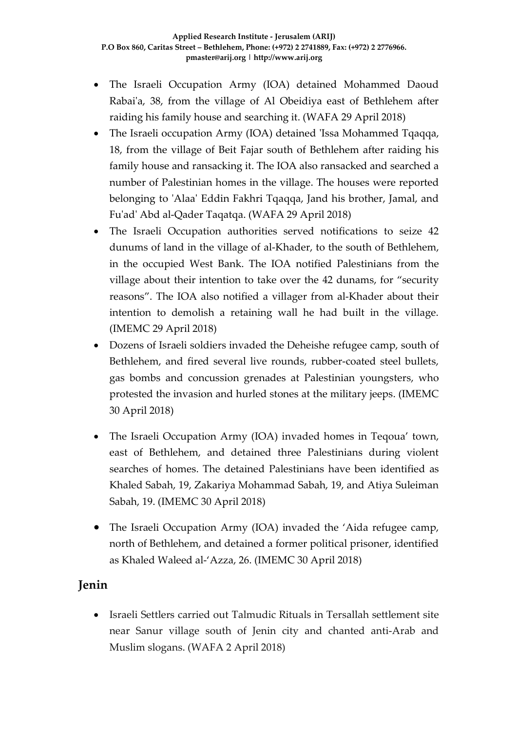- The Israeli Occupation Army (IOA) detained Mohammed Daoud Rabai'a, 38, from the village of Al Obeidiya east of Bethlehem after raiding his family house and searching it. (WAFA 29 April 2018)
- The Israeli occupation Army (IOA) detained 'Issa Mohammed Tqaqqa, 18, from the village of Beit Fajar south of Bethlehem after raiding his family house and ransacking it. The IOA also ransacked and searched a number of Palestinian homes in the village. The houses were reported belonging to 'Alaa' Eddin Fakhri Tqaqqa, Jand his brother, Jamal, and Fu'ad' Abd al-Qader Taqatqa. (WAFA 29 April 2018)
- The Israeli Occupation authorities served notifications to seize 42 dunums of land in the village of al-Khader, to the south of Bethlehem, in the occupied West Bank. The IOA notified Palestinians from the village about their intention to take over the 42 dunams, for "security reasons". The IOA also notified a villager from al-Khader about their intention to demolish a retaining wall he had built in the village. (IMEMC 29 April 2018)
- Dozens of Israeli soldiers invaded the Deheishe refugee camp, south of Bethlehem, and fired several live rounds, rubber-coated steel bullets, gas bombs and concussion grenades at Palestinian youngsters, who protested the invasion and hurled stones at the military jeeps. (IMEMC 30 April 2018)
- The Israeli Occupation Army (IOA) invaded homes in Teqoua' town, east of Bethlehem, and detained three Palestinians during violent searches of homes. The detained Palestinians have been identified as Khaled Sabah, 19, Zakariya Mohammad Sabah, 19, and Atiya Suleiman Sabah, 19. (IMEMC 30 April 2018)
- The Israeli Occupation Army (IOA) invaded the 'Aida refugee camp, north of Bethlehem, and detained a former political prisoner, identified as Khaled Waleed al-'Azza, 26. (IMEMC 30 April 2018)

## Jenin

- Israeli Settlers carried out Talmudic Rituals in Tersallah settlement site near Sanur village south of Jenin city and chanted anti-Arab and Muslim slogans. (WAFA 2 April 2018)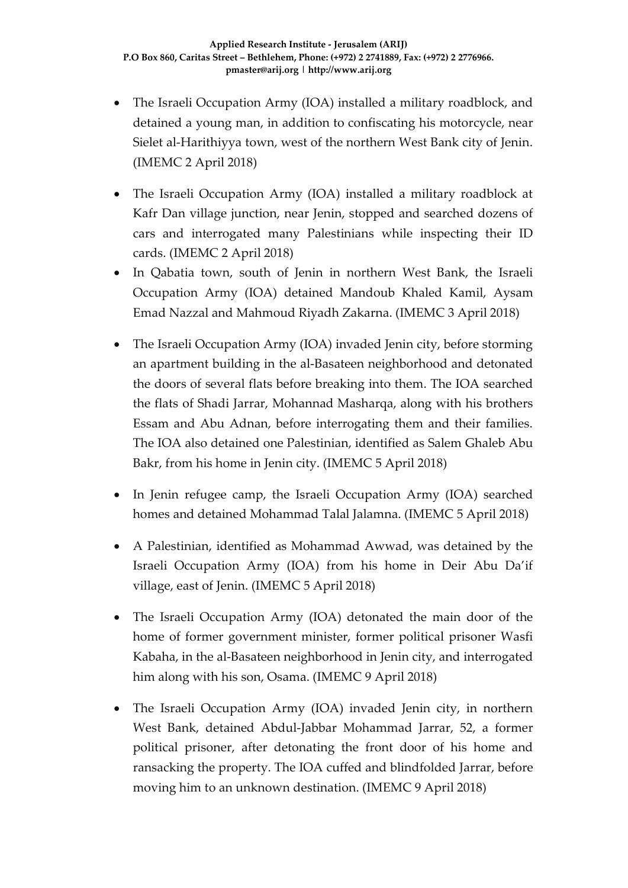- The Israeli Occupation Army (IOA) installed a military roadblock, and detained a young man, in addition to confiscating his motorcycle, near Sielet al-Harithiyya town, west of the northern West Bank city of Jenin. (IMEMC 2 April 2018)
- The Israeli Occupation Army (IOA) installed a military roadblock at Kafr Dan village junction, near Jenin, stopped and searched dozens of cars and interrogated many Palestinians while inspecting their ID cards. (IMEMC 2 April 2018)
- In Qabatia town, south of Jenin in northern West Bank, the Israeli Occupation Army (IOA) detained Mandoub Khaled Kamil, Aysam Emad Nazzal and Mahmoud Riyadh Zakarna. (IMEMC 3 April 2018)
- The Israeli Occupation Army (IOA) invaded Jenin city, before storming an apartment building in the al-Basateen neighborhood and detonated the doors of several flats before breaking into them. The IOA searched the flats of Shadi Jarrar, Mohannad Masharqa, along with his brothers Essam and Abu Adnan, before interrogating them and their families. The IOA also detained one Palestinian, identified as Salem Ghaleb Abu Bakr, from his home in Jenin city. (IMEMC 5 April 2018)
- In Jenin refugee camp, the Israeli Occupation Army (IOA) searched homes and detained Mohammad Talal Jalamna. (IMEMC 5 April 2018)
- A Palestinian, identified as Mohammad Awwad, was detained by the Israeli Occupation Army (IOA) from his home in Deir Abu Da'if village, east of Jenin. (IMEMC 5 April 2018)
- The Israeli Occupation Army (IOA) detonated the main door of the home of former government minister, former political prisoner Wasfi Kabaha, in the al-Basateen neighborhood in Jenin city, and interrogated him along with his son, Osama. (IMEMC 9 April 2018)
- The Israeli Occupation Army (IOA) invaded Jenin city, in northern West Bank, detained Abdul-Jabbar Mohammad Jarrar, 52, a former political prisoner, after detonating the front door of his home and ransacking the property. The IOA cuffed and blindfolded Jarrar, before moving him to an unknown destination. (IMEMC 9 April 2018)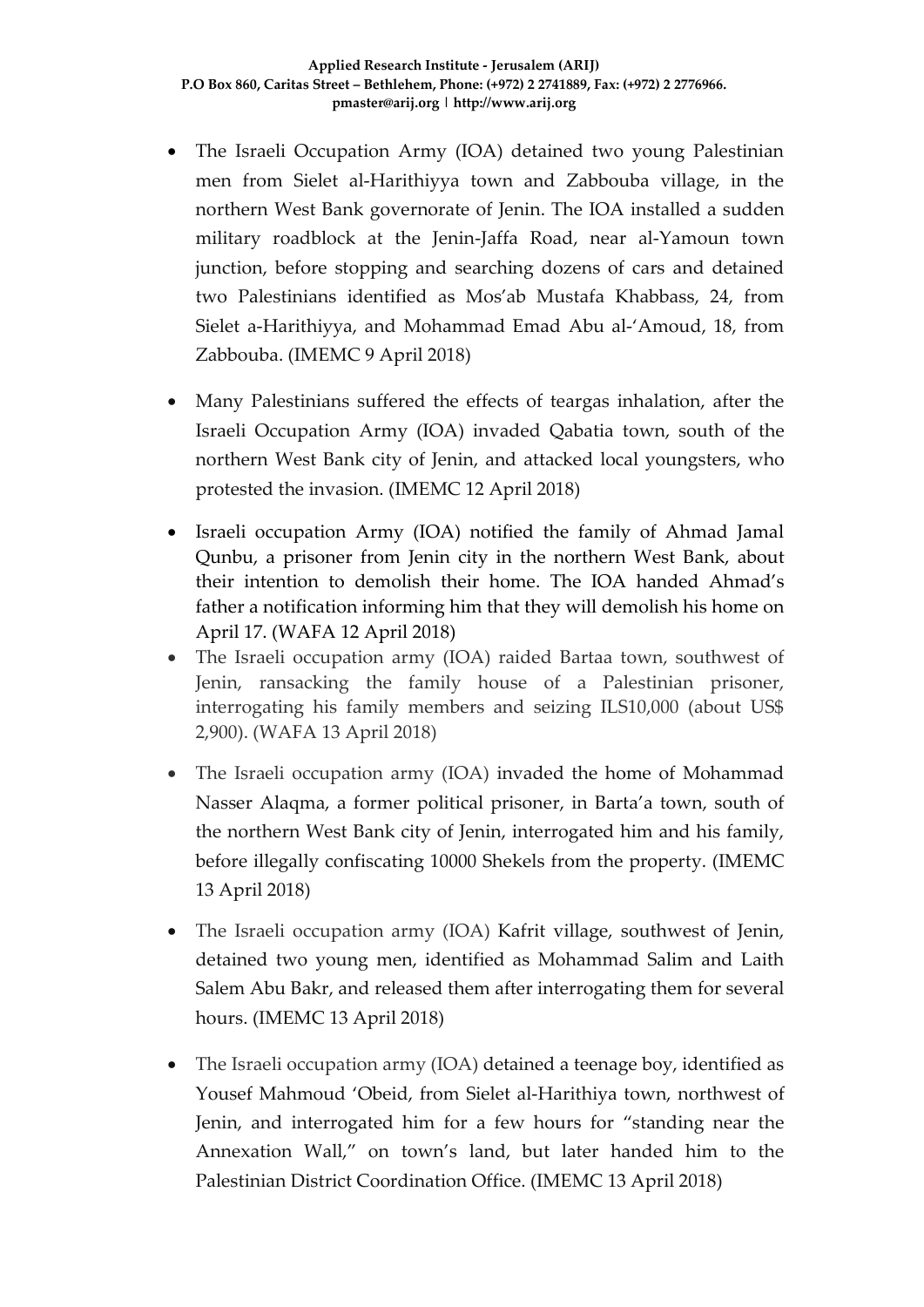- The Israeli Occupation Army (IOA) detained two young Palestinian men from Sielet al-Harithiyya town and Zabbouba village, in the northern West Bank governorate of Jenin. The IOA installed a sudden military roadblock at the Jenin-Jaffa Road, near al-Yamoun town junction, before stopping and searching dozens of cars and detained two Palestinians identified as Mos'ab Mustafa Khabbass, 24, from Sielet a-Harithiyya, and Mohammad Emad Abu al-'Amoud, 18, from Zabbouba. (IMEMC 9 April 2018)

- Many Palestinians suffered the effects of teargas inhalation, after the Israeli Occupation Army (IOA) invaded Qabatia town, south of the northern West Bank city of Jenin, and attacked local youngsters, who protested the invasion. (IMEMC 12 April 2018)

- Israeli occupation Army (IOA) notified the family of Ahmad Jamal Qunbu, a prisoner from Jenin city in the northern West Bank, about their intention to demolish their home. The IOA handed Ahmad's father a notification informing him that they will demolish his home on April 17. (WAFA 12 April 2018)
- The Israeli occupation army (IOA) raided Bartaa town, southwest of Jenin, ransacking the family house of a Palestinian prisoner, interrogating his family members and seizing ILS10,000 (about US$ 2,900). (WAFA 13 April 2018)

- The Israeli occupation army (IOA) invaded the home of Mohammad Nasser Alaqma, a former political prisoner, in Barta'a town, south of the northern West Bank city of Jenin, interrogated him and his family, before illegally confiscating 10000 Shekels from the property. (IMEMC 13 April 2018)

- The Israeli occupation army (IOA) Kafrit village, southwest of Jenin, detained two young men, identified as Mohammad Salim and Laith Salem Abu Bakr, and released them after interrogating them for several hours. (IMEMC 13 April 2018)

- The Israeli occupation army (IOA) detained a teenage boy, identified as Yousef Mahmoud 'Obeid, from Sielet al-Harithiya town, northwest of Jenin, and interrogated him for a few hours for "standing near the Annexation Wall," on town's land, but later handed him to the Palestinian District Coordination Office. (IMEMC 13 April 2018)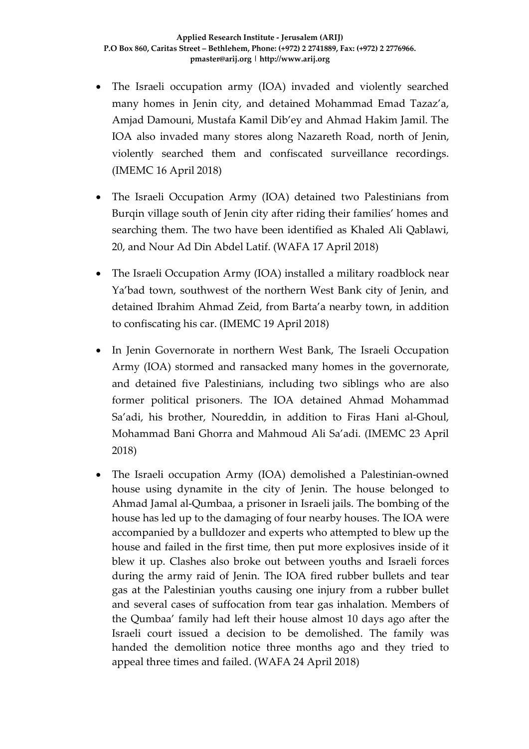- The Israeli occupation army (IOA) invaded and violently searched many homes in Jenin city, and detained Mohammad Emad Tazaz'a, Amjad Damouni, Mustafa Kamil Dib'ey and Ahmad Hakim Jamil. The IOA also invaded many stores along Nazareth Road, north of Jenin, violently searched them and confiscated surveillance recordings. (IMEMC 16 April 2018)

- The Israeli Occupation Army (IOA) detained two Palestinians from Burqin village south of Jenin city after riding their families' homes and searching them. The two have been identified as Khaled Ali Qablawi, 20, and Nour Ad Din Abdel Latif. (WAFA 17 April 2018)

- The Israeli Occupation Army (IOA) installed a military roadblock near Ya'bad town, southwest of the northern West Bank city of Jenin, and detained Ibrahim Ahmad Zeid, from Barta'a nearby town, in addition to confiscating his car. (IMEMC 19 April 2018)

- In Jenin Governorate in northern West Bank, The Israeli Occupation Army (IOA) stormed and ransacked many homes in the governorate, and detained five Palestinians, including two siblings who are also former political prisoners. The IOA detained Ahmad Mohammad Sa'adi, his brother, Noureddin, in addition to Firas Hani al-Ghoul, Mohammad Bani Ghorra and Mahmoud Ali Sa'adi. (IMEMC 23 April 2018)

- The Israeli occupation Army (IOA) demolished a Palestinian-owned house using dynamite in the city of Jenin. The house belonged to Ahmad Jamal al-Qumbaa, a prisoner in Israeli jails. The bombing of the house has led up to the damaging of four nearby houses. The IOA were accompanied by a bulldozer and experts who attempted to blew up the house and failed in the first time, then put more explosives inside of it blew it up. Clashes also broke out between youths and Israeli forces during the army raid of Jenin. The IOA fired rubber bullets and tear gas at the Palestinian youths causing one injury from a rubber bullet and several cases of suffocation from tear gas inhalation. Members of the Qumbaa' family had left their house almost 10 days ago after the Israeli court issued a decision to be demolished. The family was handed the demolition notice three months ago and they tried to appeal three times and failed. (WAFA 24 April 2018)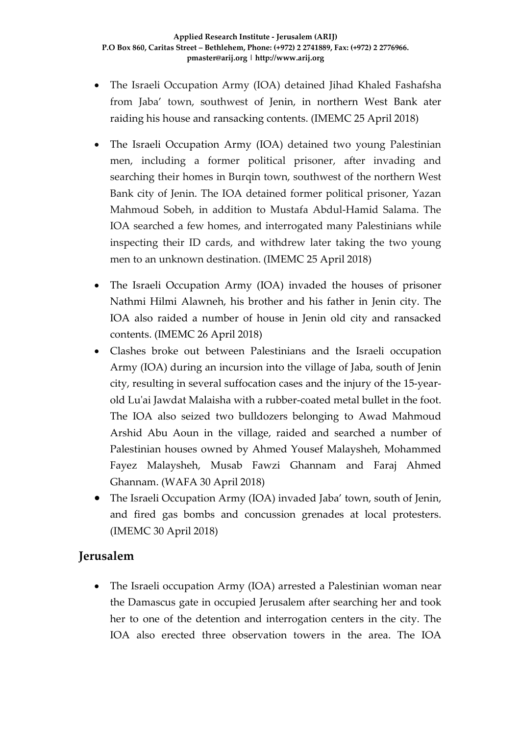- The Israeli Occupation Army (IOA) detained Jihad Khaled Fashafsha from Jaba' town, southwest of Jenin, in northern West Bank ater raiding his house and ransacking contents. (IMEMC 25 April 2018)

- The Israeli Occupation Army (IOA) detained two young Palestinian men, including a former political prisoner, after invading and searching their homes in Burqin town, southwest of the northern West Bank city of Jenin. The IOA detained former political prisoner, Yazan Mahmoud Sobeh, in addition to Mustafa Abdul-Hamid Salama. The IOA searched a few homes, and interrogated many Palestinians while inspecting their ID cards, and withdrew later taking the two young men to an unknown destination. (IMEMC 25 April 2018)

- The Israeli Occupation Army (IOA) invaded the houses of prisoner Nathmi Hilmi Alawneh, his brother and his father in Jenin city. The IOA also raided a number of house in Jenin old city and ransacked contents. (IMEMC 26 April 2018)
- Clashes broke out between Palestinians and the Israeli occupation Army (IOA) during an incursion into the village of Jaba, south of Jenin city, resulting in several suffocation cases and the injury of the 15-year-old Lu'ai Jawdat Malaisha with a rubber-coated metal bullet in the foot. The IOA also seized two bulldozers belonging to Awad Mahmoud Arshid Abu Aoun in the village, raided and searched a number of Palestinian houses owned by Ahmed Yousef Malaysheh, Mohammed Fayez Malaysheh, Musab Fawzi Ghannam and Faraj Ahmed Ghannam. (WAFA 30 April 2018)
- The Israeli Occupation Army (IOA) invaded Jaba' town, south of Jenin, and fired gas bombs and concussion grenades at local protesters. (IMEMC 30 April 2018)

## Jerusalem

- The Israeli occupation Army (IOA) arrested a Palestinian woman near the Damascus gate in occupied Jerusalem after searching her and took her to one of the detention and interrogation centers in the city. The IOA also erected three observation towers in the area. The IOA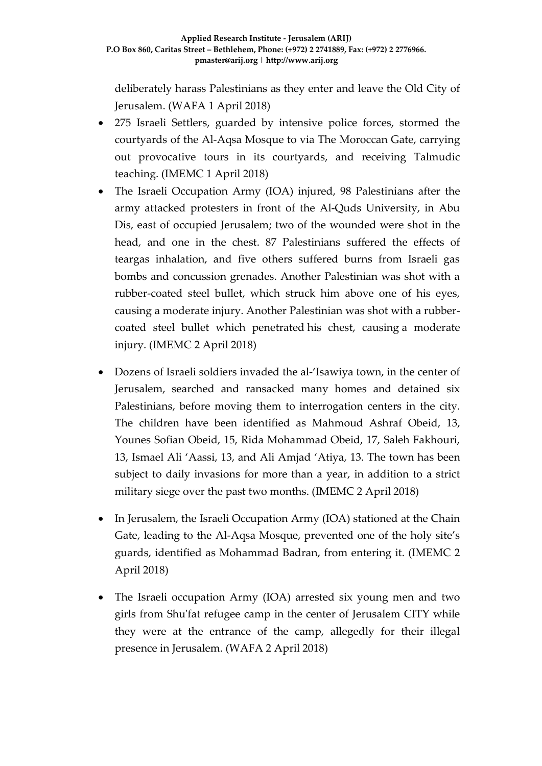deliberately harass Palestinians as they enter and leave the Old City of Jerusalem. (WAFA 1 April 2018)

- 275 Israeli Settlers, guarded by intensive police forces, stormed the courtyards of the Al-Aqsa Mosque to via The Moroccan Gate, carrying out provocative tours in its courtyards, and receiving Talmudic teaching. (IMEMC 1 April 2018)
- The Israeli Occupation Army (IOA) injured, 98 Palestinians after the army attacked protesters in front of the Al-Quds University, in Abu Dis, east of occupied Jerusalem; two of the wounded were shot in the head, and one in the chest. 87 Palestinians suffered the effects of teargas inhalation, and five others suffered burns from Israeli gas bombs and concussion grenades. Another Palestinian was shot with a rubber-coated steel bullet, which struck him above one of his eyes, causing a moderate injury. Another Palestinian was shot with a rubber-coated steel bullet which penetrated his chest, causing a moderate injury. (IMEMC 2 April 2018)
- Dozens of Israeli soldiers invaded the al-'Isawiya town, in the center of Jerusalem, searched and ransacked many homes and detained six Palestinians, before moving them to interrogation centers in the city. The children have been identified as Mahmoud Ashraf Obeid, 13, Younes Sofian Obeid, 15, Rida Mohammad Obeid, 17, Saleh Fakhouri, 13, Ismael Ali 'Aassi, 13, and Ali Amjad 'Atiya, 13. The town has been subject to daily invasions for more than a year, in addition to a strict military siege over the past two months. (IMEMC 2 April 2018)
- In Jerusalem, the Israeli Occupation Army (IOA) stationed at the Chain Gate, leading to the Al-Aqsa Mosque, prevented one of the holy site's guards, identified as Mohammad Badran, from entering it. (IMEMC 2 April 2018)
- The Israeli occupation Army (IOA) arrested six young men and two girls from Shu'fat refugee camp in the center of Jerusalem CITY while they were at the entrance of the camp, allegedly for their illegal presence in Jerusalem. (WAFA 2 April 2018)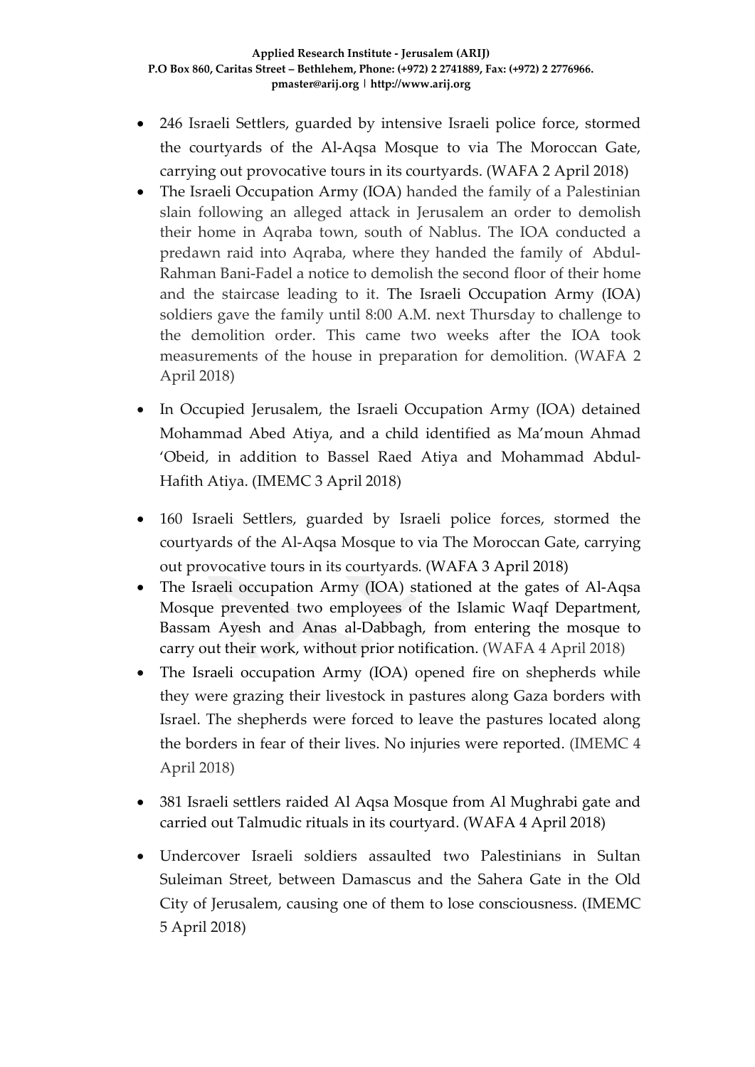- 246 Israeli Settlers, guarded by intensive Israeli police force, stormed the courtyards of the Al-Aqsa Mosque to via The Moroccan Gate, carrying out provocative tours in its courtyards. (WAFA 2 April 2018)
- The Israeli Occupation Army (IOA) handed the family of a Palestinian slain following an alleged attack in Jerusalem an order to demolish their home in Aqraba town, south of Nablus. The IOA conducted a predawn raid into Aqraba, where they handed the family of Abdul-Rahman Bani-Fadel a notice to demolish the second floor of their home and the staircase leading to it. The Israeli Occupation Army (IOA) soldiers gave the family until 8:00 A.M. next Thursday to challenge to the demolition order. This came two weeks after the IOA took measurements of the house in preparation for demolition. (WAFA 2 April 2018)
- In Occupied Jerusalem, the Israeli Occupation Army (IOA) detained Mohammad Abed Atiya, and a child identified as Ma'moun Ahmad 'Obeid, in addition to Bassel Raed Atiya and Mohammad Abdul-Hafith Atiya. (IMEMC 3 April 2018)
- 160 Israeli Settlers, guarded by Israeli police forces, stormed the courtyards of the Al-Aqsa Mosque to via The Moroccan Gate, carrying out provocative tours in its courtyards. (WAFA 3 April 2018)
- The Israeli occupation Army (IOA) stationed at the gates of Al-Aqsa Mosque prevented two employees of the Islamic Waqf Department, Bassam Ayesh and Anas al-Dabbagh, from entering the mosque to carry out their work, without prior notification. (WAFA 4 April 2018)
- The Israeli occupation Army (IOA) opened fire on shepherds while they were grazing their livestock in pastures along Gaza borders with Israel. The shepherds were forced to leave the pastures located along the borders in fear of their lives. No injuries were reported. (IMEMC 4 April 2018)
- 381 Israeli settlers raided Al Aqsa Mosque from Al Mughrabi gate and carried out Talmudic rituals in its courtyard. (WAFA 4 April 2018)
- Undercover Israeli soldiers assaulted two Palestinians in Sultan Suleiman Street, between Damascus and the Sahera Gate in the Old City of Jerusalem, causing one of them to lose consciousness. (IMEMC 5 April 2018)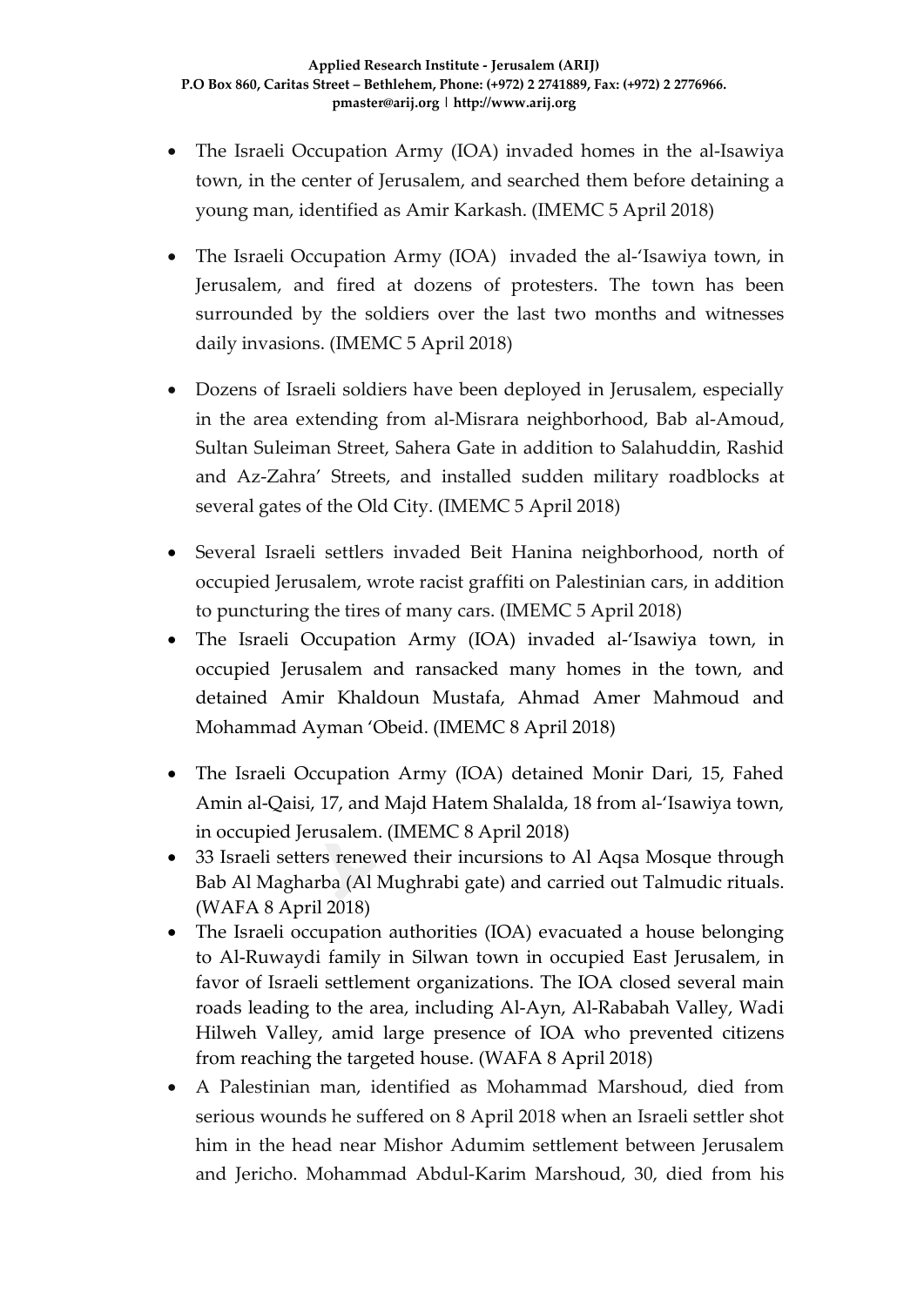- The Israeli Occupation Army (IOA) invaded homes in the al-Isawiya town, in the center of Jerusalem, and searched them before detaining a young man, identified as Amir Karkash. (IMEMC 5 April 2018)

- The Israeli Occupation Army (IOA) invaded the al-'Isawiya town, in Jerusalem, and fired at dozens of protesters. The town has been surrounded by the soldiers over the last two months and witnesses daily invasions. (IMEMC 5 April 2018)

- Dozens of Israeli soldiers have been deployed in Jerusalem, especially in the area extending from al-Misrara neighborhood, Bab al-Amoud, Sultan Suleiman Street, Sahera Gate in addition to Salahuddin, Rashid and Az-Zahra' Streets, and installed sudden military roadblocks at several gates of the Old City. (IMEMC 5 April 2018)

- Several Israeli settlers invaded Beit Hanina neighborhood, north of occupied Jerusalem, wrote racist graffiti on Palestinian cars, in addition to puncturing the tires of many cars. (IMEMC 5 April 2018)
- The Israeli Occupation Army (IOA) invaded al-'Isawiya town, in occupied Jerusalem and ransacked many homes in the town, and detained Amir Khaldoun Mustafa, Ahmad Amer Mahmoud and Mohammad Ayman 'Obeid. (IMEMC 8 April 2018)

- The Israeli Occupation Army (IOA) detained Monir Dari, 15, Fahed Amin al-Qaisi, 17, and Majd Hatem Shalalda, 18 from al-'Isawiya town, in occupied Jerusalem. (IMEMC 8 April 2018)
- 33 Israeli setters renewed their incursions to Al Aqsa Mosque through Bab Al Magharba (Al Mughrabi gate) and carried out Talmudic rituals. (WAFA 8 April 2018)
- The Israeli occupation authorities (IOA) evacuated a house belonging to Al-Ruwaydi family in Silwan town in occupied East Jerusalem, in favor of Israeli settlement organizations. The IOA closed several main roads leading to the area, including Al-Ayn, Al-Rababah Valley, Wadi Hilweh Valley, amid large presence of IOA who prevented citizens from reaching the targeted house. (WAFA 8 April 2018)
- A Palestinian man, identified as Mohammad Marshoud, died from serious wounds he suffered on 8 April 2018 when an Israeli settler shot him in the head near Mishor Adumim settlement between Jerusalem and Jericho. Mohammad Abdul-Karim Marshoud, 30, died from his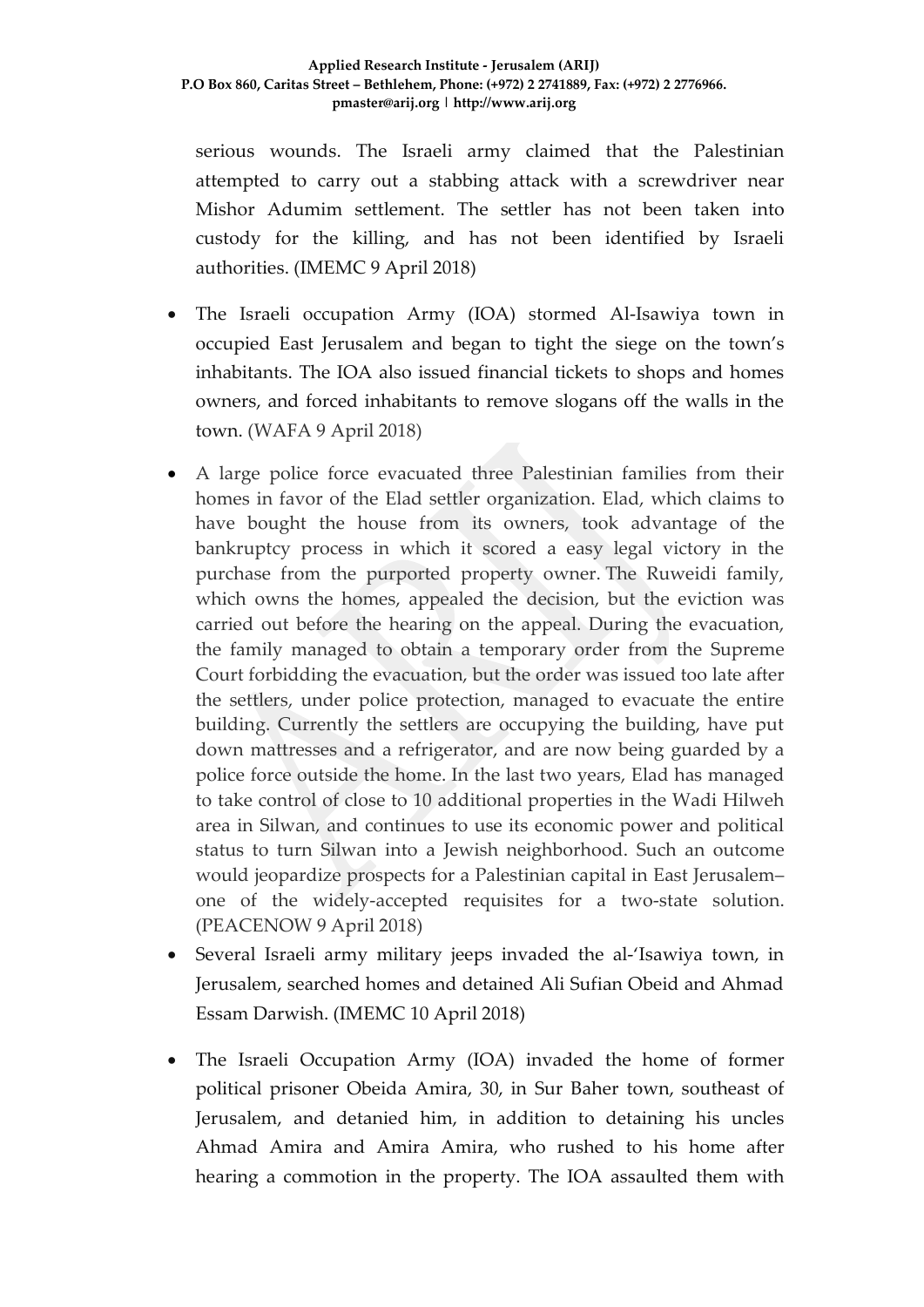serious wounds. The Israeli army claimed that the Palestinian attempted to carry out a stabbing attack with a screwdriver near Mishor Adumim settlement. The settler has not been taken into custody for the killing, and has not been identified by Israeli authorities. (IMEMC 9 April 2018)

- The Israeli occupation Army (IOA) stormed Al-Isawiya town in occupied East Jerusalem and began to tight the siege on the town's inhabitants. The IOA also issued financial tickets to shops and homes owners, and forced inhabitants to remove slogans off the walls in the town. (WAFA 9 April 2018)
- A large police force evacuated three Palestinian families from their homes in favor of the Elad settler organization. Elad, which claims to have bought the house from its owners, took advantage of the bankruptcy process in which it scored a easy legal victory in the purchase from the purported property owner. The Ruweidi family, which owns the homes, appealed the decision, but the eviction was carried out before the hearing on the appeal. During the evacuation, the family managed to obtain a temporary order from the Supreme Court forbidding the evacuation, but the order was issued too late after the settlers, under police protection, managed to evacuate the entire building. Currently the settlers are occupying the building, have put down mattresses and a refrigerator, and are now being guarded by a police force outside the home. In the last two years, Elad has managed to take control of close to 10 additional properties in the Wadi Hilweh area in Silwan, and continues to use its economic power and political status to turn Silwan into a Jewish neighborhood. Such an outcome would jeopardize prospects for a Palestinian capital in East Jerusalem– one of the widely-accepted requisites for a two-state solution. (PEACENOW 9 April 2018)
- Several Israeli army military jeeps invaded the al-'Isawiya town, in Jerusalem, searched homes and detained Ali Sufian Obeid and Ahmad Essam Darwish. (IMEMC 10 April 2018)
- The Israeli Occupation Army (IOA) invaded the home of former political prisoner Obeida Amira, 30, in Sur Baher town, southeast of Jerusalem, and detanied him, in addition to detaining his uncles Ahmad Amira and Amira Amira, who rushed to his home after hearing a commotion in the property. The IOA assaulted them with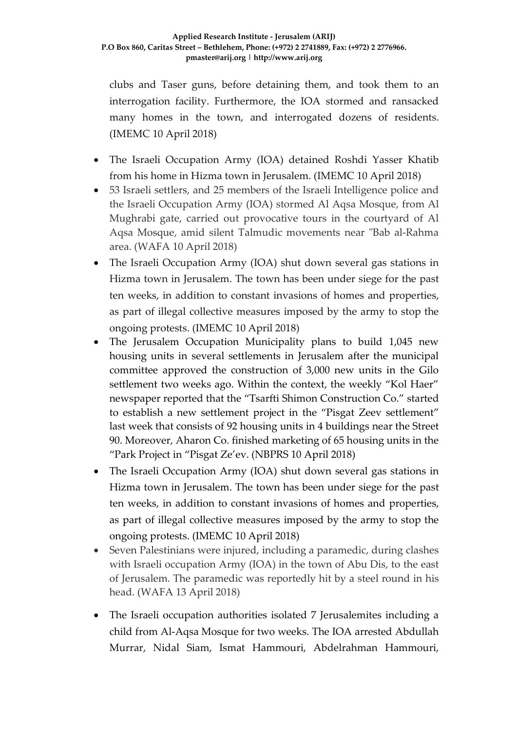clubs and Taser guns, before detaining them, and took them to an interrogation facility. Furthermore, the IOA stormed and ransacked many homes in the town, and interrogated dozens of residents. (IMEMC 10 April 2018)

- The Israeli Occupation Army (IOA) detained Roshdi Yasser Khatib from his home in Hizma town in Jerusalem. (IMEMC 10 April 2018)
- 53 Israeli settlers, and 25 members of the Israeli Intelligence police and the Israeli Occupation Army (IOA) stormed Al Aqsa Mosque, from Al Mughrabi gate, carried out provocative tours in the courtyard of Al Aqsa Mosque, amid silent Talmudic movements near "Bab al-Rahma area. (WAFA 10 April 2018)
- The Israeli Occupation Army (IOA) shut down several gas stations in Hizma town in Jerusalem. The town has been under siege for the past ten weeks, in addition to constant invasions of homes and properties, as part of illegal collective measures imposed by the army to stop the ongoing protests. (IMEMC 10 April 2018)
- The Jerusalem Occupation Municipality plans to build 1,045 new housing units in several settlements in Jerusalem after the municipal committee approved the construction of 3,000 new units in the Gilo settlement two weeks ago. Within the context, the weekly "Kol Haer" newspaper reported that the "Tsarfti Shimon Construction Co." started to establish a new settlement project in the "Pisgat Zeev settlement" last week that consists of 92 housing units in 4 buildings near the Street 90. Moreover, Aharon Co. finished marketing of 65 housing units in the "Park Project in "Pisgat Ze'ev. (NBPRS 10 April 2018)
- The Israeli Occupation Army (IOA) shut down several gas stations in Hizma town in Jerusalem. The town has been under siege for the past ten weeks, in addition to constant invasions of homes and properties, as part of illegal collective measures imposed by the army to stop the ongoing protests. (IMEMC 10 April 2018)
- Seven Palestinians were injured, including a paramedic, during clashes with Israeli occupation Army (IOA) in the town of Abu Dis, to the east of Jerusalem. The paramedic was reportedly hit by a steel round in his head. (WAFA 13 April 2018)
- The Israeli occupation authorities isolated 7 Jerusalemites including a child from Al-Aqsa Mosque for two weeks. The IOA arrested Abdullah Murrar, Nidal Siam, Ismat Hammouri, Abdelrahman Hammouri,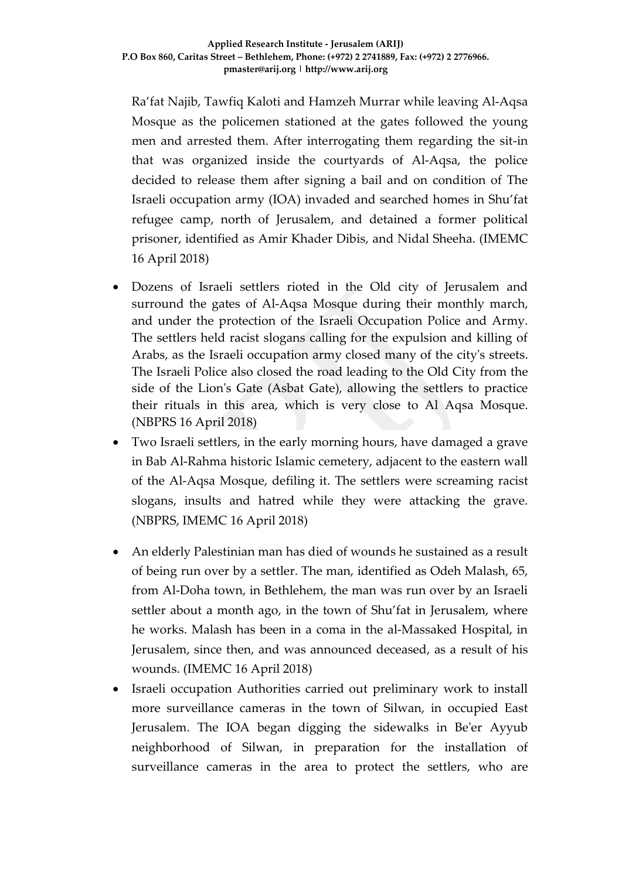Ra'fat Najib, Tawfiq Kaloti and Hamzeh Murrar while leaving Al-Aqsa Mosque as the policemen stationed at the gates followed the young men and arrested them. After interrogating them regarding the sit-in that was organized inside the courtyards of Al-Aqsa, the police decided to release them after signing a bail and on condition of The Israeli occupation army (IOA) invaded and searched homes in Shu'fat refugee camp, north of Jerusalem, and detained a former political prisoner, identified as Amir Khader Dibis, and Nidal Sheeha. (IMEMC 16 April 2018)

- Dozens of Israeli settlers rioted in the Old city of Jerusalem and surround the gates of Al-Aqsa Mosque during their monthly march, and under the protection of the Israeli Occupation Police and Army. The settlers held racist slogans calling for the expulsion and killing of Arabs, as the Israeli occupation army closed many of the city's streets. The Israeli Police also closed the road leading to the Old City from the side of the Lion's Gate (Asbat Gate), allowing the settlers to practice their rituals in this area, which is very close to Al Aqsa Mosque. (NBPRS 16 April 2018)
- Two Israeli settlers, in the early morning hours, have damaged a grave in Bab Al-Rahma historic Islamic cemetery, adjacent to the eastern wall of the Al-Aqsa Mosque, defiling it. The settlers were screaming racist slogans, insults and hatred while they were attacking the grave. (NBPRS, IMEMC 16 April 2018)
- An elderly Palestinian man has died of wounds he sustained as a result of being run over by a settler. The man, identified as Odeh Malash, 65, from Al-Doha town, in Bethlehem, the man was run over by an Israeli settler about a month ago, in the town of Shu'fat in Jerusalem, where he works. Malash has been in a coma in the al-Massaked Hospital, in Jerusalem, since then, and was announced deceased, as a result of his wounds. (IMEMC 16 April 2018)
- Israeli occupation Authorities carried out preliminary work to install more surveillance cameras in the town of Silwan, in occupied East Jerusalem. The IOA began digging the sidewalks in Be'er Ayyub neighborhood of Silwan, in preparation for the installation of surveillance cameras in the area to protect the settlers, who are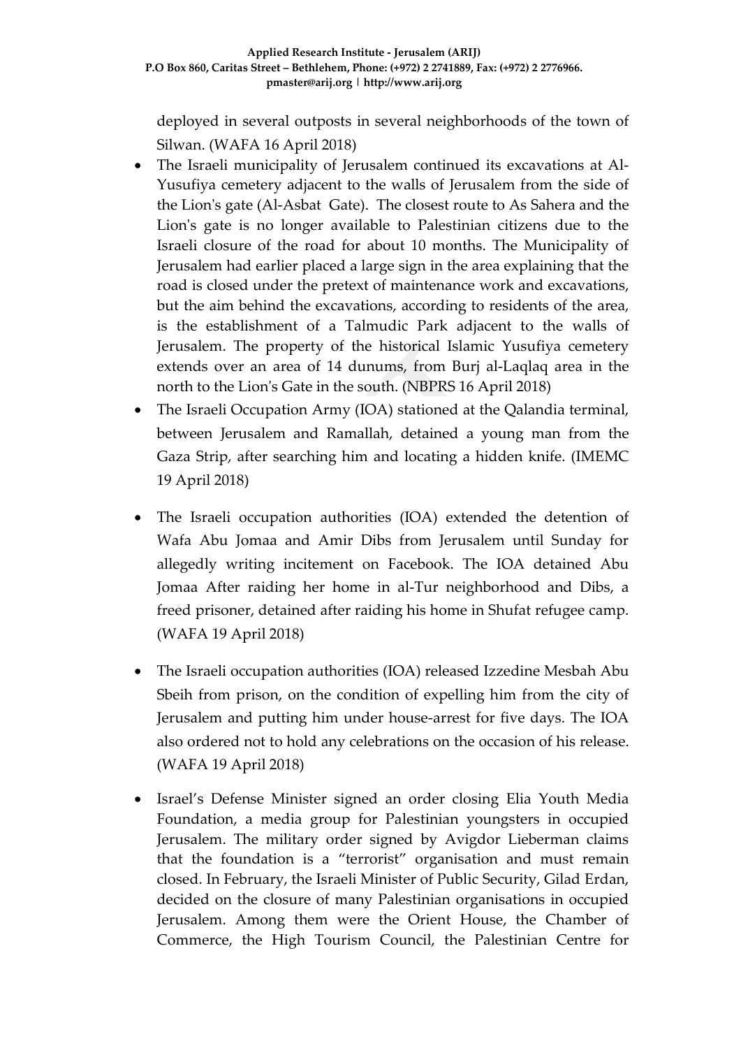deployed in several outposts in several neighborhoods of the town of Silwan. (WAFA 16 April 2018)

- The Israeli municipality of Jerusalem continued its excavations at Al-Yusufiya cemetery adjacent to the walls of Jerusalem from the side of the Lion's gate (Al-Asbat Gate). The closest route to As Sahera and the Lion's gate is no longer available to Palestinian citizens due to the Israeli closure of the road for about 10 months. The Municipality of Jerusalem had earlier placed a large sign in the area explaining that the road is closed under the pretext of maintenance work and excavations, but the aim behind the excavations, according to residents of the area, is the establishment of a Talmudic Park adjacent to the walls of Jerusalem. The property of the historical Islamic Yusufiya cemetery extends over an area of 14 dunums, from Burj al-Laqlaq area in the north to the Lion's Gate in the south. (NBPRS 16 April 2018)
- The Israeli Occupation Army (IOA) stationed at the Qalandia terminal, between Jerusalem and Ramallah, detained a young man from the Gaza Strip, after searching him and locating a hidden knife. (IMEMC 19 April 2018)
- The Israeli occupation authorities (IOA) extended the detention of Wafa Abu Jomaa and Amir Dibs from Jerusalem until Sunday for allegedly writing incitement on Facebook. The IOA detained Abu Jomaa After raiding her home in al-Tur neighborhood and Dibs, a freed prisoner, detained after raiding his home in Shufat refugee camp. (WAFA 19 April 2018)
- The Israeli occupation authorities (IOA) released Izzedine Mesbah Abu Sbeih from prison, on the condition of expelling him from the city of Jerusalem and putting him under house-arrest for five days. The IOA also ordered not to hold any celebrations on the occasion of his release. (WAFA 19 April 2018)
- Israel's Defense Minister signed an order closing Elia Youth Media Foundation, a media group for Palestinian youngsters in occupied Jerusalem. The military order signed by Avigdor Lieberman claims that the foundation is a "terrorist" organisation and must remain closed. In February, the Israeli Minister of Public Security, Gilad Erdan, decided on the closure of many Palestinian organisations in occupied Jerusalem. Among them were the Orient House, the Chamber of Commerce, the High Tourism Council, the Palestinian Centre for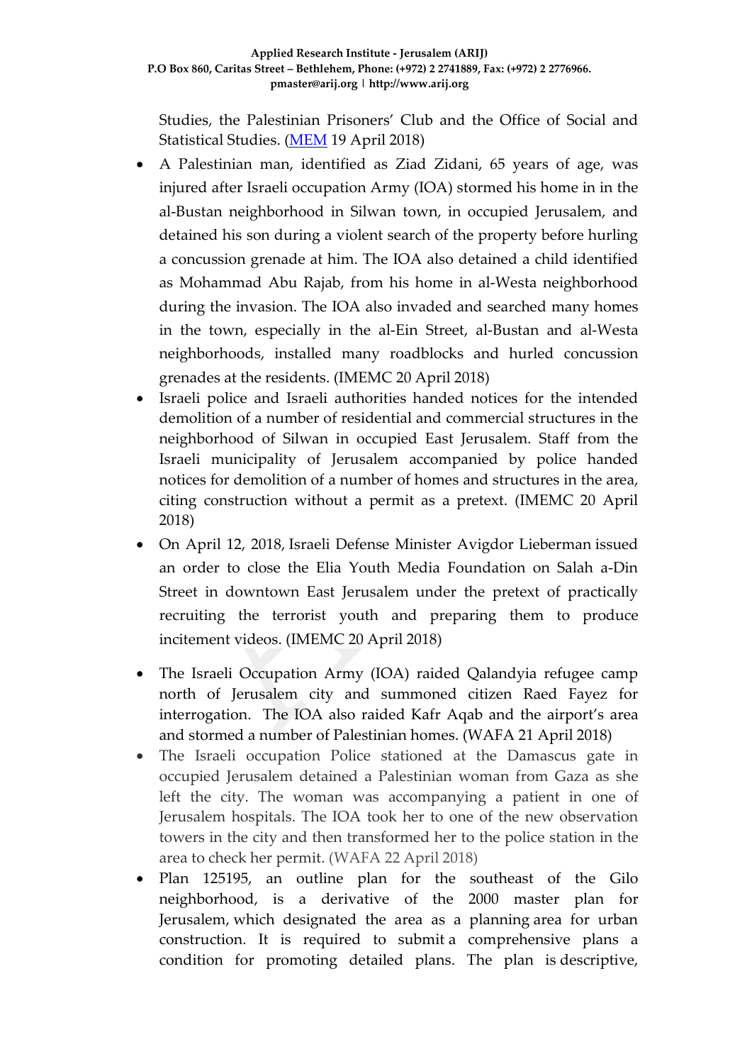Studies, the Palestinian Prisoners' Club and the Office of Social and Statistical Studies. (MEM 19 April 2018)

- A Palestinian man, identified as Ziad Zidani, 65 years of age, was injured after Israeli occupation Army (IOA) stormed his home in in the al-Bustan neighborhood in Silwan town, in occupied Jerusalem, and detained his son during a violent search of the property before hurling a concussion grenade at him. The IOA also detained a child identified as Mohammad Abu Rajab, from his home in al-Westa neighborhood during the invasion. The IOA also invaded and searched many homes in the town, especially in the al-Ein Street, al-Bustan and al-Westa neighborhoods, installed many roadblocks and hurled concussion grenades at the residents. (IMEMC 20 April 2018)
- Israeli police and Israeli authorities handed notices for the intended demolition of a number of residential and commercial structures in the neighborhood of Silwan in occupied East Jerusalem. Staff from the Israeli municipality of Jerusalem accompanied by police handed notices for demolition of a number of homes and structures in the area, citing construction without a permit as a pretext. (IMEMC 20 April 2018)
- On April 12, 2018, Israeli Defense Minister Avigdor Lieberman issued an order to close the Elia Youth Media Foundation on Salah a-Din Street in downtown East Jerusalem under the pretext of practically recruiting the terrorist youth and preparing them to produce incitement videos. (IMEMC 20 April 2018)
- The Israeli Occupation Army (IOA) raided Qalandyia refugee camp north of Jerusalem city and summoned citizen Raed Fayez for interrogation. The IOA also raided Kafr Aqab and the airport's area and stormed a number of Palestinian homes. (WAFA 21 April 2018)
- The Israeli occupation Police stationed at the Damascus gate in occupied Jerusalem detained a Palestinian woman from Gaza as she left the city. The woman was accompanying a patient in one of Jerusalem hospitals. The IOA took her to one of the new observation towers in the city and then transformed her to the police station in the area to check her permit. (WAFA 22 April 2018)
- Plan 125195, an outline plan for the southeast of the Gilo neighborhood, is a derivative of the 2000 master plan for Jerusalem, which designated the area as a planning area for urban construction. It is required to submit a comprehensive plans a condition for promoting detailed plans. The plan is descriptive,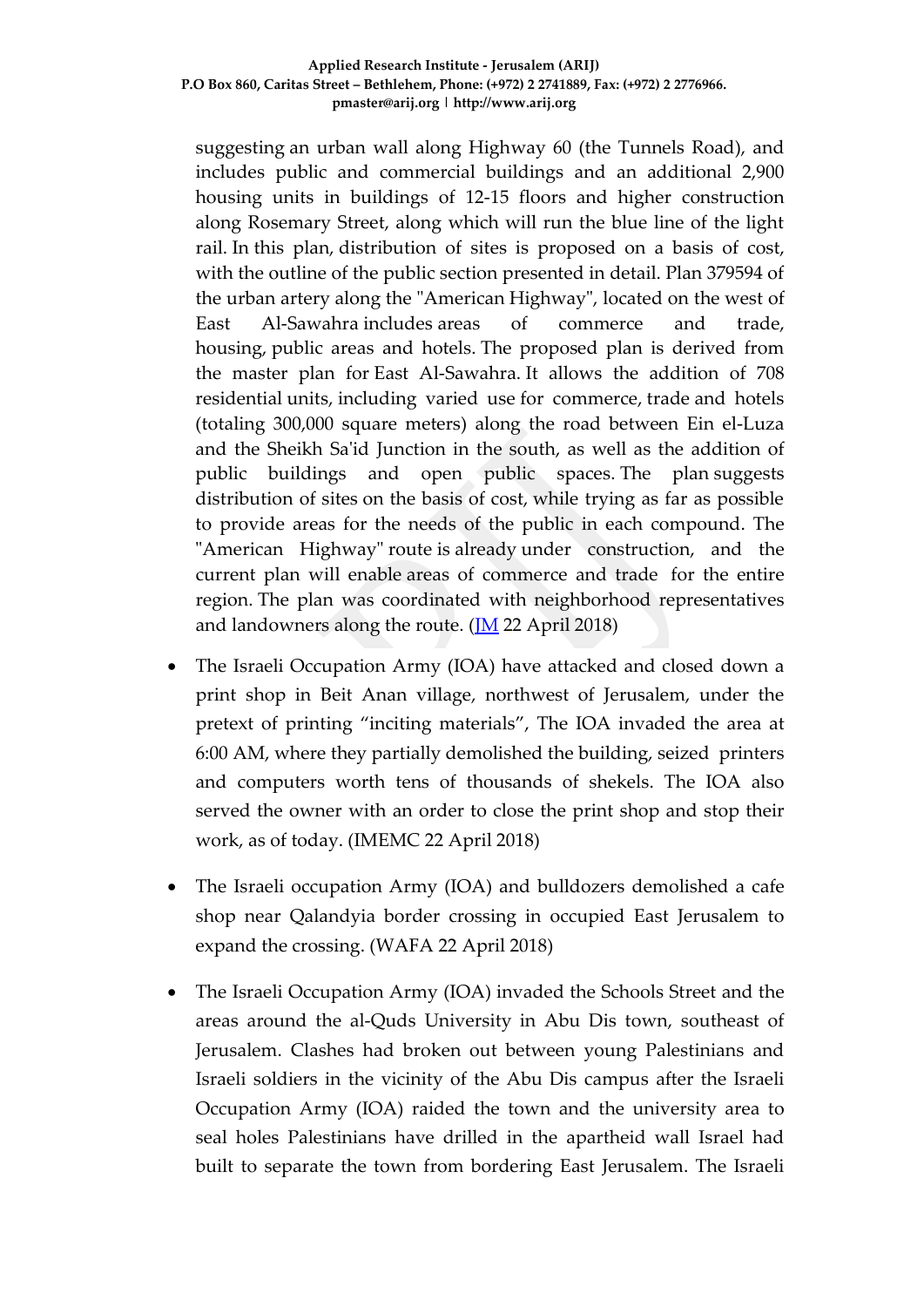suggesting an urban wall along Highway 60 (the Tunnels Road), and includes public and commercial buildings and an additional 2,900 housing units in buildings of 12-15 floors and higher construction along Rosemary Street, along which will run the blue line of the light rail. In this plan, distribution of sites is proposed on a basis of cost, with the outline of the public section presented in detail. Plan 379594 of the urban artery along the "American Highway", located on the west of East Al-Sawahra includes areas of commerce and trade, housing, public areas and hotels. The proposed plan is derived from the master plan for East Al-Sawahra. It allows the addition of 708 residential units, including varied use for commerce, trade and hotels (totaling 300,000 square meters) along the road between Ein el-Luza and the Sheikh Sa'id Junction in the south, as well as the addition of public buildings and open public spaces. The plan suggests distribution of sites on the basis of cost, while trying as far as possible to provide areas for the needs of the public in each compound. The "American Highway" route is already under construction, and the current plan will enable areas of commerce and trade for the entire region. The plan was coordinated with neighborhood representatives and landowners along the route. (JM 22 April 2018)

- The Israeli Occupation Army (IOA) have attacked and closed down a print shop in Beit Anan village, northwest of Jerusalem, under the pretext of printing “inciting materials”, The IOA invaded the area at 6:00 AM, where they partially demolished the building, seized printers and computers worth tens of thousands of shekels. The IOA also served the owner with an order to close the print shop and stop their work, as of today. (IMEMC 22 April 2018)

- The Israeli occupation Army (IOA) and bulldozers demolished a cafe shop near Qalandyia border crossing in occupied East Jerusalem to expand the crossing. (WAFA 22 April 2018)

- The Israeli Occupation Army (IOA) invaded the Schools Street and the areas around the al-Quds University in Abu Dis town, southeast of Jerusalem. Clashes had broken out between young Palestinians and Israeli soldiers in the vicinity of the Abu Dis campus after the Israeli Occupation Army (IOA) raided the town and the university area to seal holes Palestinians have drilled in the apartheid wall Israel had built to separate the town from bordering East Jerusalem. The Israeli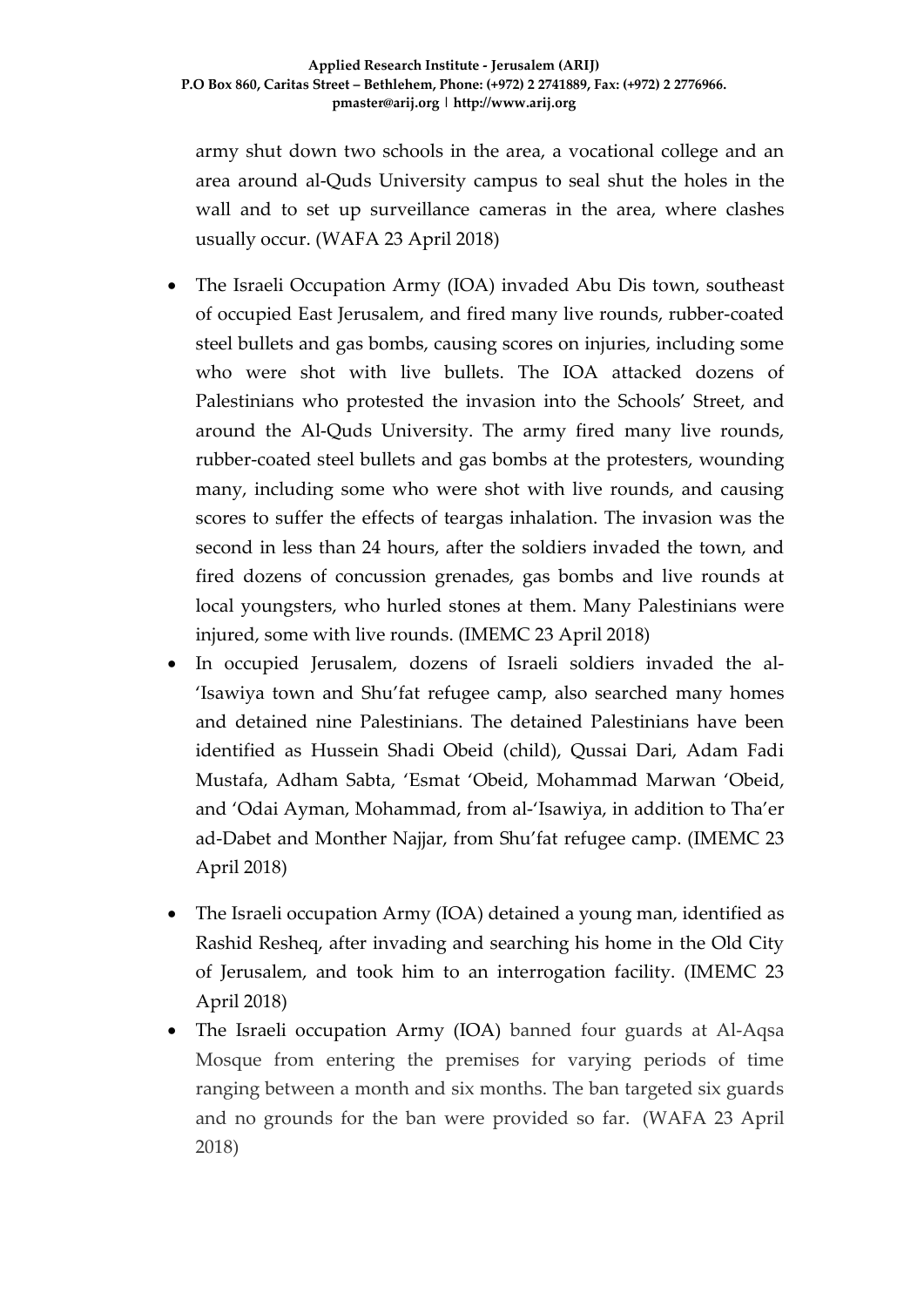army shut down two schools in the area, a vocational college and an area around al-Quds University campus to seal shut the holes in the wall and to set up surveillance cameras in the area, where clashes usually occur. (WAFA 23 April 2018)

- The Israeli Occupation Army (IOA) invaded Abu Dis town, southeast of occupied East Jerusalem, and fired many live rounds, rubber-coated steel bullets and gas bombs, causing scores on injuries, including some who were shot with live bullets. The IOA attacked dozens of Palestinians who protested the invasion into the Schools' Street, and around the Al-Quds University. The army fired many live rounds, rubber-coated steel bullets and gas bombs at the protesters, wounding many, including some who were shot with live rounds, and causing scores to suffer the effects of teargas inhalation. The invasion was the second in less than 24 hours, after the soldiers invaded the town, and fired dozens of concussion grenades, gas bombs and live rounds at local youngsters, who hurled stones at them. Many Palestinians were injured, some with live rounds. (IMEMC 23 April 2018)
- In occupied Jerusalem, dozens of Israeli soldiers invaded the al-'Isawiya town and Shu'fat refugee camp, also searched many homes and detained nine Palestinians. The detained Palestinians have been identified as Hussein Shadi Obeid (child), Qussai Dari, Adam Fadi Mustafa, Adham Sabta, 'Esmat 'Obeid, Mohammad Marwan 'Obeid, and 'Odai Ayman, Mohammad, from al-'Isawiya, in addition to Tha'er ad-Dabet and Monther Najjar, from Shu'fat refugee camp. (IMEMC 23 April 2018)
- The Israeli occupation Army (IOA) detained a young man, identified as Rashid Resheq, after invading and searching his home in the Old City of Jerusalem, and took him to an interrogation facility. (IMEMC 23 April 2018)
- The Israeli occupation Army (IOA) banned four guards at Al-Aqsa Mosque from entering the premises for varying periods of time ranging between a month and six months. The ban targeted six guards and no grounds for the ban were provided so far. (WAFA 23 April 2018)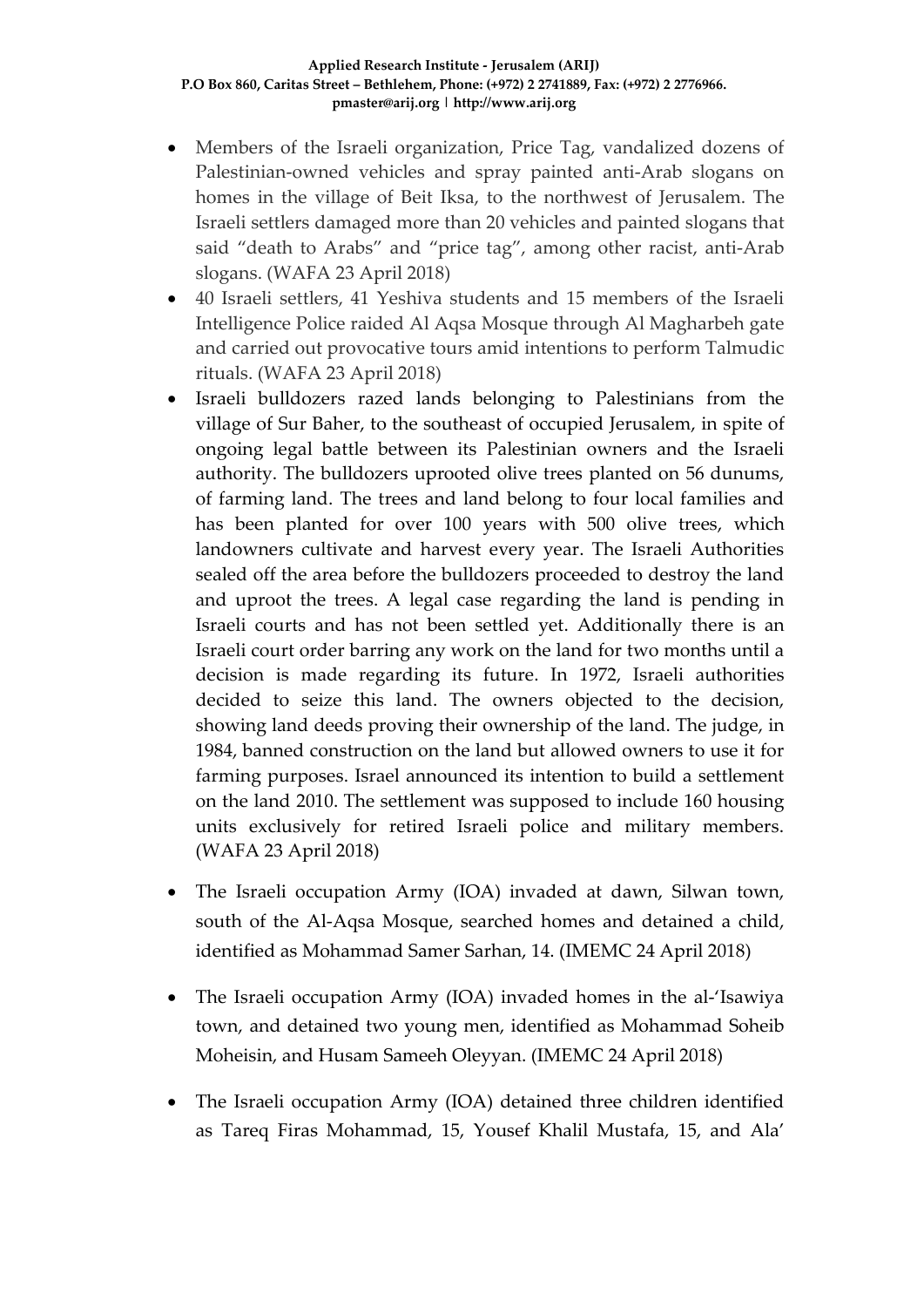- Members of the Israeli organization, Price Tag, vandalized dozens of Palestinian-owned vehicles and spray painted anti-Arab slogans on homes in the village of Beit Iksa, to the northwest of Jerusalem. The Israeli settlers damaged more than 20 vehicles and painted slogans that said "death to Arabs" and "price tag", among other racist, anti-Arab slogans. (WAFA 23 April 2018)
- 40 Israeli settlers, 41 Yeshiva students and 15 members of the Israeli Intelligence Police raided Al Aqsa Mosque through Al Magharbeh gate and carried out provocative tours amid intentions to perform Talmudic rituals. (WAFA 23 April 2018)
- Israeli bulldozers razed lands belonging to Palestinians from the village of Sur Baher, to the southeast of occupied Jerusalem, in spite of ongoing legal battle between its Palestinian owners and the Israeli authority. The bulldozers uprooted olive trees planted on 56 dunums, of farming land. The trees and land belong to four local families and has been planted for over 100 years with 500 olive trees, which landowners cultivate and harvest every year. The Israeli Authorities sealed off the area before the bulldozers proceeded to destroy the land and uproot the trees. A legal case regarding the land is pending in Israeli courts and has not been settled yet. Additionally there is an Israeli court order barring any work on the land for two months until a decision is made regarding its future. In 1972, Israeli authorities decided to seize this land. The owners objected to the decision, showing land deeds proving their ownership of the land. The judge, in 1984, banned construction on the land but allowed owners to use it for farming purposes. Israel announced its intention to build a settlement on the land 2010. The settlement was supposed to include 160 housing units exclusively for retired Israeli police and military members. (WAFA 23 April 2018)
- The Israeli occupation Army (IOA) invaded at dawn, Silwan town, south of the Al-Aqsa Mosque, searched homes and detained a child, identified as Mohammad Samer Sarhan, 14. (IMEMC 24 April 2018)
- The Israeli occupation Army (IOA) invaded homes in the al-'Isawiya town, and detained two young men, identified as Mohammad Soheib Moheisin, and Husam Sameeh Oleyyan. (IMEMC 24 April 2018)
- The Israeli occupation Army (IOA) detained three children identified as Tareq Firas Mohammad, 15, Yousef Khalil Mustafa, 15, and Ala'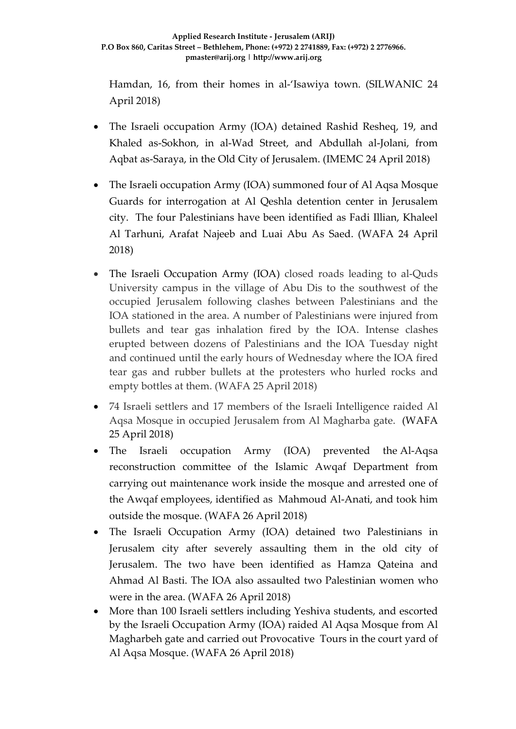Hamdan, 16, from their homes in al-'Isawiya town. (SILWANIC 24 April 2018)

- The Israeli occupation Army (IOA) detained Rashid Resheq, 19, and Khaled as-Sokhon, in al-Wad Street, and Abdullah al-Jolani, from Aqbat as-Saraya, in the Old City of Jerusalem. (IMEMC 24 April 2018)
- The Israeli occupation Army (IOA) summoned four of Al Aqsa Mosque Guards for interrogation at Al Qeshla detention center in Jerusalem city. The four Palestinians have been identified as Fadi Illian, Khaleel Al Tarhuni, Arafat Najeeb and Luai Abu As Saed. (WAFA 24 April 2018)
- The Israeli Occupation Army (IOA) closed roads leading to al-Quds University campus in the village of Abu Dis to the southwest of the occupied Jerusalem following clashes between Palestinians and the IOA stationed in the area. A number of Palestinians were injured from bullets and tear gas inhalation fired by the IOA. Intense clashes erupted between dozens of Palestinians and the IOA Tuesday night and continued until the early hours of Wednesday where the IOA fired tear gas and rubber bullets at the protesters who hurled rocks and empty bottles at them. (WAFA 25 April 2018)
- 74 Israeli settlers and 17 members of the Israeli Intelligence raided Al Aqsa Mosque in occupied Jerusalem from Al Magharba gate. (WAFA 25 April 2018)
- The Israeli occupation Army (IOA) prevented the Al-Aqsa reconstruction committee of the Islamic Awqaf Department from carrying out maintenance work inside the mosque and arrested one of the Awqaf employees, identified as Mahmoud Al-Anati, and took him outside the mosque. (WAFA 26 April 2018)
- The Israeli Occupation Army (IOA) detained two Palestinians in Jerusalem city after severely assaulting them in the old city of Jerusalem. The two have been identified as Hamza Qateina and Ahmad Al Basti. The IOA also assaulted two Palestinian women who were in the area. (WAFA 26 April 2018)
- More than 100 Israeli settlers including Yeshiva students, and escorted by the Israeli Occupation Army (IOA) raided Al Aqsa Mosque from Al Magharbeh gate and carried out Provocative Tours in the court yard of Al Aqsa Mosque. (WAFA 26 April 2018)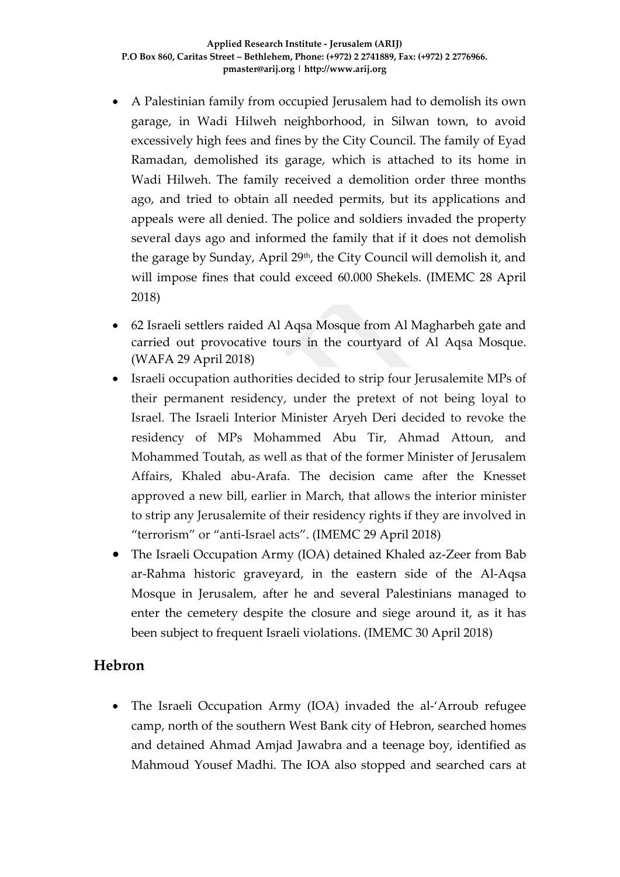- A Palestinian family from occupied Jerusalem had to demolish its own garage, in Wadi Hilweh neighborhood, in Silwan town, to avoid excessively high fees and fines by the City Council. The family of Eyad Ramadan, demolished its garage, which is attached to its home in Wadi Hilweh. The family received a demolition order three months ago, and tried to obtain all needed permits, but its applications and appeals were all denied. The police and soldiers invaded the property several days ago and informed the family that if it does not demolish the garage by Sunday, April 29th, the City Council will demolish it, and will impose fines that could exceed 60.000 Shekels. (IMEMC 28 April 2018)
- 62 Israeli settlers raided Al Aqsa Mosque from Al Magharbeh gate and carried out provocative tours in the courtyard of Al Aqsa Mosque. (WAFA 29 April 2018)
- Israeli occupation authorities decided to strip four Jerusalemite MPs of their permanent residency, under the pretext of not being loyal to Israel. The Israeli Interior Minister Aryeh Deri decided to revoke the residency of MPs Mohammed Abu Tir, Ahmad Attoun, and Mohammed Toutah, as well as that of the former Minister of Jerusalem Affairs, Khaled abu-Arafa. The decision came after the Knesset approved a new bill, earlier in March, that allows the interior minister to strip any Jerusalemite of their residency rights if they are involved in "terrorism" or "anti-Israel acts". (IMEMC 29 April 2018)
- The Israeli Occupation Army (IOA) detained Khaled az-Zeer from Bab ar-Rahma historic graveyard, in the eastern side of the Al-Aqsa Mosque in Jerusalem, after he and several Palestinians managed to enter the cemetery despite the closure and siege around it, as it has been subject to frequent Israeli violations. (IMEMC 30 April 2018)

## Hebron

- The Israeli Occupation Army (IOA) invaded the al-'Arroub refugee camp, north of the southern West Bank city of Hebron, searched homes and detained Ahmad Amjad Jawabra and a teenage boy, identified as Mahmoud Yousef Madhi. The IOA also stopped and searched cars at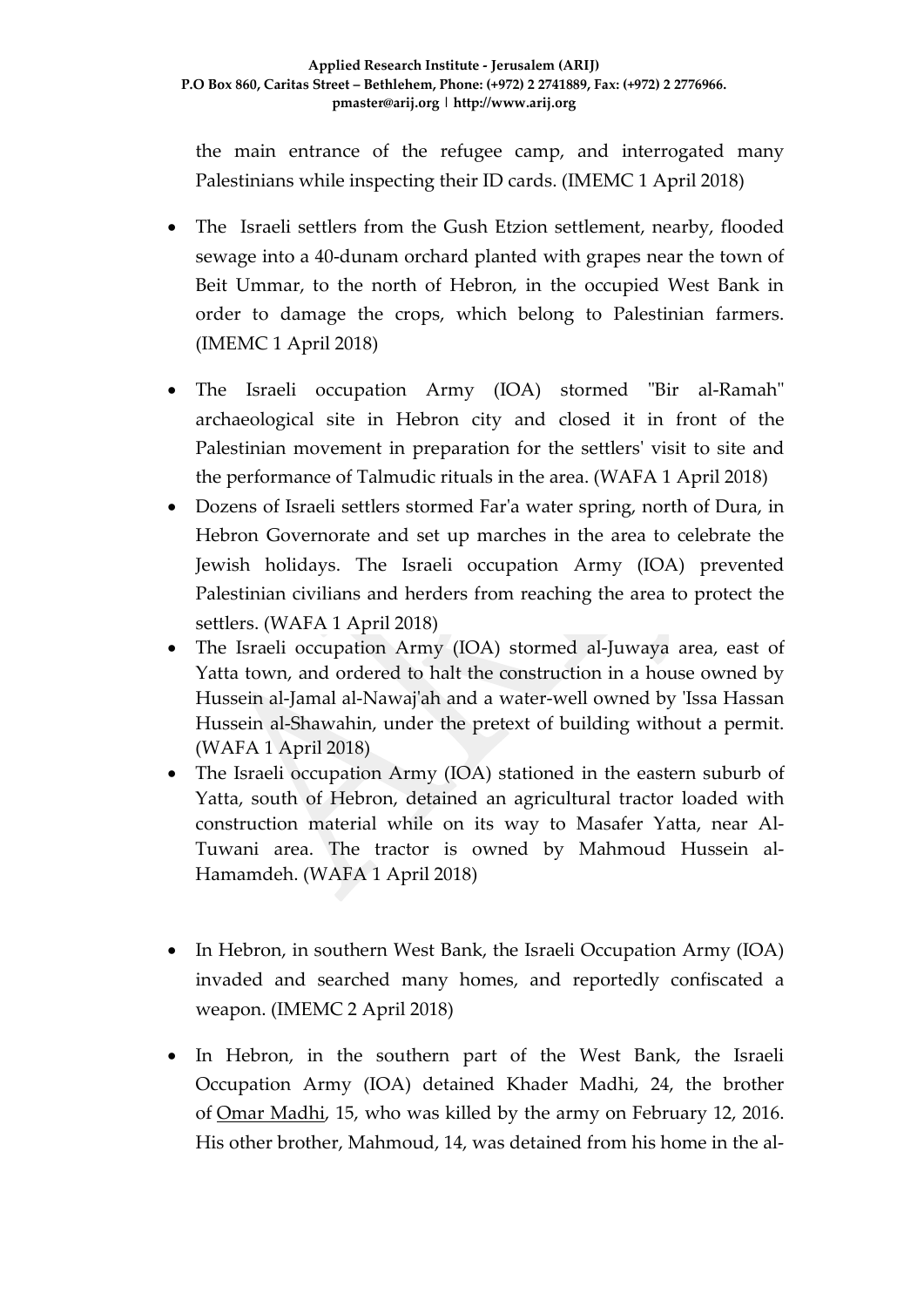the main entrance of the refugee camp, and interrogated many Palestinians while inspecting their ID cards. (IMEMC 1 April 2018)

- The Israeli settlers from the Gush Etzion settlement, nearby, flooded sewage into a 40-dunam orchard planted with grapes near the town of Beit Ummar, to the north of Hebron, in the occupied West Bank in order to damage the crops, which belong to Palestinian farmers. (IMEMC 1 April 2018)
- The Israeli occupation Army (IOA) stormed "Bir al-Ramah" archaeological site in Hebron city and closed it in front of the Palestinian movement in preparation for the settlers' visit to site and the performance of Talmudic rituals in the area. (WAFA 1 April 2018)
- Dozens of Israeli settlers stormed Far'a water spring, north of Dura, in Hebron Governorate and set up marches in the area to celebrate the Jewish holidays. The Israeli occupation Army (IOA) prevented Palestinian civilians and herders from reaching the area to protect the settlers. (WAFA 1 April 2018)
- The Israeli occupation Army (IOA) stormed al-Juwaya area, east of Yatta town, and ordered to halt the construction in a house owned by Hussein al-Jamal al-Nawaj'ah and a water-well owned by 'Issa Hassan Hussein al-Shawahin, under the pretext of building without a permit. (WAFA 1 April 2018)
- The Israeli occupation Army (IOA) stationed in the eastern suburb of Yatta, south of Hebron, detained an agricultural tractor loaded with construction material while on its way to Masafer Yatta, near Al-Tuwani area. The tractor is owned by Mahmoud Hussein al-Hamamdeh. (WAFA 1 April 2018)
- In Hebron, in southern West Bank, the Israeli Occupation Army (IOA) invaded and searched many homes, and reportedly confiscated a weapon. (IMEMC 2 April 2018)
- In Hebron, in the southern part of the West Bank, the Israeli Occupation Army (IOA) detained Khader Madhi, 24, the brother of Omar Madhi, 15, who was killed by the army on February 12, 2016. His other brother, Mahmoud, 14, was detained from his home in the al-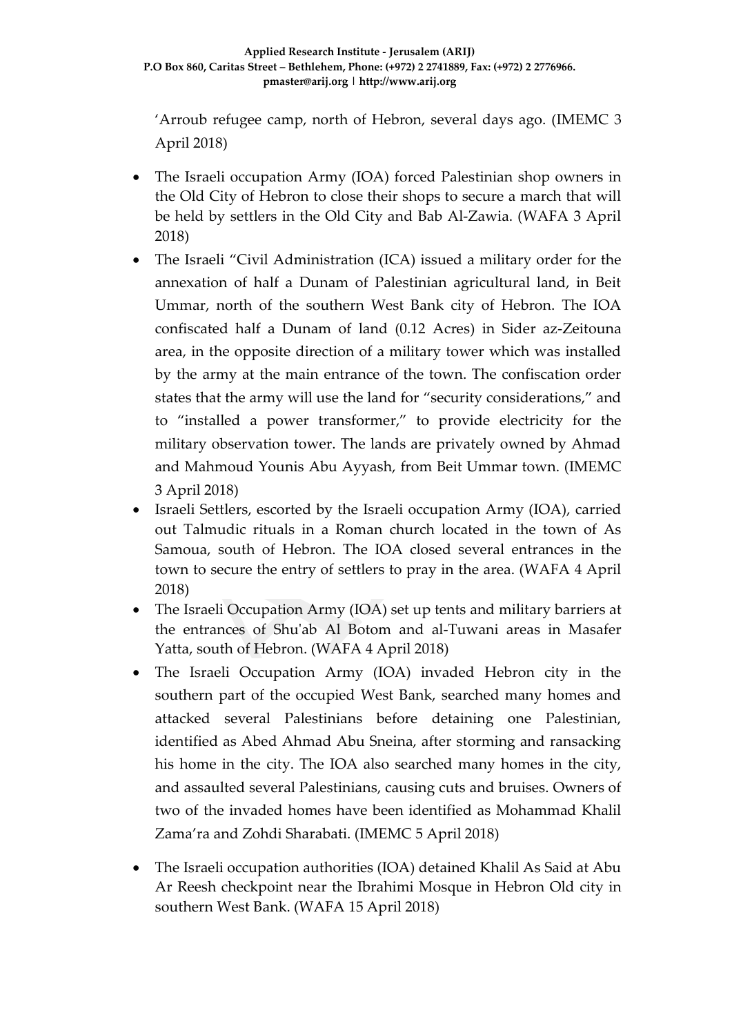'Arroub refugee camp, north of Hebron, several days ago. (IMEMC 3 April 2018)

- The Israeli occupation Army (IOA) forced Palestinian shop owners in the Old City of Hebron to close their shops to secure a march that will be held by settlers in the Old City and Bab Al-Zawia. (WAFA 3 April 2018)
- The Israeli "Civil Administration (ICA) issued a military order for the annexation of half a Dunam of Palestinian agricultural land, in Beit Ummar, north of the southern West Bank city of Hebron. The IOA confiscated half a Dunam of land (0.12 Acres) in Sider az-Zeitouna area, in the opposite direction of a military tower which was installed by the army at the main entrance of the town. The confiscation order states that the army will use the land for "security considerations," and to "installed a power transformer," to provide electricity for the military observation tower. The lands are privately owned by Ahmad and Mahmoud Younis Abu Ayyash, from Beit Ummar town. (IMEMC 3 April 2018)
- Israeli Settlers, escorted by the Israeli occupation Army (IOA), carried out Talmudic rituals in a Roman church located in the town of As Samoua, south of Hebron. The IOA closed several entrances in the town to secure the entry of settlers to pray in the area. (WAFA 4 April 2018)
- The Israeli Occupation Army (IOA) set up tents and military barriers at the entrances of Shu'ab Al Botom and al-Tuwani areas in Masafer Yatta, south of Hebron. (WAFA 4 April 2018)
- The Israeli Occupation Army (IOA) invaded Hebron city in the southern part of the occupied West Bank, searched many homes and attacked several Palestinians before detaining one Palestinian, identified as Abed Ahmad Abu Sneina, after storming and ransacking his home in the city. The IOA also searched many homes in the city, and assaulted several Palestinians, causing cuts and bruises. Owners of two of the invaded homes have been identified as Mohammad Khalil Zama'ra and Zohdi Sharabati. (IMEMC 5 April 2018)
- The Israeli occupation authorities (IOA) detained Khalil As Said at Abu Ar Reesh checkpoint near the Ibrahimi Mosque in Hebron Old city in southern West Bank. (WAFA 15 April 2018)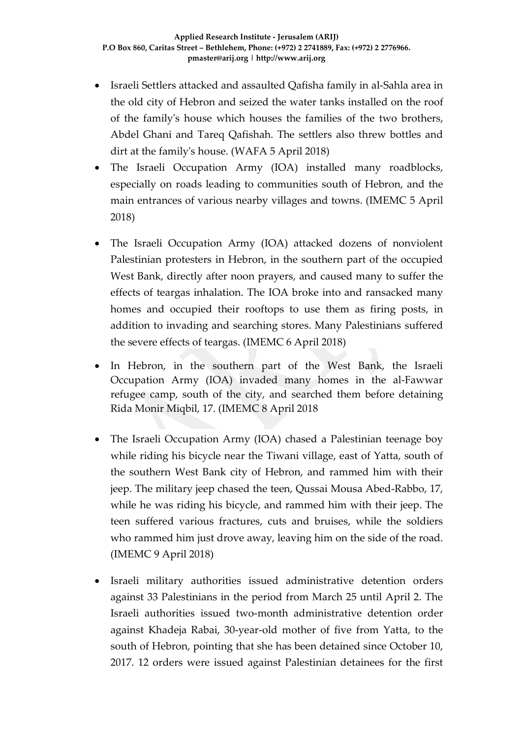- Israeli Settlers attacked and assaulted Qafisha family in al-Sahla area in the old city of Hebron and seized the water tanks installed on the roof of the family's house which houses the families of the two brothers, Abdel Ghani and Tareq Qafishah. The settlers also threw bottles and dirt at the family's house. (WAFA 5 April 2018)
- The Israeli Occupation Army (IOA) installed many roadblocks, especially on roads leading to communities south of Hebron, and the main entrances of various nearby villages and towns. (IMEMC 5 April 2018)
- The Israeli Occupation Army (IOA) attacked dozens of nonviolent Palestinian protesters in Hebron, in the southern part of the occupied West Bank, directly after noon prayers, and caused many to suffer the effects of teargas inhalation. The IOA broke into and ransacked many homes and occupied their rooftops to use them as firing posts, in addition to invading and searching stores. Many Palestinians suffered the severe effects of teargas. (IMEMC 6 April 2018)
- In Hebron, in the southern part of the West Bank, the Israeli Occupation Army (IOA) invaded many homes in the al-Fawwar refugee camp, south of the city, and searched them before detaining Rida Monir Miqbil, 17. (IMEMC 8 April 2018
- The Israeli Occupation Army (IOA) chased a Palestinian teenage boy while riding his bicycle near the Tiwani village, east of Yatta, south of the southern West Bank city of Hebron, and rammed him with their jeep. The military jeep chased the teen, Qussai Mousa Abed-Rabbo, 17, while he was riding his bicycle, and rammed him with their jeep. The teen suffered various fractures, cuts and bruises, while the soldiers who rammed him just drove away, leaving him on the side of the road. (IMEMC 9 April 2018)
- Israeli military authorities issued administrative detention orders against 33 Palestinians in the period from March 25 until April 2. The Israeli authorities issued two-month administrative detention order against Khadeja Rabai, 30-year-old mother of five from Yatta, to the south of Hebron, pointing that she has been detained since October 10, 2017. 12 orders were issued against Palestinian detainees for the first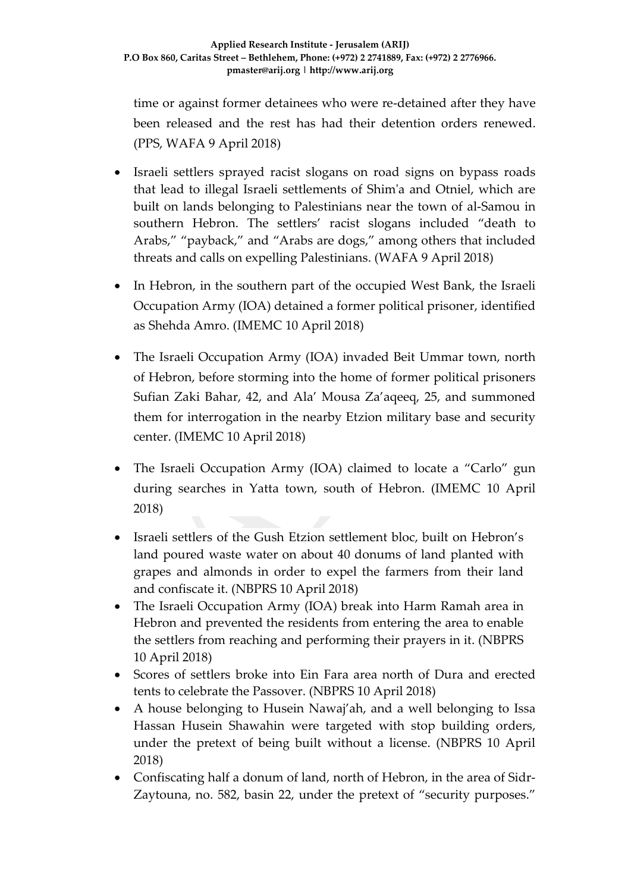time or against former detainees who were re-detained after they have been released and the rest has had their detention orders renewed. (PPS, WAFA 9 April 2018)

- Israeli settlers sprayed racist slogans on road signs on bypass roads that lead to illegal Israeli settlements of Shim'a and Otniel, which are built on lands belonging to Palestinians near the town of al-Samou in southern Hebron. The settlers' racist slogans included "death to Arabs," "payback," and "Arabs are dogs," among others that included threats and calls on expelling Palestinians. (WAFA 9 April 2018)
- In Hebron, in the southern part of the occupied West Bank, the Israeli Occupation Army (IOA) detained a former political prisoner, identified as Shehda Amro. (IMEMC 10 April 2018)
- The Israeli Occupation Army (IOA) invaded Beit Ummar town, north of Hebron, before storming into the home of former political prisoners Sufian Zaki Bahar, 42, and Ala' Mousa Za'aqeeq, 25, and summoned them for interrogation in the nearby Etzion military base and security center. (IMEMC 10 April 2018)
- The Israeli Occupation Army (IOA) claimed to locate a "Carlo" gun during searches in Yatta town, south of Hebron. (IMEMC 10 April 2018)
- Israeli settlers of the Gush Etzion settlement bloc, built on Hebron's land poured waste water on about 40 donums of land planted with grapes and almonds in order to expel the farmers from their land and confiscate it. (NBPRS 10 April 2018)
- The Israeli Occupation Army (IOA) break into Harm Ramah area in Hebron and prevented the residents from entering the area to enable the settlers from reaching and performing their prayers in it. (NBPRS 10 April 2018)
- Scores of settlers broke into Ein Fara area north of Dura and erected tents to celebrate the Passover. (NBPRS 10 April 2018)
- A house belonging to Husein Nawaj'ah, and a well belonging to Issa Hassan Husein Shawahin were targeted with stop building orders, under the pretext of being built without a license. (NBPRS 10 April 2018)
- Confiscating half a donum of land, north of Hebron, in the area of Sidr-Zaytouna, no. 582, basin 22, under the pretext of "security purposes."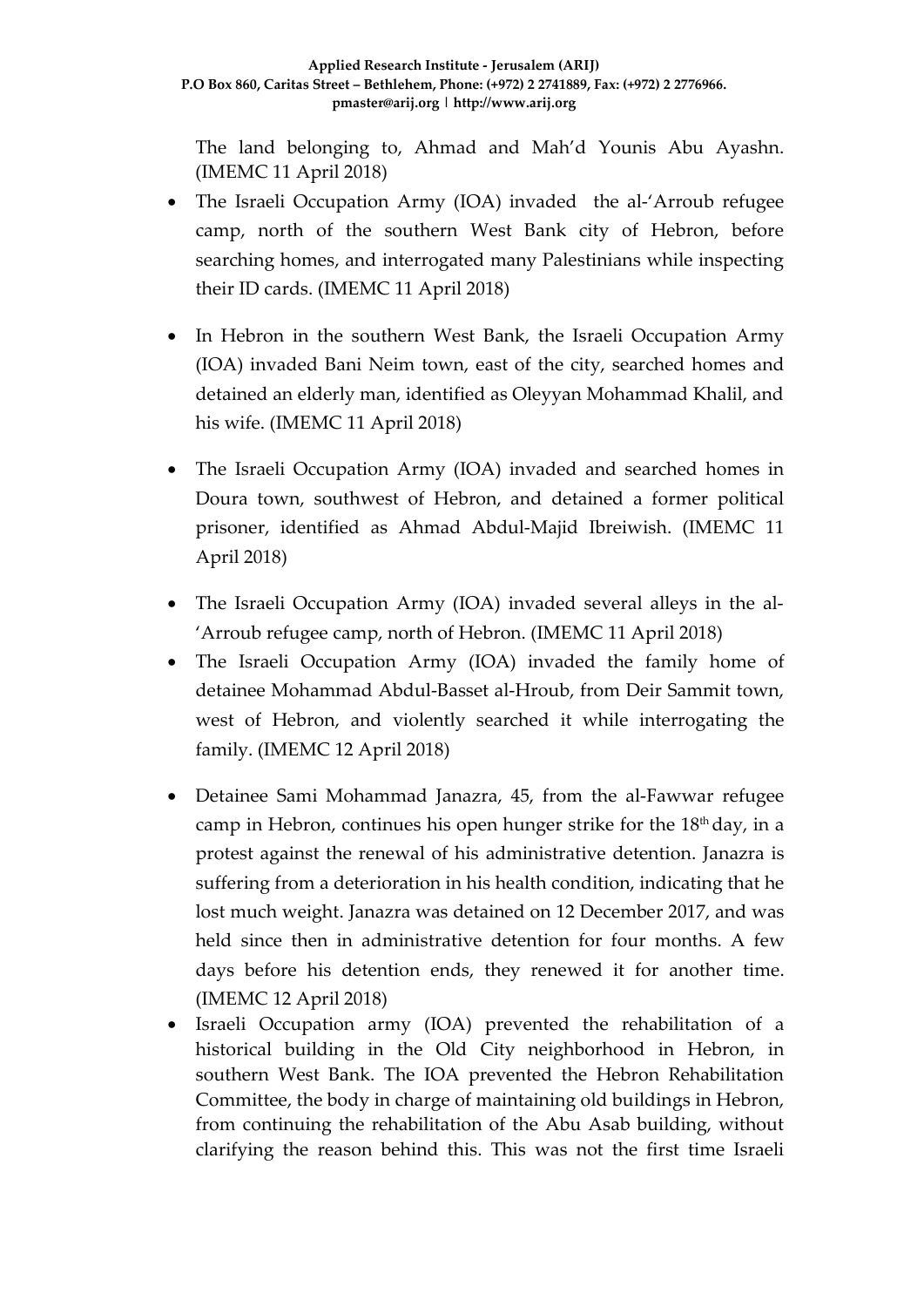The land belonging to, Ahmad and Mah'd Younis Abu Ayashn. (IMEMC 11 April 2018)

- The Israeli Occupation Army (IOA) invaded the al-'Arroub refugee camp, north of the southern West Bank city of Hebron, before searching homes, and interrogated many Palestinians while inspecting their ID cards. (IMEMC 11 April 2018)

- In Hebron in the southern West Bank, the Israeli Occupation Army (IOA) invaded Bani Neim town, east of the city, searched homes and detained an elderly man, identified as Oleyyan Mohammad Khalil, and his wife. (IMEMC 11 April 2018)

- The Israeli Occupation Army (IOA) invaded and searched homes in Doura town, southwest of Hebron, and detained a former political prisoner, identified as Ahmad Abdul-Majid Ibreiwish. (IMEMC 11 April 2018)

- The Israeli Occupation Army (IOA) invaded several alleys in the al-'Arroub refugee camp, north of Hebron. (IMEMC 11 April 2018)
- The Israeli Occupation Army (IOA) invaded the family home of detainee Mohammad Abdul-Basset al-Hroub, from Deir Sammit town, west of Hebron, and violently searched it while interrogating the family. (IMEMC 12 April 2018)

- Detainee Sami Mohammad Janazra, 45, from the al-Fawwar refugee camp in Hebron, continues his open hunger strike for the 18th day, in a protest against the renewal of his administrative detention. Janazra is suffering from a deterioration in his health condition, indicating that he lost much weight. Janazra was detained on 12 December 2017, and was held since then in administrative detention for four months. A few days before his detention ends, they renewed it for another time. (IMEMC 12 April 2018)
- Israeli Occupation army (IOA) prevented the rehabilitation of a historical building in the Old City neighborhood in Hebron, in southern West Bank. The IOA prevented the Hebron Rehabilitation Committee, the body in charge of maintaining old buildings in Hebron, from continuing the rehabilitation of the Abu Asab building, without clarifying the reason behind this. This was not the first time Israeli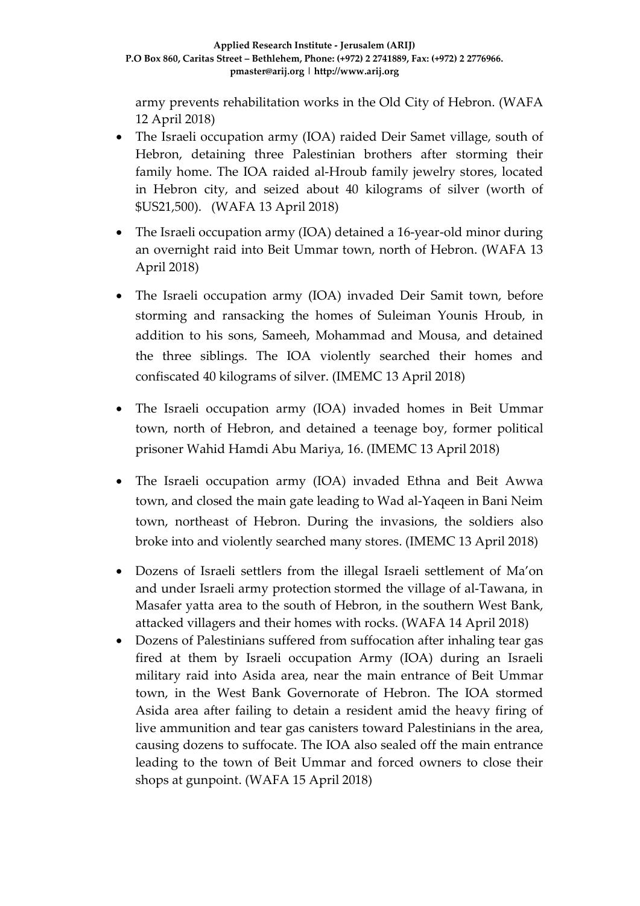army prevents rehabilitation works in the Old City of Hebron. (WAFA 12 April 2018)

- The Israeli occupation army (IOA) raided Deir Samet village, south of Hebron, detaining three Palestinian brothers after storming their family home. The IOA raided al-Hroub family jewelry stores, located in Hebron city, and seized about 40 kilograms of silver (worth of $US21,500). (WAFA 13 April 2018)
- The Israeli occupation army (IOA) detained a 16-year-old minor during an overnight raid into Beit Ummar town, north of Hebron. (WAFA 13 April 2018)
- The Israeli occupation army (IOA) invaded Deir Samit town, before storming and ransacking the homes of Suleiman Younis Hroub, in addition to his sons, Sameeh, Mohammad and Mousa, and detained the three siblings. The IOA violently searched their homes and confiscated 40 kilograms of silver. (IMEMC 13 April 2018)
- The Israeli occupation army (IOA) invaded homes in Beit Ummar town, north of Hebron, and detained a teenage boy, former political prisoner Wahid Hamdi Abu Mariya, 16. (IMEMC 13 April 2018)
- The Israeli occupation army (IOA) invaded Ethna and Beit Awwa town, and closed the main gate leading to Wad al-Yaqeen in Bani Neim town, northeast of Hebron. During the invasions, the soldiers also broke into and violently searched many stores. (IMEMC 13 April 2018)
- Dozens of Israeli settlers from the illegal Israeli settlement of Ma'on and under Israeli army protection stormed the village of al-Tawana, in Masafer yatta area to the south of Hebron, in the southern West Bank, attacked villagers and their homes with rocks. (WAFA 14 April 2018)
- Dozens of Palestinians suffered from suffocation after inhaling tear gas fired at them by Israeli occupation Army (IOA) during an Israeli military raid into Asida area, near the main entrance of Beit Ummar town, in the West Bank Governorate of Hebron. The IOA stormed Asida area after failing to detain a resident amid the heavy firing of live ammunition and tear gas canisters toward Palestinians in the area, causing dozens to suffocate. The IOA also sealed off the main entrance leading to the town of Beit Ummar and forced owners to close their shops at gunpoint. (WAFA 15 April 2018)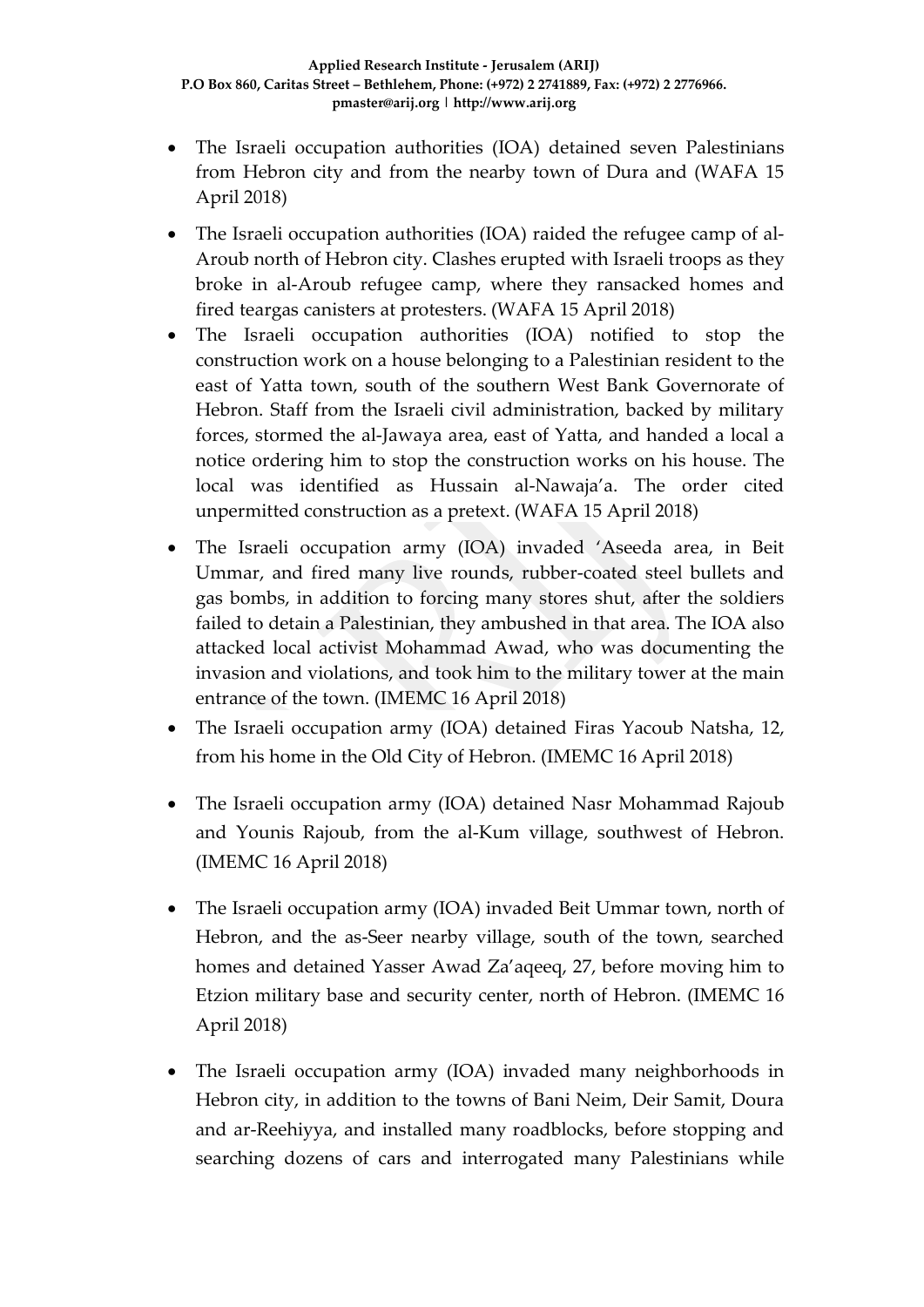- The Israeli occupation authorities (IOA) detained seven Palestinians from Hebron city and from the nearby town of Dura and (WAFA 15 April 2018)
- The Israeli occupation authorities (IOA) raided the refugee camp of al-Aroub north of Hebron city. Clashes erupted with Israeli troops as they broke in al-Aroub refugee camp, where they ransacked homes and fired teargas canisters at protesters. (WAFA 15 April 2018)
- The Israeli occupation authorities (IOA) notified to stop the construction work on a house belonging to a Palestinian resident to the east of Yatta town, south of the southern West Bank Governorate of Hebron. Staff from the Israeli civil administration, backed by military forces, stormed the al-Jawaya area, east of Yatta, and handed a local a notice ordering him to stop the construction works on his house. The local was identified as Hussain al-Nawaja'a. The order cited unpermitted construction as a pretext. (WAFA 15 April 2018)
- The Israeli occupation army (IOA) invaded 'Aseeda area, in Beit Ummar, and fired many live rounds, rubber-coated steel bullets and gas bombs, in addition to forcing many stores shut, after the soldiers failed to detain a Palestinian, they ambushed in that area. The IOA also attacked local activist Mohammad Awad, who was documenting the invasion and violations, and took him to the military tower at the main entrance of the town. (IMEMC 16 April 2018)
- The Israeli occupation army (IOA) detained Firas Yacoub Natsha, 12, from his home in the Old City of Hebron. (IMEMC 16 April 2018)
- The Israeli occupation army (IOA) detained Nasr Mohammad Rajoub and Younis Rajoub, from the al-Kum village, southwest of Hebron. (IMEMC 16 April 2018)
- The Israeli occupation army (IOA) invaded Beit Ummar town, north of Hebron, and the as-Seer nearby village, south of the town, searched homes and detained Yasser Awad Za'aqeeq, 27, before moving him to Etzion military base and security center, north of Hebron. (IMEMC 16 April 2018)
- The Israeli occupation army (IOA) invaded many neighborhoods in Hebron city, in addition to the towns of Bani Neim, Deir Samit, Doura and ar-Reehiyya, and installed many roadblocks, before stopping and searching dozens of cars and interrogated many Palestinians while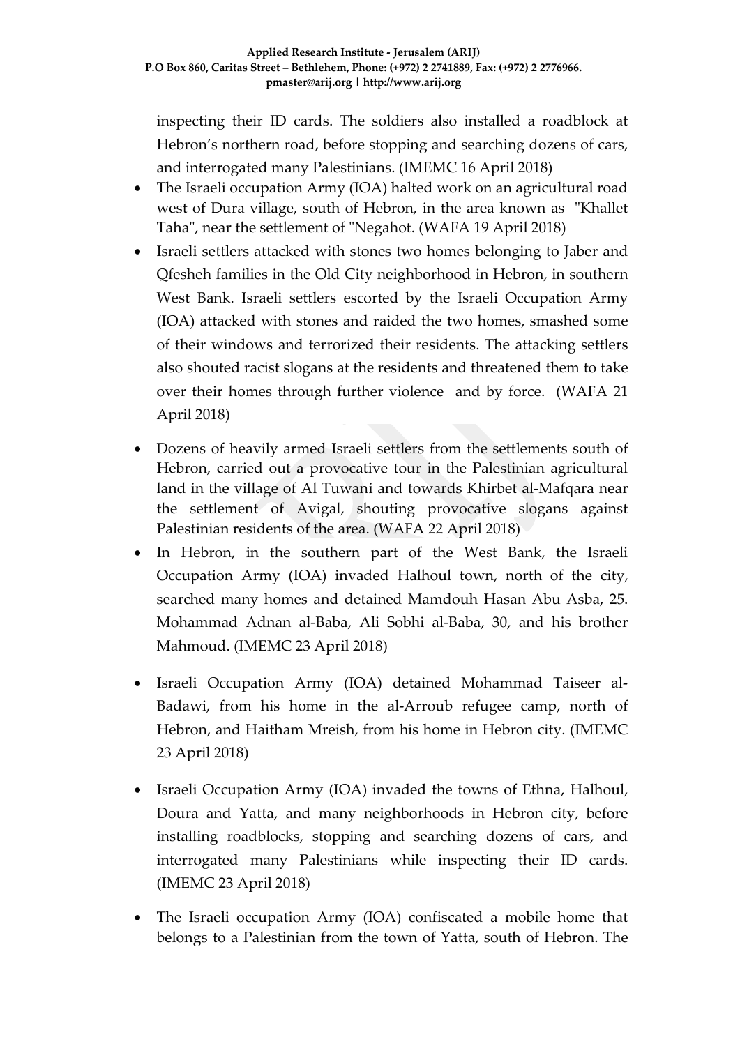inspecting their ID cards. The soldiers also installed a roadblock at Hebron's northern road, before stopping and searching dozens of cars, and interrogated many Palestinians. (IMEMC 16 April 2018)

- The Israeli occupation Army (IOA) halted work on an agricultural road west of Dura village, south of Hebron, in the area known as "Khallet Taha", near the settlement of "Negahot. (WAFA 19 April 2018)
- Israeli settlers attacked with stones two homes belonging to Jaber and Qfesheh families in the Old City neighborhood in Hebron, in southern West Bank. Israeli settlers escorted by the Israeli Occupation Army (IOA) attacked with stones and raided the two homes, smashed some of their windows and terrorized their residents. The attacking settlers also shouted racist slogans at the residents and threatened them to take over their homes through further violence and by force. (WAFA 21 April 2018)
- Dozens of heavily armed Israeli settlers from the settlements south of Hebron, carried out a provocative tour in the Palestinian agricultural land in the village of Al Tuwani and towards Khirbet al-Mafqara near the settlement of Avigal, shouting provocative slogans against Palestinian residents of the area. (WAFA 22 April 2018)
- In Hebron, in the southern part of the West Bank, the Israeli Occupation Army (IOA) invaded Halhoul town, north of the city, searched many homes and detained Mamdouh Hasan Abu Asba, 25. Mohammad Adnan al-Baba, Ali Sobhi al-Baba, 30, and his brother Mahmoud. (IMEMC 23 April 2018)
- Israeli Occupation Army (IOA) detained Mohammad Taiseer al-Badawi, from his home in the al-Arroub refugee camp, north of Hebron, and Haitham Mreish, from his home in Hebron city. (IMEMC 23 April 2018)
- Israeli Occupation Army (IOA) invaded the towns of Ethna, Halhoul, Doura and Yatta, and many neighborhoods in Hebron city, before installing roadblocks, stopping and searching dozens of cars, and interrogated many Palestinians while inspecting their ID cards. (IMEMC 23 April 2018)
- The Israeli occupation Army (IOA) confiscated a mobile home that belongs to a Palestinian from the town of Yatta, south of Hebron. The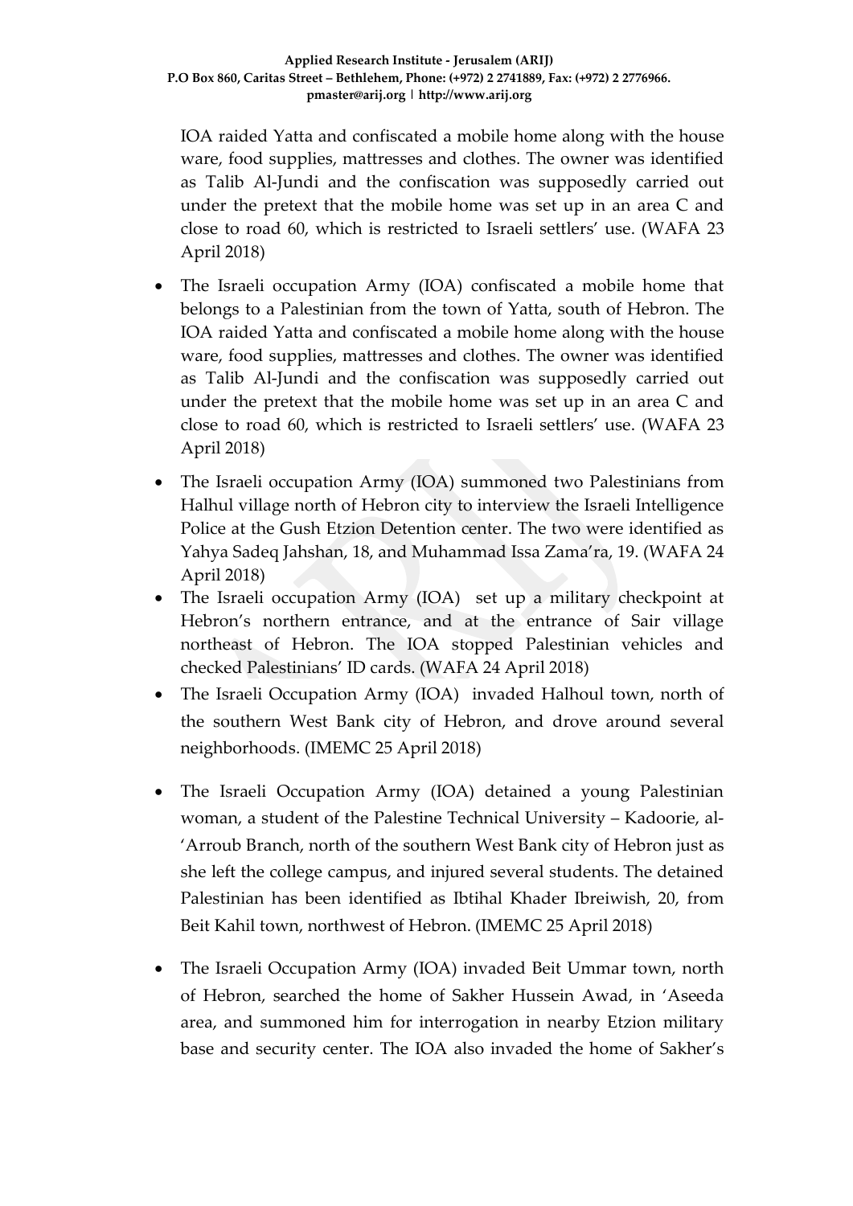IOA raided Yatta and confiscated a mobile home along with the house ware, food supplies, mattresses and clothes. The owner was identified as Talib Al-Jundi and the confiscation was supposedly carried out under the pretext that the mobile home was set up in an area C and close to road 60, which is restricted to Israeli settlers' use. (WAFA 23 April 2018)

- The Israeli occupation Army (IOA) confiscated a mobile home that belongs to a Palestinian from the town of Yatta, south of Hebron. The IOA raided Yatta and confiscated a mobile home along with the house ware, food supplies, mattresses and clothes. The owner was identified as Talib Al-Jundi and the confiscation was supposedly carried out under the pretext that the mobile home was set up in an area C and close to road 60, which is restricted to Israeli settlers' use. (WAFA 23 April 2018)
- The Israeli occupation Army (IOA) summoned two Palestinians from Halhul village north of Hebron city to interview the Israeli Intelligence Police at the Gush Etzion Detention center. The two were identified as Yahya Sadeq Jahshan, 18, and Muhammad Issa Zama'ra, 19. (WAFA 24 April 2018)
- The Israeli occupation Army (IOA) set up a military checkpoint at Hebron's northern entrance, and at the entrance of Sair village northeast of Hebron. The IOA stopped Palestinian vehicles and checked Palestinians' ID cards. (WAFA 24 April 2018)
- The Israeli Occupation Army (IOA) invaded Halhoul town, north of the southern West Bank city of Hebron, and drove around several neighborhoods. (IMEMC 25 April 2018)
- The Israeli Occupation Army (IOA) detained a young Palestinian woman, a student of the Palestine Technical University – Kadoorie, al-'Arroub Branch, north of the southern West Bank city of Hebron just as she left the college campus, and injured several students. The detained Palestinian has been identified as Ibtihal Khader Ibreiwish, 20, from Beit Kahil town, northwest of Hebron. (IMEMC 25 April 2018)
- The Israeli Occupation Army (IOA) invaded Beit Ummar town, north of Hebron, searched the home of Sakher Hussein Awad, in 'Aseeda area, and summoned him for interrogation in nearby Etzion military base and security center. The IOA also invaded the home of Sakher's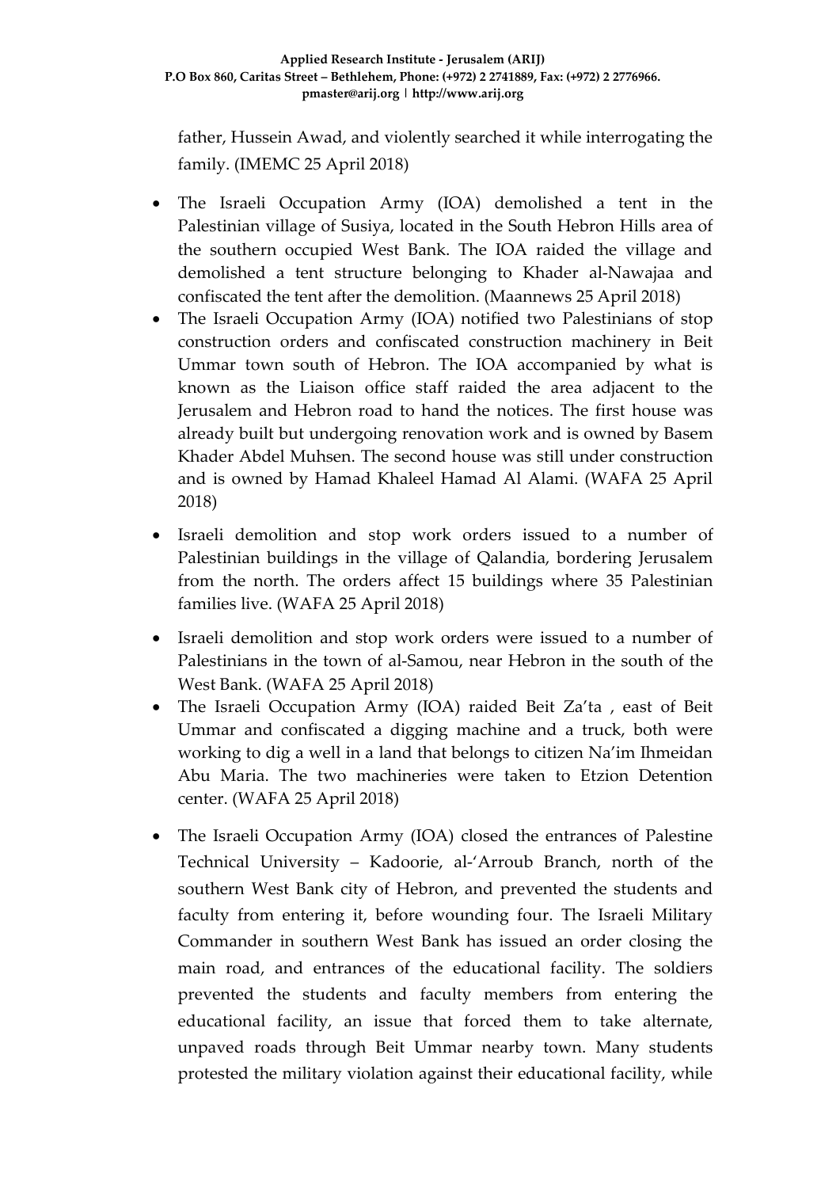father, Hussein Awad, and violently searched it while interrogating the family. (IMEMC 25 April 2018)

- The Israeli Occupation Army (IOA) demolished a tent in the Palestinian village of Susiya, located in the South Hebron Hills area of the southern occupied West Bank. The IOA raided the village and demolished a tent structure belonging to Khader al-Nawajaa and confiscated the tent after the demolition. (Maannews 25 April 2018)
- The Israeli Occupation Army (IOA) notified two Palestinians of stop construction orders and confiscated construction machinery in Beit Ummar town south of Hebron. The IOA accompanied by what is known as the Liaison office staff raided the area adjacent to the Jerusalem and Hebron road to hand the notices. The first house was already built but undergoing renovation work and is owned by Basem Khader Abdel Muhsen. The second house was still under construction and is owned by Hamad Khaleel Hamad Al Alami. (WAFA 25 April 2018)
- Israeli demolition and stop work orders issued to a number of Palestinian buildings in the village of Qalandia, bordering Jerusalem from the north. The orders affect 15 buildings where 35 Palestinian families live. (WAFA 25 April 2018)
- Israeli demolition and stop work orders were issued to a number of Palestinians in the town of al-Samou, near Hebron in the south of the West Bank. (WAFA 25 April 2018)
- The Israeli Occupation Army (IOA) raided Beit Za'ta , east of Beit Ummar and confiscated a digging machine and a truck, both were working to dig a well in a land that belongs to citizen Na'im Ihmeidan Abu Maria. The two machineries were taken to Etzion Detention center. (WAFA 25 April 2018)
- The Israeli Occupation Army (IOA) closed the entrances of Palestine Technical University – Kadoorie, al-'Arroub Branch, north of the southern West Bank city of Hebron, and prevented the students and faculty from entering it, before wounding four. The Israeli Military Commander in southern West Bank has issued an order closing the main road, and entrances of the educational facility. The soldiers prevented the students and faculty members from entering the educational facility, an issue that forced them to take alternate, unpaved roads through Beit Ummar nearby town. Many students protested the military violation against their educational facility, while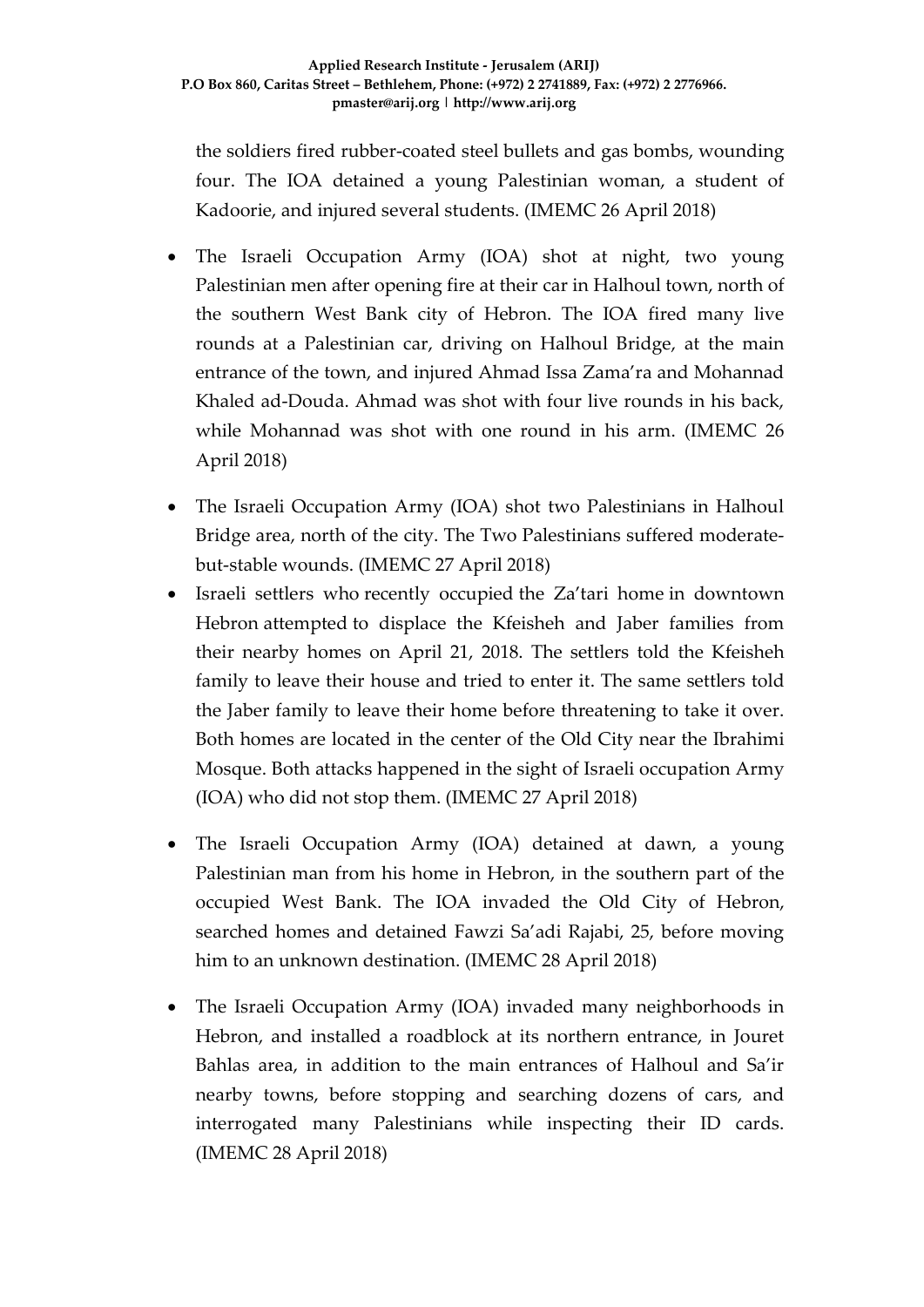the soldiers fired rubber-coated steel bullets and gas bombs, wounding four. The IOA detained a young Palestinian woman, a student of Kadoorie, and injured several students. (IMEMC 26 April 2018)

- The Israeli Occupation Army (IOA) shot at night, two young Palestinian men after opening fire at their car in Halhoul town, north of the southern West Bank city of Hebron. The IOA fired many live rounds at a Palestinian car, driving on Halhoul Bridge, at the main entrance of the town, and injured Ahmad Issa Zama'ra and Mohannad Khaled ad-Douda. Ahmad was shot with four live rounds in his back, while Mohannad was shot with one round in his arm. (IMEMC 26 April 2018)
- The Israeli Occupation Army (IOA) shot two Palestinians in Halhoul Bridge area, north of the city. The Two Palestinians suffered moderate-but-stable wounds. (IMEMC 27 April 2018)
- Israeli settlers who recently occupied the Za'tari home in downtown Hebron attempted to displace the Kfeisheh and Jaber families from their nearby homes on April 21, 2018. The settlers told the Kfeisheh family to leave their house and tried to enter it. The same settlers told the Jaber family to leave their home before threatening to take it over. Both homes are located in the center of the Old City near the Ibrahimi Mosque. Both attacks happened in the sight of Israeli occupation Army (IOA) who did not stop them. (IMEMC 27 April 2018)
- The Israeli Occupation Army (IOA) detained at dawn, a young Palestinian man from his home in Hebron, in the southern part of the occupied West Bank. The IOA invaded the Old City of Hebron, searched homes and detained Fawzi Sa'adi Rajabi, 25, before moving him to an unknown destination. (IMEMC 28 April 2018)
- The Israeli Occupation Army (IOA) invaded many neighborhoods in Hebron, and installed a roadblock at its northern entrance, in Jouret Bahlas area, in addition to the main entrances of Halhoul and Sa'ir nearby towns, before stopping and searching dozens of cars, and interrogated many Palestinians while inspecting their ID cards. (IMEMC 28 April 2018)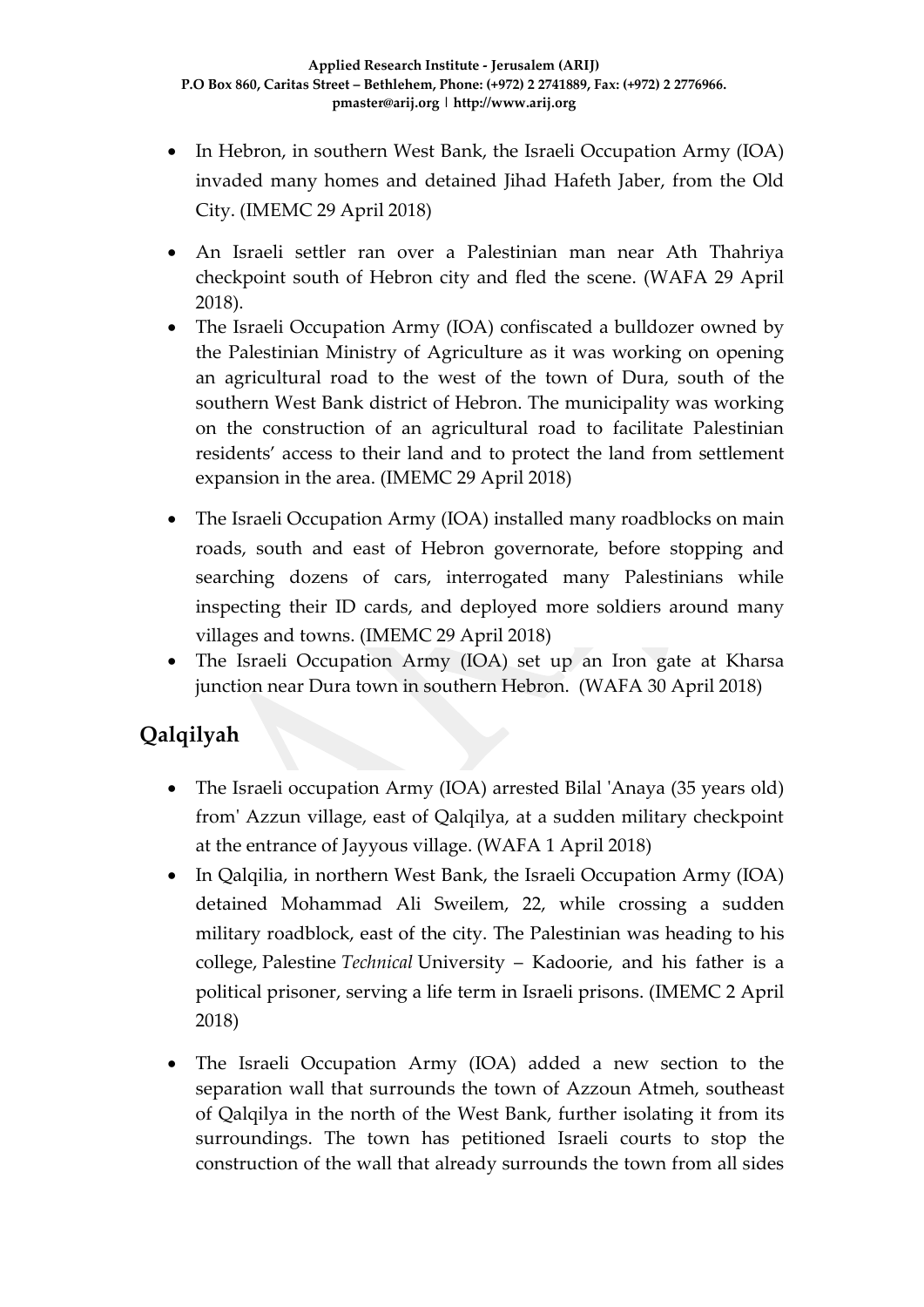- In Hebron, in southern West Bank, the Israeli Occupation Army (IOA) invaded many homes and detained Jihad Hafeth Jaber, from the Old City. (IMEMC 29 April 2018)
- An Israeli settler ran over a Palestinian man near Ath Thahriya checkpoint south of Hebron city and fled the scene. (WAFA 29 April 2018).
- The Israeli Occupation Army (IOA) confiscated a bulldozer owned by the Palestinian Ministry of Agriculture as it was working on opening an agricultural road to the west of the town of Dura, south of the southern West Bank district of Hebron. The municipality was working on the construction of an agricultural road to facilitate Palestinian residents' access to their land and to protect the land from settlement expansion in the area. (IMEMC 29 April 2018)
- The Israeli Occupation Army (IOA) installed many roadblocks on main roads, south and east of Hebron governorate, before stopping and searching dozens of cars, interrogated many Palestinians while inspecting their ID cards, and deployed more soldiers around many villages and towns. (IMEMC 29 April 2018)
- The Israeli Occupation Army (IOA) set up an Iron gate at Kharsa junction near Dura town in southern Hebron. (WAFA 30 April 2018)

## Qalqilyah

- The Israeli occupation Army (IOA) arrested Bilal 'Anaya (35 years old) from' Azzun village, east of Qalqilya, at a sudden military checkpoint at the entrance of Jayyous village. (WAFA 1 April 2018)
- In Qalqilia, in northern West Bank, the Israeli Occupation Army (IOA) detained Mohammad Ali Sweilem, 22, while crossing a sudden military roadblock, east of the city. The Palestinian was heading to his college, Palestine *Technical* University – Kadoorie, and his father is a political prisoner, serving a life term in Israeli prisons. (IMEMC 2 April 2018)
- The Israeli Occupation Army (IOA) added a new section to the separation wall that surrounds the town of Azzoun Atmeh, southeast of Qalqilya in the north of the West Bank, further isolating it from its surroundings. The town has petitioned Israeli courts to stop the construction of the wall that already surrounds the town from all sides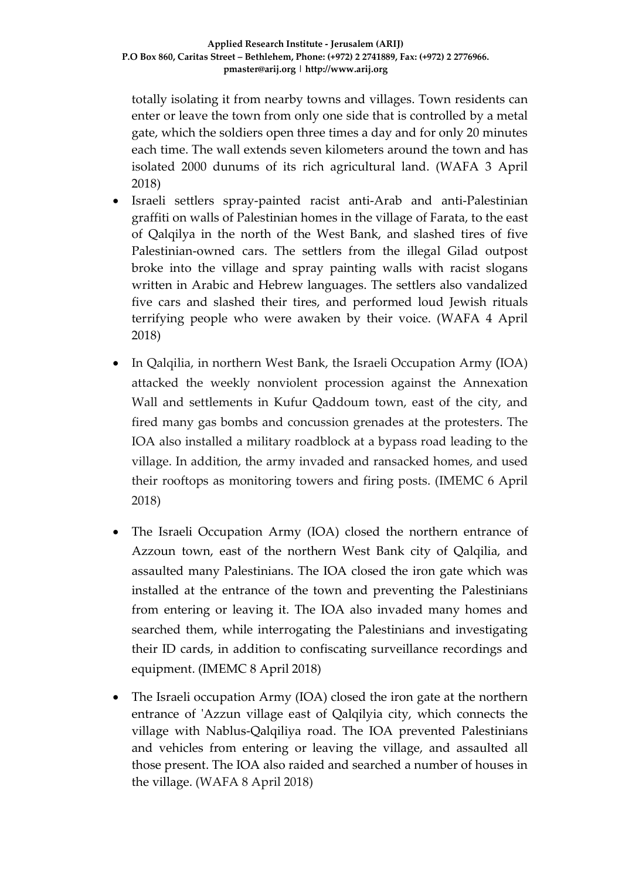totally isolating it from nearby towns and villages. Town residents can enter or leave the town from only one side that is controlled by a metal gate, which the soldiers open three times a day and for only 20 minutes each time. The wall extends seven kilometers around the town and has isolated 2000 dunums of its rich agricultural land. (WAFA 3 April 2018)

- Israeli settlers spray-painted racist anti-Arab and anti-Palestinian graffiti on walls of Palestinian homes in the village of Farata, to the east of Qalqilya in the north of the West Bank, and slashed tires of five Palestinian-owned cars. The settlers from the illegal Gilad outpost broke into the village and spray painting walls with racist slogans written in Arabic and Hebrew languages. The settlers also vandalized five cars and slashed their tires, and performed loud Jewish rituals terrifying people who were awaken by their voice. (WAFA 4 April 2018)

- In Qalqilia, in northern West Bank, the Israeli Occupation Army (IOA) attacked the weekly nonviolent procession against the Annexation Wall and settlements in Kufur Qaddoum town, east of the city, and fired many gas bombs and concussion grenades at the protesters. The IOA also installed a military roadblock at a bypass road leading to the village. In addition, the army invaded and ransacked homes, and used their rooftops as monitoring towers and firing posts. (IMEMC 6 April 2018)

- The Israeli Occupation Army (IOA) closed the northern entrance of Azzoun town, east of the northern West Bank city of Qalqilia, and assaulted many Palestinians. The IOA closed the iron gate which was installed at the entrance of the town and preventing the Palestinians from entering or leaving it. The IOA also invaded many homes and searched them, while interrogating the Palestinians and investigating their ID cards, in addition to confiscating surveillance recordings and equipment. (IMEMC 8 April 2018)

- The Israeli occupation Army (IOA) closed the iron gate at the northern entrance of 'Azzun village east of Qalqilyia city, which connects the village with Nablus-Qalqiliya road. The IOA prevented Palestinians and vehicles from entering or leaving the village, and assaulted all those present. The IOA also raided and searched a number of houses in the village. (WAFA 8 April 2018)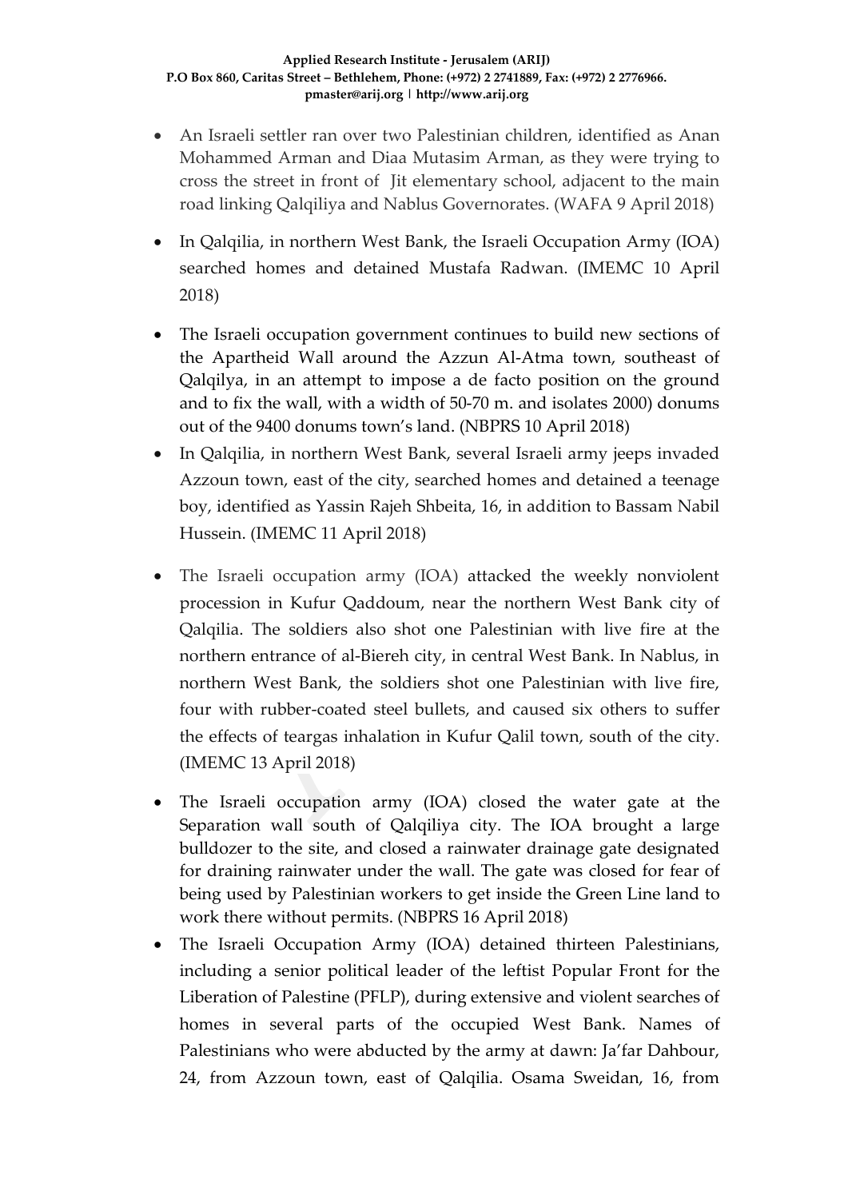- An Israeli settler ran over two Palestinian children, identified as Anan Mohammed Arman and Diaa Mutasim Arman, as they were trying to cross the street in front of Jit elementary school, adjacent to the main road linking Qalqiliya and Nablus Governorates. (WAFA 9 April 2018)
- In Qalqilia, in northern West Bank, the Israeli Occupation Army (IOA) searched homes and detained Mustafa Radwan. (IMEMC 10 April 2018)
- The Israeli occupation government continues to build new sections of the Apartheid Wall around the Azzun Al-Atma town, southeast of Qalqilya, in an attempt to impose a de facto position on the ground and to fix the wall, with a width of 50-70 m. and isolates 2000) donums out of the 9400 donums town's land. (NBPRS 10 April 2018)
- In Qalqilia, in northern West Bank, several Israeli army jeeps invaded Azzoun town, east of the city, searched homes and detained a teenage boy, identified as Yassin Rajeh Shbeita, 16, in addition to Bassam Nabil Hussein. (IMEMC 11 April 2018)
- The Israeli occupation army (IOA) attacked the weekly nonviolent procession in Kufur Qaddoum, near the northern West Bank city of Qalqilia. The soldiers also shot one Palestinian with live fire at the northern entrance of al-Biereh city, in central West Bank. In Nablus, in northern West Bank, the soldiers shot one Palestinian with live fire, four with rubber-coated steel bullets, and caused six others to suffer the effects of teargas inhalation in Kufur Qalil town, south of the city. (IMEMC 13 April 2018)
- The Israeli occupation army (IOA) closed the water gate at the Separation wall south of Qalqiliya city. The IOA brought a large bulldozer to the site, and closed a rainwater drainage gate designated for draining rainwater under the wall. The gate was closed for fear of being used by Palestinian workers to get inside the Green Line land to work there without permits. (NBPRS 16 April 2018)
- The Israeli Occupation Army (IOA) detained thirteen Palestinians, including a senior political leader of the leftist Popular Front for the Liberation of Palestine (PFLP), during extensive and violent searches of homes in several parts of the occupied West Bank. Names of Palestinians who were abducted by the army at dawn: Ja'far Dahbour, 24, from Azzoun town, east of Qalqilia. Osama Sweidan, 16, from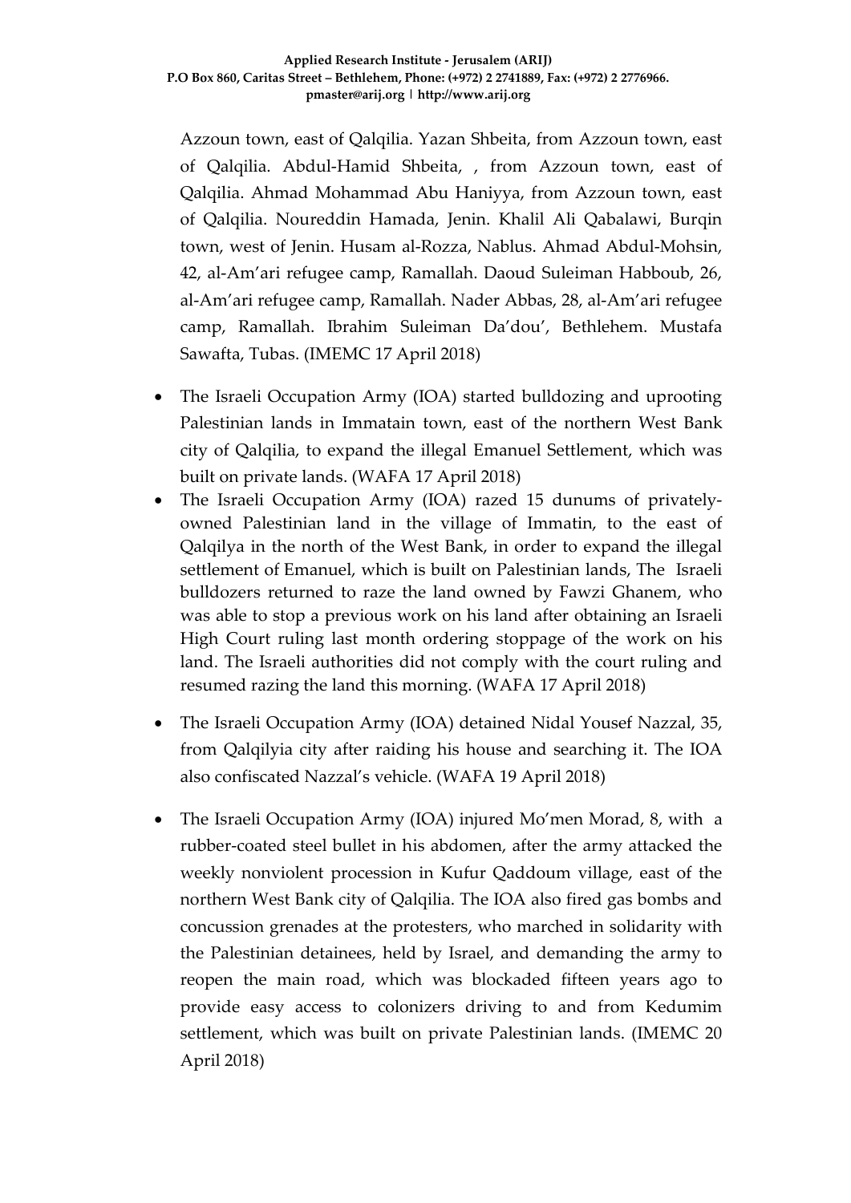Azzoun town, east of Qalqilia. Yazan Shbeita, from Azzoun town, east of Qalqilia. Abdul-Hamid Shbeita, , from Azzoun town, east of Qalqilia. Ahmad Mohammad Abu Haniyya, from Azzoun town, east of Qalqilia. Noureddin Hamada, Jenin. Khalil Ali Qabalawi, Burqin town, west of Jenin. Husam al-Rozza, Nablus. Ahmad Abdul-Mohsin, 42, al-Am'ari refugee camp, Ramallah. Daoud Suleiman Habboub, 26, al-Am'ari refugee camp, Ramallah. Nader Abbas, 28, al-Am'ari refugee camp, Ramallah. Ibrahim Suleiman Da'dou', Bethlehem. Mustafa Sawafta, Tubas. (IMEMC 17 April 2018)

- The Israeli Occupation Army (IOA) started bulldozing and uprooting Palestinian lands in Immatain town, east of the northern West Bank city of Qalqilia, to expand the illegal Emanuel Settlement, which was built on private lands. (WAFA 17 April 2018)
- The Israeli Occupation Army (IOA) razed 15 dunums of privately-owned Palestinian land in the village of Immatin, to the east of Qalqilya in the north of the West Bank, in order to expand the illegal settlement of Emanuel, which is built on Palestinian lands, The Israeli bulldozers returned to raze the land owned by Fawzi Ghanem, who was able to stop a previous work on his land after obtaining an Israeli High Court ruling last month ordering stoppage of the work on his land. The Israeli authorities did not comply with the court ruling and resumed razing the land this morning. (WAFA 17 April 2018)
- The Israeli Occupation Army (IOA) detained Nidal Yousef Nazzal, 35, from Qalqilyia city after raiding his house and searching it. The IOA also confiscated Nazzal's vehicle. (WAFA 19 April 2018)
- The Israeli Occupation Army (IOA) injured Mo'men Morad, 8, with a rubber-coated steel bullet in his abdomen, after the army attacked the weekly nonviolent procession in Kufur Qaddoum village, east of the northern West Bank city of Qalqilia. The IOA also fired gas bombs and concussion grenades at the protesters, who marched in solidarity with the Palestinian detainees, held by Israel, and demanding the army to reopen the main road, which was blockaded fifteen years ago to provide easy access to colonizers driving to and from Kedumim settlement, which was built on private Palestinian lands. (IMEMC 20 April 2018)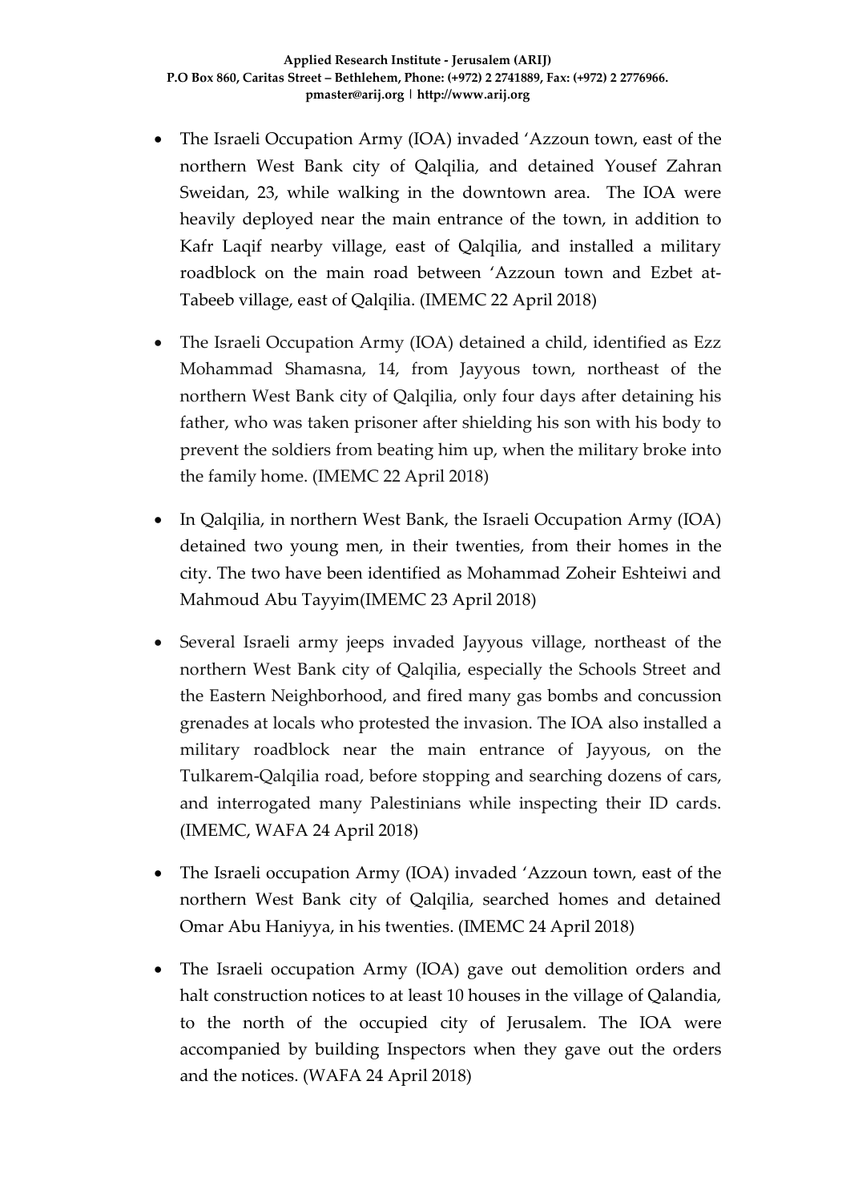- The Israeli Occupation Army (IOA) invaded 'Azzoun town, east of the northern West Bank city of Qalqilia, and detained Yousef Zahran Sweidan, 23, while walking in the downtown area. The IOA were heavily deployed near the main entrance of the town, in addition to Kafr Laqif nearby village, east of Qalqilia, and installed a military roadblock on the main road between 'Azzoun town and Ezbet at-Tabeeb village, east of Qalqilia. (IMEMC 22 April 2018)

- The Israeli Occupation Army (IOA) detained a child, identified as Ezz Mohammad Shamasna, 14, from Jayyous town, northeast of the northern West Bank city of Qalqilia, only four days after detaining his father, who was taken prisoner after shielding his son with his body to prevent the soldiers from beating him up, when the military broke into the family home. (IMEMC 22 April 2018)

- In Qalqilia, in northern West Bank, the Israeli Occupation Army (IOA) detained two young men, in their twenties, from their homes in the city. The two have been identified as Mohammad Zoheir Eshteiwi and Mahmoud Abu Tayyim(IMEMC 23 April 2018)

- Several Israeli army jeeps invaded Jayyous village, northeast of the northern West Bank city of Qalqilia, especially the Schools Street and the Eastern Neighborhood, and fired many gas bombs and concussion grenades at locals who protested the invasion. The IOA also installed a military roadblock near the main entrance of Jayyous, on the Tulkarem-Qalqilia road, before stopping and searching dozens of cars, and interrogated many Palestinians while inspecting their ID cards. (IMEMC, WAFA 24 April 2018)

- The Israeli occupation Army (IOA) invaded 'Azzoun town, east of the northern West Bank city of Qalqilia, searched homes and detained Omar Abu Haniyya, in his twenties. (IMEMC 24 April 2018)

- The Israeli occupation Army (IOA) gave out demolition orders and halt construction notices to at least 10 houses in the village of Qalandia, to the north of the occupied city of Jerusalem. The IOA were accompanied by building Inspectors when they gave out the orders and the notices. (WAFA 24 April 2018)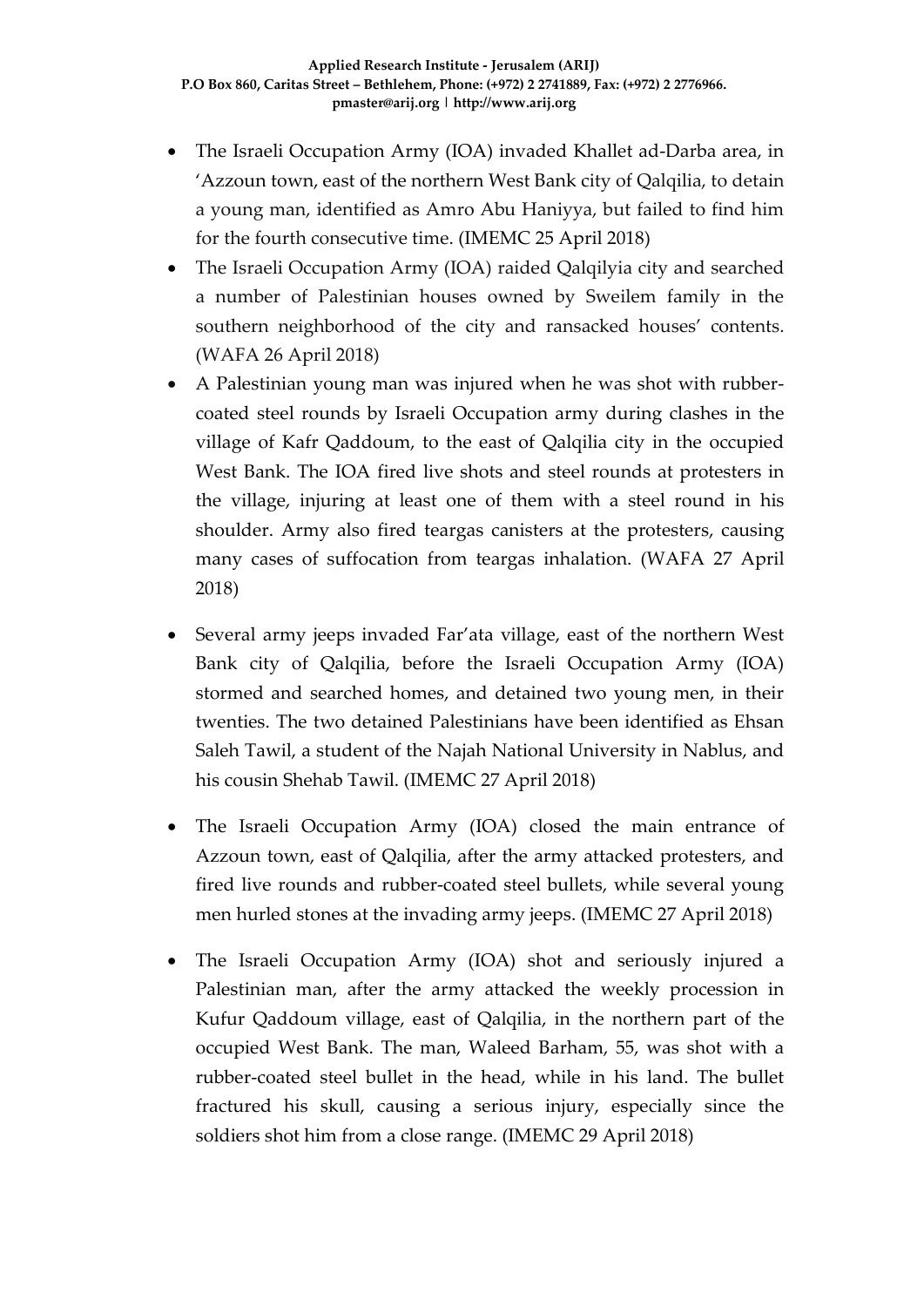- The Israeli Occupation Army (IOA) invaded Khallet ad-Darba area, in 'Azzoun town, east of the northern West Bank city of Qalqilia, to detain a young man, identified as Amro Abu Haniyya, but failed to find him for the fourth consecutive time. (IMEMC 25 April 2018)
- The Israeli Occupation Army (IOA) raided Qalqilyia city and searched a number of Palestinian houses owned by Sweilem family in the southern neighborhood of the city and ransacked houses' contents. (WAFA 26 April 2018)
- A Palestinian young man was injured when he was shot with rubber-coated steel rounds by Israeli Occupation army during clashes in the village of Kafr Qaddoum, to the east of Qalqilia city in the occupied West Bank. The IOA fired live shots and steel rounds at protesters in the village, injuring at least one of them with a steel round in his shoulder. Army also fired teargas canisters at the protesters, causing many cases of suffocation from teargas inhalation. (WAFA 27 April 2018)
- Several army jeeps invaded Far'ata village, east of the northern West Bank city of Qalqilia, before the Israeli Occupation Army (IOA) stormed and searched homes, and detained two young men, in their twenties. The two detained Palestinians have been identified as Ehsan Saleh Tawil, a student of the Najah National University in Nablus, and his cousin Shehab Tawil. (IMEMC 27 April 2018)
- The Israeli Occupation Army (IOA) closed the main entrance of Azzoun town, east of Qalqilia, after the army attacked protesters, and fired live rounds and rubber-coated steel bullets, while several young men hurled stones at the invading army jeeps. (IMEMC 27 April 2018)
- The Israeli Occupation Army (IOA) shot and seriously injured a Palestinian man, after the army attacked the weekly procession in Kufur Qaddoum village, east of Qalqilia, in the northern part of the occupied West Bank. The man, Waleed Barham, 55, was shot with a rubber-coated steel bullet in the head, while in his land. The bullet fractured his skull, causing a serious injury, especially since the soldiers shot him from a close range. (IMEMC 29 April 2018)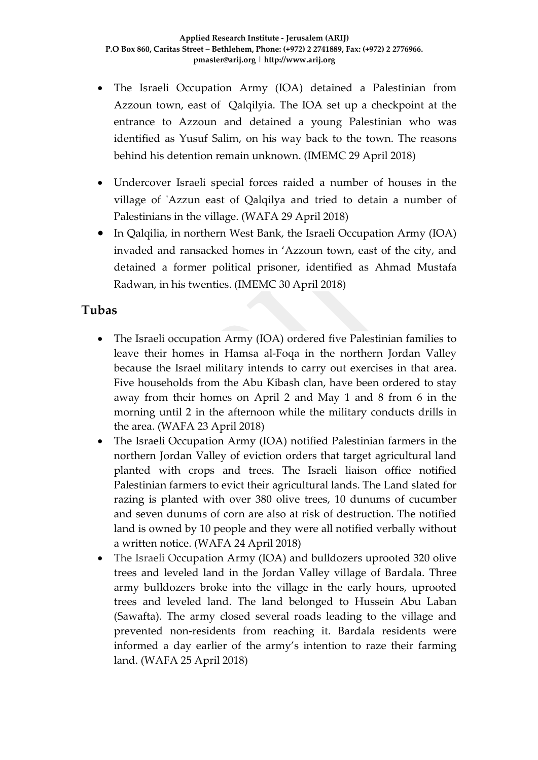- The Israeli Occupation Army (IOA) detained a Palestinian from Azzoun town, east of Qalqilyia. The IOA set up a checkpoint at the entrance to Azzoun and detained a young Palestinian who was identified as Yusuf Salim, on his way back to the town. The reasons behind his detention remain unknown. (IMEMC 29 April 2018)

- Undercover Israeli special forces raided a number of houses in the village of 'Azzun east of Qalqilya and tried to detain a number of Palestinians in the village. (WAFA 29 April 2018)
- In Qalqilia, in northern West Bank, the Israeli Occupation Army (IOA) invaded and ransacked homes in 'Azzoun town, east of the city, and detained a former political prisoner, identified as Ahmad Mustafa Radwan, in his twenties. (IMEMC 30 April 2018)

## Tubas

- The Israeli occupation Army (IOA) ordered five Palestinian families to leave their homes in Hamsa al-Foqa in the northern Jordan Valley because the Israel military intends to carry out exercises in that area. Five households from the Abu Kibash clan, have been ordered to stay away from their homes on April 2 and May 1 and 8 from 6 in the morning until 2 in the afternoon while the military conducts drills in the area. (WAFA 23 April 2018)
- The Israeli Occupation Army (IOA) notified Palestinian farmers in the northern Jordan Valley of eviction orders that target agricultural land planted with crops and trees. The Israeli liaison office notified Palestinian farmers to evict their agricultural lands. The Land slated for razing is planted with over 380 olive trees, 10 dunums of cucumber and seven dunums of corn are also at risk of destruction. The notified land is owned by 10 people and they were all notified verbally without a written notice. (WAFA 24 April 2018)
- The Israeli Occupation Army (IOA) and bulldozers uprooted 320 olive trees and leveled land in the Jordan Valley village of Bardala. Three army bulldozers broke into the village in the early hours, uprooted trees and leveled land. The land belonged to Hussein Abu Laban (Sawafta). The army closed several roads leading to the village and prevented non-residents from reaching it. Bardala residents were informed a day earlier of the army's intention to raze their farming land. (WAFA 25 April 2018)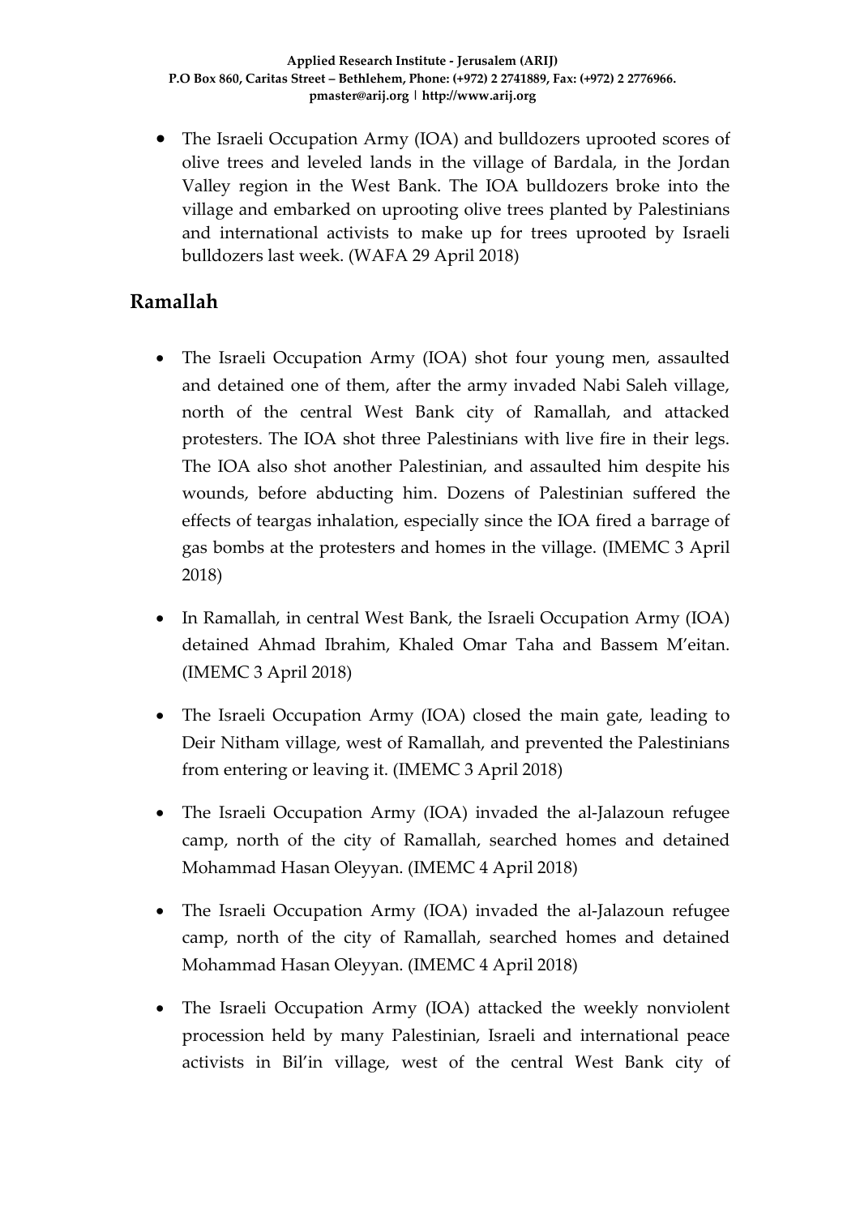- The Israeli Occupation Army (IOA) and bulldozers uprooted scores of olive trees and leveled lands in the village of Bardala, in the Jordan Valley region in the West Bank. The IOA bulldozers broke into the village and embarked on uprooting olive trees planted by Palestinians and international activists to make up for trees uprooted by Israeli bulldozers last week. (WAFA 29 April 2018)

## Ramallah

- The Israeli Occupation Army (IOA) shot four young men, assaulted and detained one of them, after the army invaded Nabi Saleh village, north of the central West Bank city of Ramallah, and attacked protesters. The IOA shot three Palestinians with live fire in their legs. The IOA also shot another Palestinian, and assaulted him despite his wounds, before abducting him. Dozens of Palestinian suffered the effects of teargas inhalation, especially since the IOA fired a barrage of gas bombs at the protesters and homes in the village. (IMEMC 3 April 2018)
- In Ramallah, in central West Bank, the Israeli Occupation Army (IOA) detained Ahmad Ibrahim, Khaled Omar Taha and Bassem M'eitan. (IMEMC 3 April 2018)
- The Israeli Occupation Army (IOA) closed the main gate, leading to Deir Nitham village, west of Ramallah, and prevented the Palestinians from entering or leaving it. (IMEMC 3 April 2018)
- The Israeli Occupation Army (IOA) invaded the al-Jalazoun refugee camp, north of the city of Ramallah, searched homes and detained Mohammad Hasan Oleyyan. (IMEMC 4 April 2018)
- The Israeli Occupation Army (IOA) invaded the al-Jalazoun refugee camp, north of the city of Ramallah, searched homes and detained Mohammad Hasan Oleyyan. (IMEMC 4 April 2018)
- The Israeli Occupation Army (IOA) attacked the weekly nonviolent procession held by many Palestinian, Israeli and international peace activists in Bil'in village, west of the central West Bank city of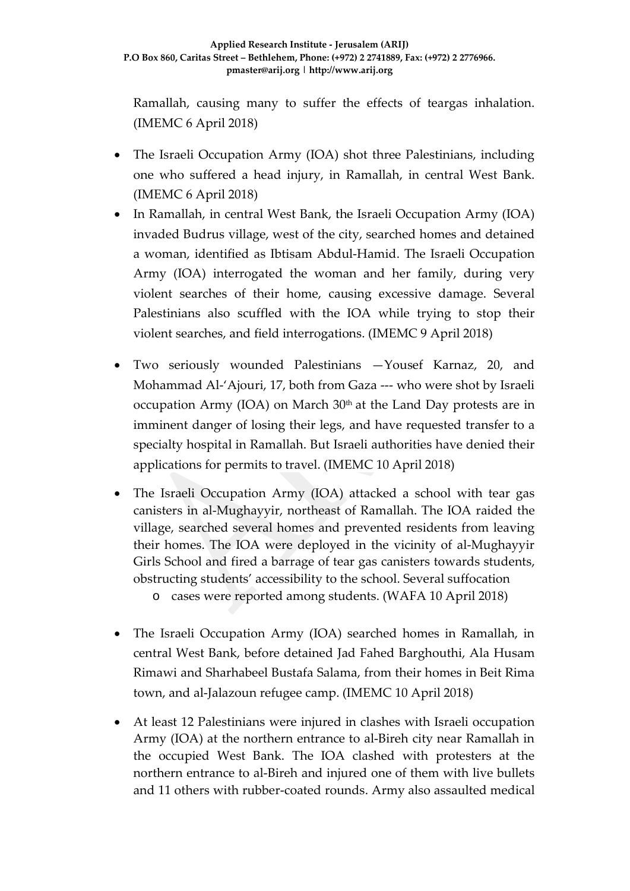Ramallah, causing many to suffer the effects of teargas inhalation. (IMEMC 6 April 2018)

- The Israeli Occupation Army (IOA) shot three Palestinians, including one who suffered a head injury, in Ramallah, in central West Bank. (IMEMC 6 April 2018)
- In Ramallah, in central West Bank, the Israeli Occupation Army (IOA) invaded Budrus village, west of the city, searched homes and detained a woman, identified as Ibtisam Abdul-Hamid. The Israeli Occupation Army (IOA) interrogated the woman and her family, during very violent searches of their home, causing excessive damage. Several Palestinians also scuffled with the IOA while trying to stop their violent searches, and field interrogations. (IMEMC 9 April 2018)
- Two seriously wounded Palestinians —Yousef Karnaz, 20, and Mohammad Al-'Ajouri, 17, both from Gaza --- who were shot by Israeli occupation Army (IOA) on March 30th at the Land Day protests are in imminent danger of losing their legs, and have requested transfer to a specialty hospital in Ramallah. But Israeli authorities have denied their applications for permits to travel. (IMEMC 10 April 2018)
- The Israeli Occupation Army (IOA) attacked a school with tear gas canisters in al-Mughayyir, northeast of Ramallah. The IOA raided the village, searched several homes and prevented residents from leaving their homes. The IOA were deployed in the vicinity of al-Mughayyir Girls School and fired a barrage of tear gas canisters towards students, obstructing students' accessibility to the school. Several suffocation
  - cases were reported among students. (WAFA 10 April 2018)
- The Israeli Occupation Army (IOA) searched homes in Ramallah, in central West Bank, before detained Jad Fahed Barghouthi, Ala Husam Rimawi and Sharhabeel Bustafa Salama, from their homes in Beit Rima town, and al-Jalazoun refugee camp. (IMEMC 10 April 2018)
- At least 12 Palestinians were injured in clashes with Israeli occupation Army (IOA) at the northern entrance to al-Bireh city near Ramallah in the occupied West Bank. The IOA clashed with protesters at the northern entrance to al-Bireh and injured one of them with live bullets and 11 others with rubber-coated rounds. Army also assaulted medical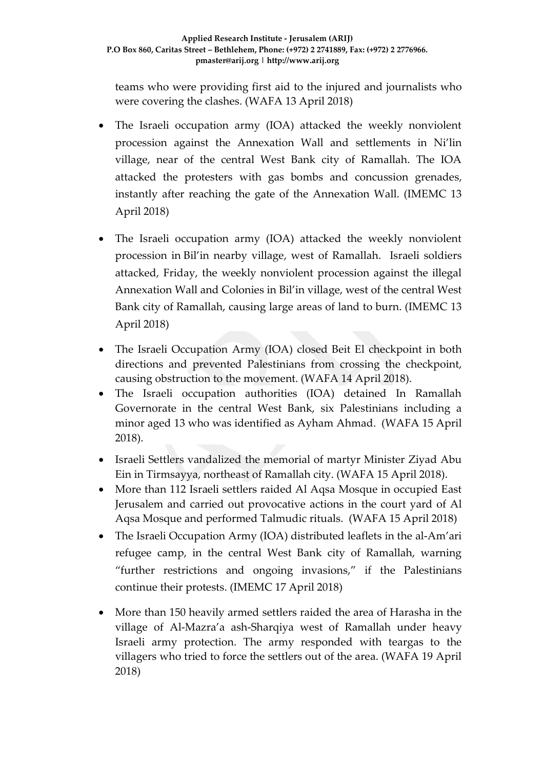teams who were providing first aid to the injured and journalists who were covering the clashes. (WAFA 13 April 2018)

- The Israeli occupation army (IOA) attacked the weekly nonviolent procession against the Annexation Wall and settlements in Ni'lin village, near of the central West Bank city of Ramallah. The IOA attacked the protesters with gas bombs and concussion grenades, instantly after reaching the gate of the Annexation Wall. (IMEMC 13 April 2018)

- The Israeli occupation army (IOA) attacked the weekly nonviolent procession in Bil'in nearby village, west of Ramallah. Israeli soldiers attacked, Friday, the weekly nonviolent procession against the illegal Annexation Wall and Colonies in Bil'in village, west of the central West Bank city of Ramallah, causing large areas of land to burn. (IMEMC 13 April 2018)

- The Israeli Occupation Army (IOA) closed Beit El checkpoint in both directions and prevented Palestinians from crossing the checkpoint, causing obstruction to the movement. (WAFA 14 April 2018).
- The Israeli occupation authorities (IOA) detained In Ramallah Governorate in the central West Bank, six Palestinians including a minor aged 13 who was identified as Ayham Ahmad. (WAFA 15 April 2018).
- Israeli Settlers vandalized the memorial of martyr Minister Ziyad Abu Ein in Tirmsayya, northeast of Ramallah city. (WAFA 15 April 2018).
- More than 112 Israeli settlers raided Al Aqsa Mosque in occupied East Jerusalem and carried out provocative actions in the court yard of Al Aqsa Mosque and performed Talmudic rituals. (WAFA 15 April 2018)
- The Israeli Occupation Army (IOA) distributed leaflets in the al-Am'ari refugee camp, in the central West Bank city of Ramallah, warning "further restrictions and ongoing invasions," if the Palestinians continue their protests. (IMEMC 17 April 2018)

- More than 150 heavily armed settlers raided the area of Harasha in the village of Al-Mazra'a ash-Sharqiya west of Ramallah under heavy Israeli army protection. The army responded with teargas to the villagers who tried to force the settlers out of the area. (WAFA 19 April 2018)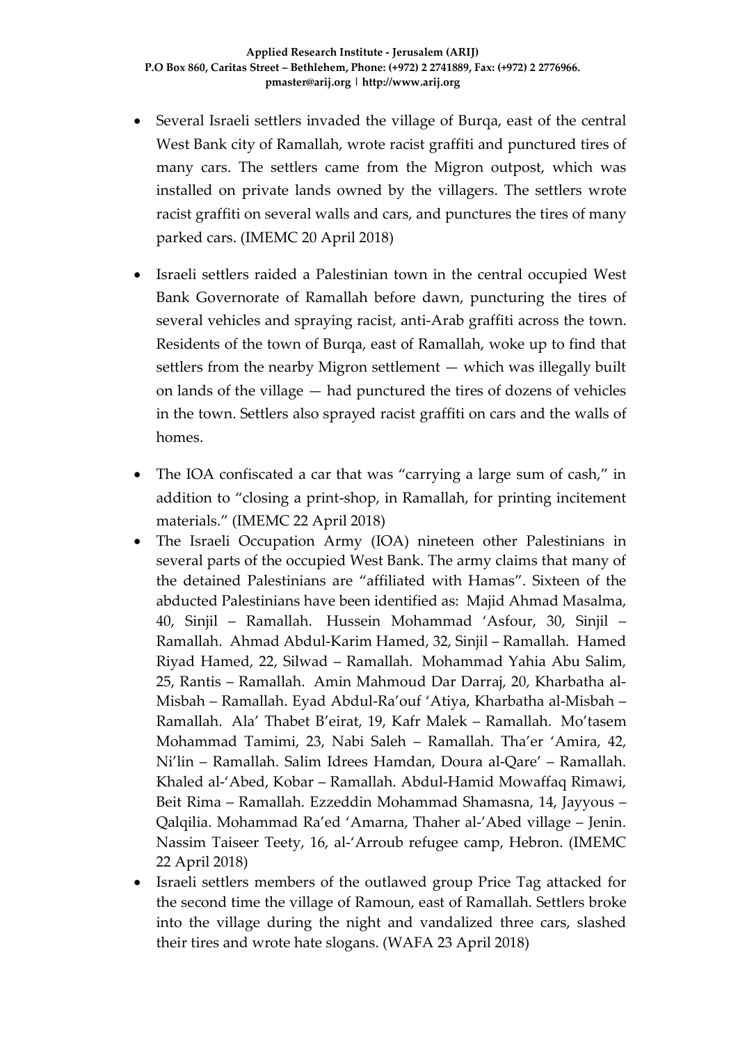- Several Israeli settlers invaded the village of Burqa, east of the central West Bank city of Ramallah, wrote racist graffiti and punctured tires of many cars. The settlers came from the Migron outpost, which was installed on private lands owned by the villagers. The settlers wrote racist graffiti on several walls and cars, and punctures the tires of many parked cars. (IMEMC 20 April 2018)

- Israeli settlers raided a Palestinian town in the central occupied West Bank Governorate of Ramallah before dawn, puncturing the tires of several vehicles and spraying racist, anti-Arab graffiti across the town. Residents of the town of Burqa, east of Ramallah, woke up to find that settlers from the nearby Migron settlement — which was illegally built on lands of the village — had punctured the tires of dozens of vehicles in the town. Settlers also sprayed racist graffiti on cars and the walls of homes.

- The IOA confiscated a car that was "carrying a large sum of cash," in addition to "closing a print-shop, in Ramallah, for printing incitement materials." (IMEMC 22 April 2018)
- The Israeli Occupation Army (IOA) nineteen other Palestinians in several parts of the occupied West Bank. The army claims that many of the detained Palestinians are "affiliated with Hamas". Sixteen of the abducted Palestinians have been identified as: Majid Ahmad Masalma, 40, Sinjil – Ramallah. Hussein Mohammad 'Asfour, 30, Sinjil – Ramallah. Ahmad Abdul-Karim Hamed, 32, Sinjil – Ramallah. Hamed Riyad Hamed, 22, Silwad – Ramallah. Mohammad Yahia Abu Salim, 25, Rantis – Ramallah. Amin Mahmoud Dar Darraj, 20, Kharbatha al-Misbah – Ramallah. Eyad Abdul-Ra'ouf 'Atiya, Kharbatha al-Misbah – Ramallah. Ala' Thabet B'eirat, 19, Kafr Malek – Ramallah. Mo'tasem Mohammad Tamimi, 23, Nabi Saleh – Ramallah. Tha'er 'Amira, 42, Ni'lin – Ramallah. Salim Idrees Hamdan, Doura al-Qare' – Ramallah. Khaled al-'Abed, Kobar – Ramallah. Abdul-Hamid Mowaffaq Rimawi, Beit Rima – Ramallah. Ezzeddin Mohammad Shamasna, 14, Jayyous – Qalqilia. Mohammad Ra'ed 'Amarna, Thaher al-'Abed village – Jenin. Nassim Taiseer Teety, 16, al-'Arroub refugee camp, Hebron. (IMEMC 22 April 2018)
- Israeli settlers members of the outlawed group Price Tag attacked for the second time the village of Ramoun, east of Ramallah. Settlers broke into the village during the night and vandalized three cars, slashed their tires and wrote hate slogans. (WAFA 23 April 2018)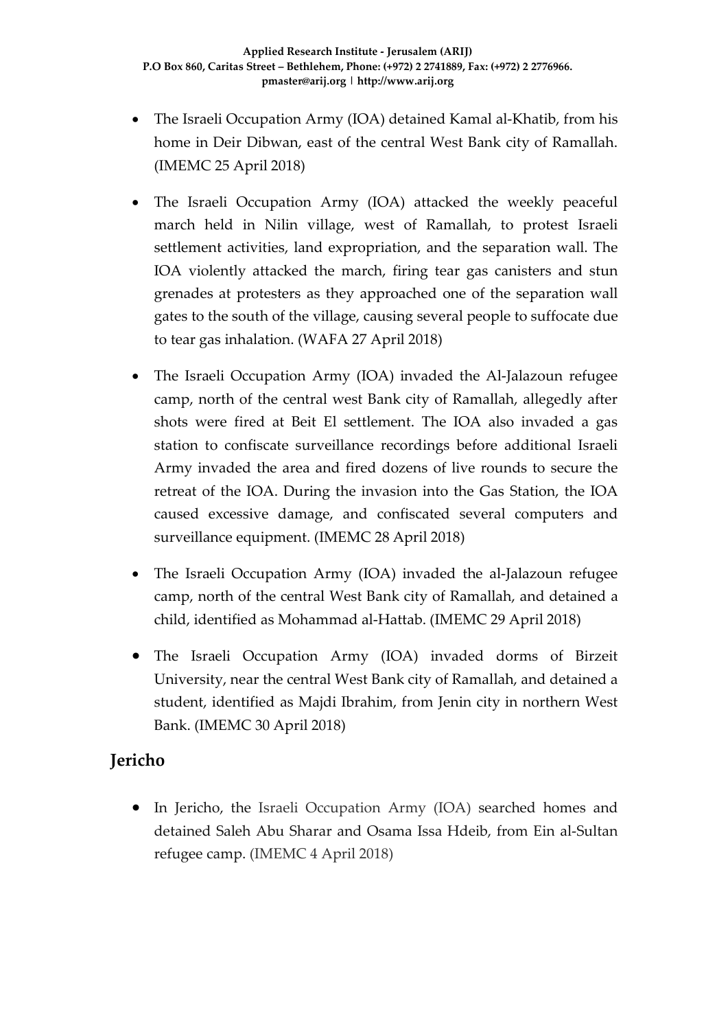- The Israeli Occupation Army (IOA) detained Kamal al-Khatib, from his home in Deir Dibwan, east of the central West Bank city of Ramallah. (IMEMC 25 April 2018)

- The Israeli Occupation Army (IOA) attacked the weekly peaceful march held in Nilin village, west of Ramallah, to protest Israeli settlement activities, land expropriation, and the separation wall. The IOA violently attacked the march, firing tear gas canisters and stun grenades at protesters as they approached one of the separation wall gates to the south of the village, causing several people to suffocate due to tear gas inhalation. (WAFA 27 April 2018)

- The Israeli Occupation Army (IOA) invaded the Al-Jalazoun refugee camp, north of the central west Bank city of Ramallah, allegedly after shots were fired at Beit El settlement. The IOA also invaded a gas station to confiscate surveillance recordings before additional Israeli Army invaded the area and fired dozens of live rounds to secure the retreat of the IOA. During the invasion into the Gas Station, the IOA caused excessive damage, and confiscated several computers and surveillance equipment. (IMEMC 28 April 2018)

- The Israeli Occupation Army (IOA) invaded the al-Jalazoun refugee camp, north of the central West Bank city of Ramallah, and detained a child, identified as Mohammad al-Hattab. (IMEMC 29 April 2018)

- The Israeli Occupation Army (IOA) invaded dorms of Birzeit University, near the central West Bank city of Ramallah, and detained a student, identified as Majdi Ibrahim, from Jenin city in northern West Bank. (IMEMC 30 April 2018)

## Jericho

- In Jericho, the Israeli Occupation Army (IOA) searched homes and detained Saleh Abu Sharar and Osama Issa Hdeib, from Ein al-Sultan refugee camp. (IMEMC 4 April 2018)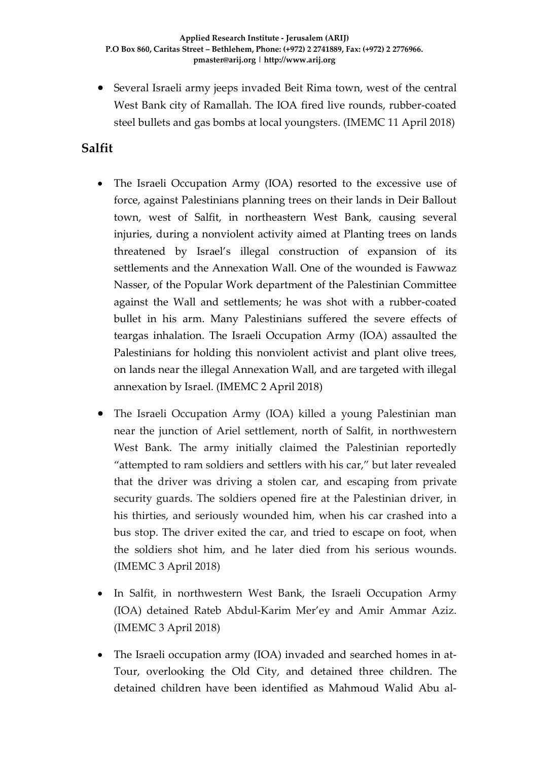- Several Israeli army jeeps invaded Beit Rima town, west of the central West Bank city of Ramallah. The IOA fired live rounds, rubber-coated steel bullets and gas bombs at local youngsters. (IMEMC 11 April 2018)

## Salfit

- The Israeli Occupation Army (IOA) resorted to the excessive use of force, against Palestinians planning trees on their lands in Deir Ballout town, west of Salfit, in northeastern West Bank, causing several injuries, during a nonviolent activity aimed at Planting trees on lands threatened by Israel's illegal construction of expansion of its settlements and the Annexation Wall. One of the wounded is Fawwaz Nasser, of the Popular Work department of the Palestinian Committee against the Wall and settlements; he was shot with a rubber-coated bullet in his arm. Many Palestinians suffered the severe effects of teargas inhalation. The Israeli Occupation Army (IOA) assaulted the Palestinians for holding this nonviolent activist and plant olive trees, on lands near the illegal Annexation Wall, and are targeted with illegal annexation by Israel. (IMEMC 2 April 2018)
- The Israeli Occupation Army (IOA) killed a young Palestinian man near the junction of Ariel settlement, north of Salfit, in northwestern West Bank. The army initially claimed the Palestinian reportedly "attempted to ram soldiers and settlers with his car," but later revealed that the driver was driving a stolen car, and escaping from private security guards. The soldiers opened fire at the Palestinian driver, in his thirties, and seriously wounded him, when his car crashed into a bus stop. The driver exited the car, and tried to escape on foot, when the soldiers shot him, and he later died from his serious wounds. (IMEMC 3 April 2018)
- In Salfit, in northwestern West Bank, the Israeli Occupation Army (IOA) detained Rateb Abdul-Karim Mer'ey and Amir Ammar Aziz. (IMEMC 3 April 2018)
- The Israeli occupation army (IOA) invaded and searched homes in at-Tour, overlooking the Old City, and detained three children. The detained children have been identified as Mahmoud Walid Abu al-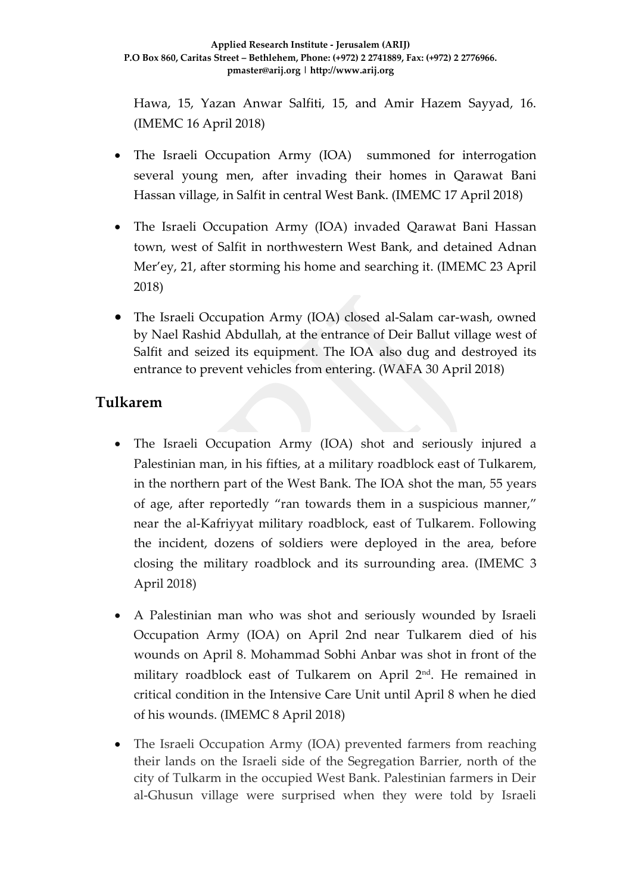Hawa, 15, Yazan Anwar Salfiti, 15, and Amir Hazem Sayyad, 16. (IMEMC 16 April 2018)

- The Israeli Occupation Army (IOA) summoned for interrogation several young men, after invading their homes in Qarawat Bani Hassan village, in Salfit in central West Bank. (IMEMC 17 April 2018)
- The Israeli Occupation Army (IOA) invaded Qarawat Bani Hassan town, west of Salfit in northwestern West Bank, and detained Adnan Mer'ey, 21, after storming his home and searching it. (IMEMC 23 April 2018)
- The Israeli Occupation Army (IOA) closed al-Salam car-wash, owned by Nael Rashid Abdullah, at the entrance of Deir Ballut village west of Salfit and seized its equipment. The IOA also dug and destroyed its entrance to prevent vehicles from entering. (WAFA 30 April 2018)

## Tulkarem

- The Israeli Occupation Army (IOA) shot and seriously injured a Palestinian man, in his fifties, at a military roadblock east of Tulkarem, in the northern part of the West Bank. The IOA shot the man, 55 years of age, after reportedly "ran towards them in a suspicious manner," near the al-Kafriyyat military roadblock, east of Tulkarem. Following the incident, dozens of soldiers were deployed in the area, before closing the military roadblock and its surrounding area. (IMEMC 3 April 2018)
- A Palestinian man who was shot and seriously wounded by Israeli Occupation Army (IOA) on April 2nd near Tulkarem died of his wounds on April 8. Mohammad Sobhi Anbar was shot in front of the military roadblock east of Tulkarem on April 2nd. He remained in critical condition in the Intensive Care Unit until April 8 when he died of his wounds. (IMEMC 8 April 2018)
- The Israeli Occupation Army (IOA) prevented farmers from reaching their lands on the Israeli side of the Segregation Barrier, north of the city of Tulkarm in the occupied West Bank. Palestinian farmers in Deir al-Ghusun village were surprised when they were told by Israeli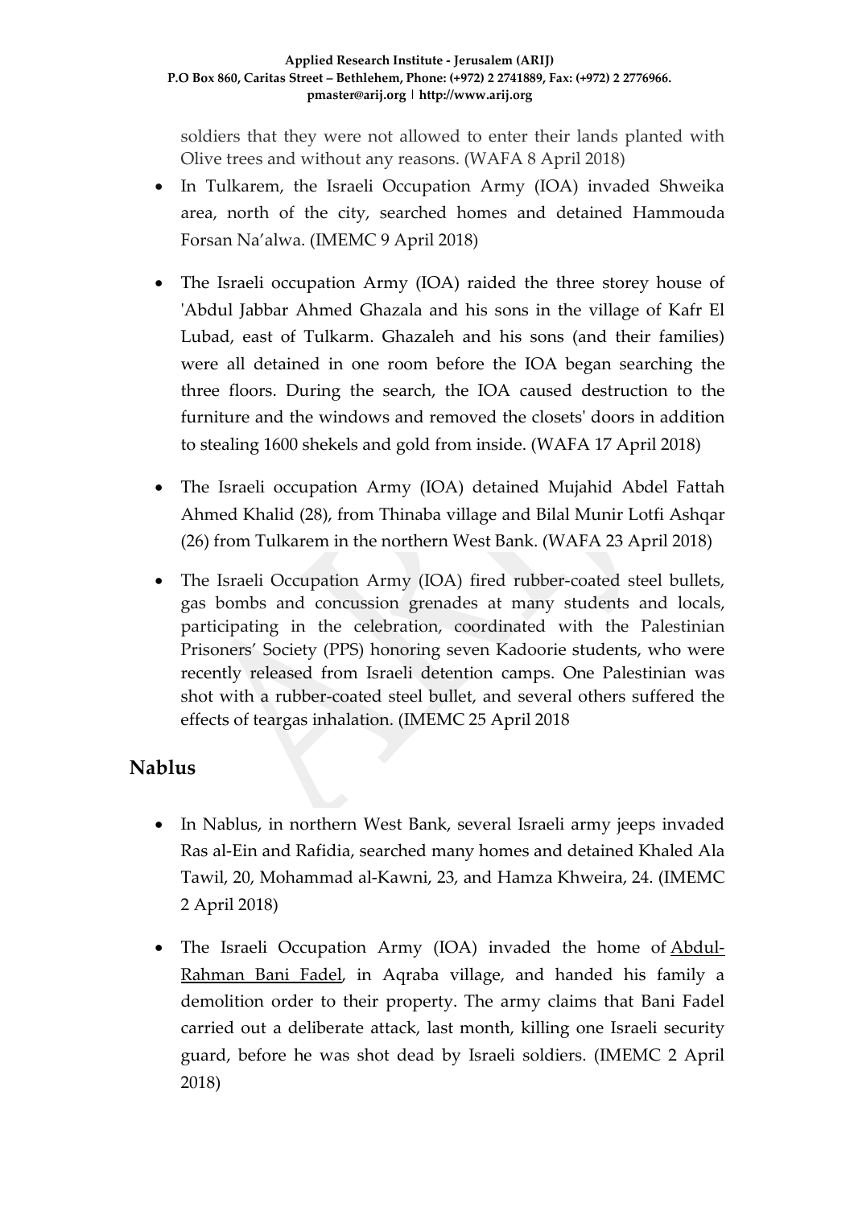soldiers that they were not allowed to enter their lands planted with Olive trees and without any reasons. (WAFA 8 April 2018)

- In Tulkarem, the Israeli Occupation Army (IOA) invaded Shweika area, north of the city, searched homes and detained Hammouda Forsan Na'alwa. (IMEMC 9 April 2018)
- The Israeli occupation Army (IOA) raided the three storey house of 'Abdul Jabbar Ahmed Ghazala and his sons in the village of Kafr El Lubad, east of Tulkarm. Ghazaleh and his sons (and their families) were all detained in one room before the IOA began searching the three floors. During the search, the IOA caused destruction to the furniture and the windows and removed the closets' doors in addition to stealing 1600 shekels and gold from inside. (WAFA 17 April 2018)
- The Israeli occupation Army (IOA) detained Mujahid Abdel Fattah Ahmed Khalid (28), from Thinaba village and Bilal Munir Lotfi Ashqar (26) from Tulkarem in the northern West Bank. (WAFA 23 April 2018)
- The Israeli Occupation Army (IOA) fired rubber-coated steel bullets, gas bombs and concussion grenades at many students and locals, participating in the celebration, coordinated with the Palestinian Prisoners' Society (PPS) honoring seven Kadoorie students, who were recently released from Israeli detention camps. One Palestinian was shot with a rubber-coated steel bullet, and several others suffered the effects of teargas inhalation. (IMEMC 25 April 2018

## Nablus

- In Nablus, in northern West Bank, several Israeli army jeeps invaded Ras al-Ein and Rafidia, searched many homes and detained Khaled Ala Tawil, 20, Mohammad al-Kawni, 23, and Hamza Khweira, 24. (IMEMC 2 April 2018)
- The Israeli Occupation Army (IOA) invaded the home of Abdul-Rahman Bani Fadel, in Aqraba village, and handed his family a demolition order to their property. The army claims that Bani Fadel carried out a deliberate attack, last month, killing one Israeli security guard, before he was shot dead by Israeli soldiers. (IMEMC 2 April 2018)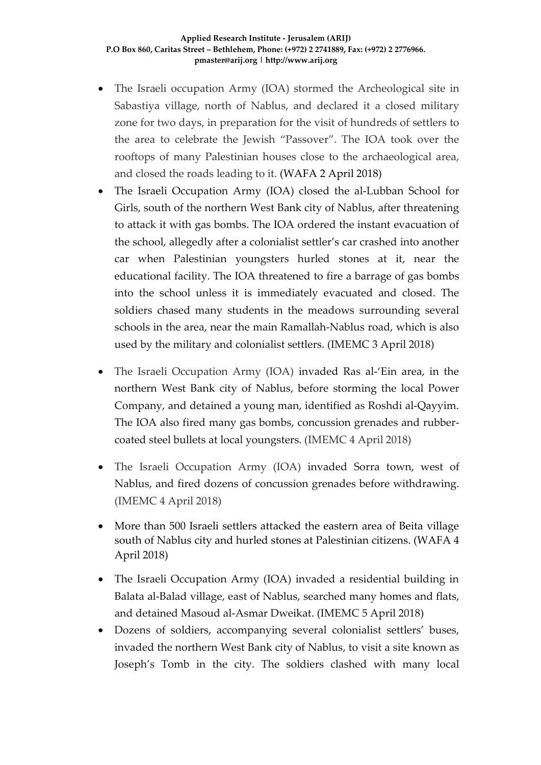- The Israeli occupation Army (IOA) stormed the Archeological site in Sabastiya village, north of Nablus, and declared it a closed military zone for two days, in preparation for the visit of hundreds of settlers to the area to celebrate the Jewish "Passover". The IOA took over the rooftops of many Palestinian houses close to the archaeological area, and closed the roads leading to it. (WAFA 2 April 2018)
- The Israeli Occupation Army (IOA) closed the al-Lubban School for Girls, south of the northern West Bank city of Nablus, after threatening to attack it with gas bombs. The IOA ordered the instant evacuation of the school, allegedly after a colonialist settler's car crashed into another car when Palestinian youngsters hurled stones at it, near the educational facility. The IOA threatened to fire a barrage of gas bombs into the school unless it is immediately evacuated and closed. The soldiers chased many students in the meadows surrounding several schools in the area, near the main Ramallah-Nablus road, which is also used by the military and colonialist settlers. (IMEMC 3 April 2018)
- The Israeli Occupation Army (IOA) invaded Ras al-'Ein area, in the northern West Bank city of Nablus, before storming the local Power Company, and detained a young man, identified as Roshdi al-Qayyim. The IOA also fired many gas bombs, concussion grenades and rubber-coated steel bullets at local youngsters. (IMEMC 4 April 2018)
- The Israeli Occupation Army (IOA) invaded Sorra town, west of Nablus, and fired dozens of concussion grenades before withdrawing. (IMEMC 4 April 2018)
- More than 500 Israeli settlers attacked the eastern area of Beita village south of Nablus city and hurled stones at Palestinian citizens. (WAFA 4 April 2018)
- The Israeli Occupation Army (IOA) invaded a residential building in Balata al-Balad village, east of Nablus, searched many homes and flats, and detained Masoud al-Asmar Dweikat. (IMEMC 5 April 2018)
- Dozens of soldiers, accompanying several colonialist settlers' buses, invaded the northern West Bank city of Nablus, to visit a site known as Joseph's Tomb in the city. The soldiers clashed with many local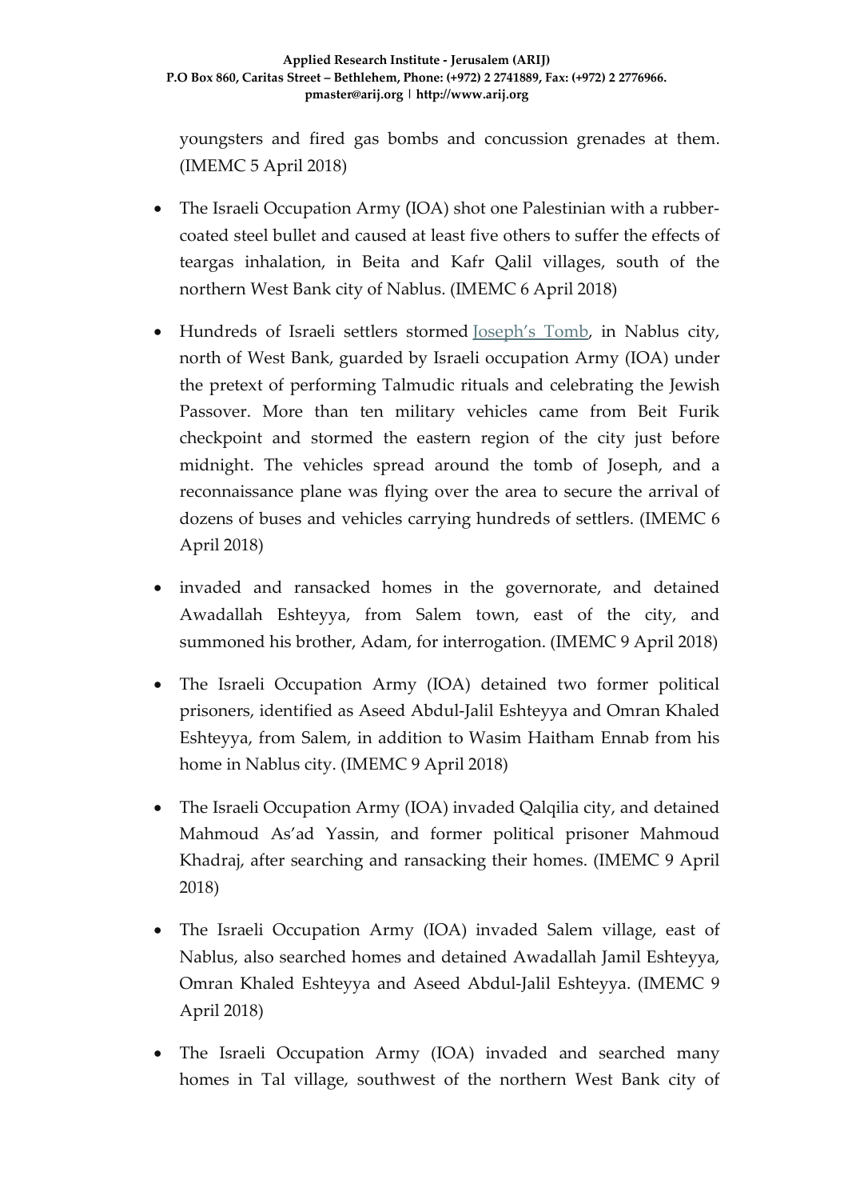youngsters and fired gas bombs and concussion grenades at them. (IMEMC 5 April 2018)

- The Israeli Occupation Army (IOA) shot one Palestinian with a rubber-coated steel bullet and caused at least five others to suffer the effects of teargas inhalation, in Beita and Kafr Qalil villages, south of the northern West Bank city of Nablus. (IMEMC 6 April 2018)
- Hundreds of Israeli settlers stormed Joseph's Tomb, in Nablus city, north of West Bank, guarded by Israeli occupation Army (IOA) under the pretext of performing Talmudic rituals and celebrating the Jewish Passover. More than ten military vehicles came from Beit Furik checkpoint and stormed the eastern region of the city just before midnight. The vehicles spread around the tomb of Joseph, and a reconnaissance plane was flying over the area to secure the arrival of dozens of buses and vehicles carrying hundreds of settlers. (IMEMC 6 April 2018)
- invaded and ransacked homes in the governorate, and detained Awadallah Eshteyya, from Salem town, east of the city, and summoned his brother, Adam, for interrogation. (IMEMC 9 April 2018)
- The Israeli Occupation Army (IOA) detained two former political prisoners, identified as Aseed Abdul-Jalil Eshteyya and Omran Khaled Eshteyya, from Salem, in addition to Wasim Haitham Ennab from his home in Nablus city. (IMEMC 9 April 2018)
- The Israeli Occupation Army (IOA) invaded Qalqilia city, and detained Mahmoud As'ad Yassin, and former political prisoner Mahmoud Khadraj, after searching and ransacking their homes. (IMEMC 9 April 2018)
- The Israeli Occupation Army (IOA) invaded Salem village, east of Nablus, also searched homes and detained Awadallah Jamil Eshteyya, Omran Khaled Eshteyya and Aseed Abdul-Jalil Eshteyya. (IMEMC 9 April 2018)
- The Israeli Occupation Army (IOA) invaded and searched many homes in Tal village, southwest of the northern West Bank city of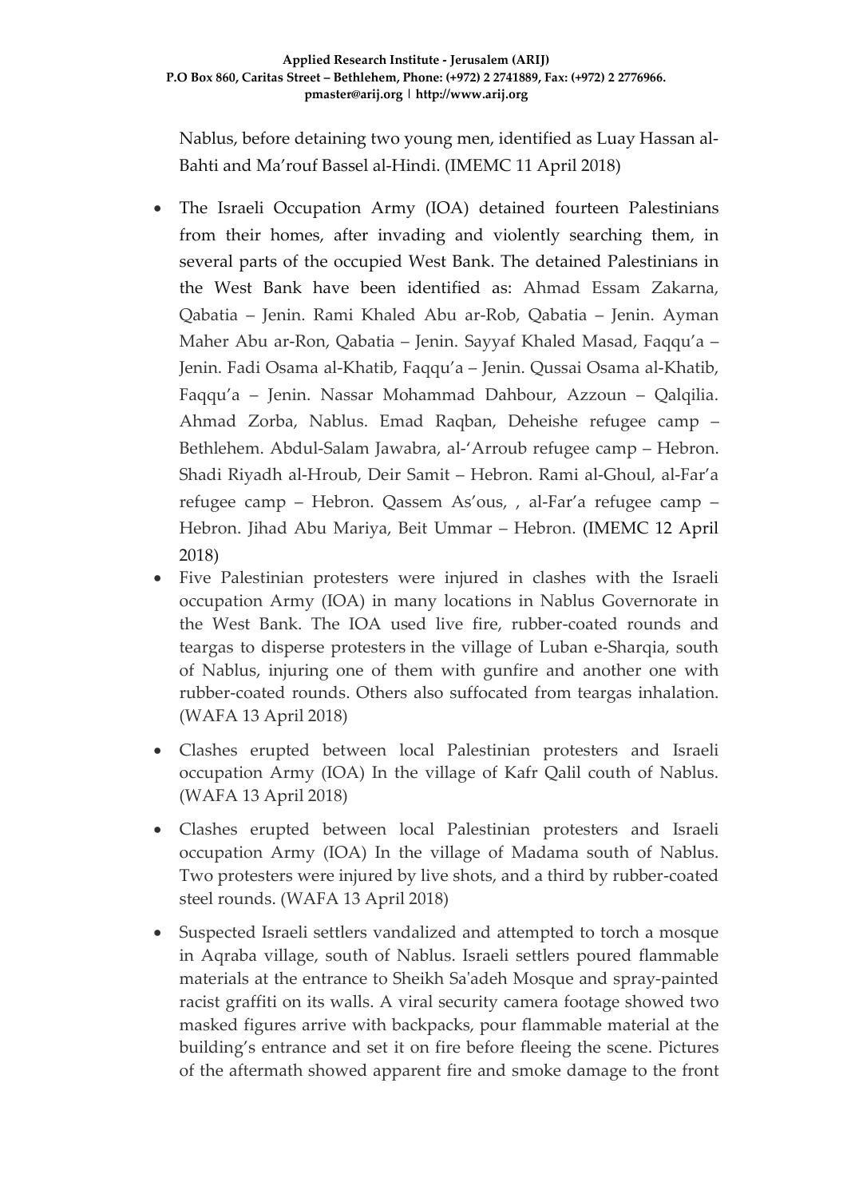Nablus, before detaining two young men, identified as Luay Hassan al-Bahti and Ma'rouf Bassel al-Hindi. (IMEMC 11 April 2018)

- The Israeli Occupation Army (IOA) detained fourteen Palestinians from their homes, after invading and violently searching them, in several parts of the occupied West Bank. The detained Palestinians in the West Bank have been identified as: Ahmad Essam Zakarna, Qabatia – Jenin. Rami Khaled Abu ar-Rob, Qabatia – Jenin. Ayman Maher Abu ar-Ron, Qabatia – Jenin. Sayyaf Khaled Masad, Faqqu'a – Jenin. Fadi Osama al-Khatib, Faqqu'a – Jenin. Qussai Osama al-Khatib, Faqqu'a – Jenin. Nassar Mohammad Dahbour, Azzoun – Qalqilia. Ahmad Zorba, Nablus. Emad Raqban, Deheishe refugee camp – Bethlehem. Abdul-Salam Jawabra, al-'Arroub refugee camp – Hebron. Shadi Riyadh al-Hroub, Deir Samit – Hebron. Rami al-Ghoul, al-Far'a refugee camp – Hebron. Qassem As'ous, , al-Far'a refugee camp – Hebron. Jihad Abu Mariya, Beit Ummar – Hebron. (IMEMC 12 April 2018)
- Five Palestinian protesters were injured in clashes with the Israeli occupation Army (IOA) in many locations in Nablus Governorate in the West Bank. The IOA used live fire, rubber-coated rounds and teargas to disperse protesters in the village of Luban e-Sharqia, south of Nablus, injuring one of them with gunfire and another one with rubber-coated rounds. Others also suffocated from teargas inhalation. (WAFA 13 April 2018)
- Clashes erupted between local Palestinian protesters and Israeli occupation Army (IOA) In the village of Kafr Qalil couth of Nablus. (WAFA 13 April 2018)
- Clashes erupted between local Palestinian protesters and Israeli occupation Army (IOA) In the village of Madama south of Nablus. Two protesters were injured by live shots, and a third by rubber-coated steel rounds. (WAFA 13 April 2018)
- Suspected Israeli settlers vandalized and attempted to torch a mosque in Aqraba village, south of Nablus. Israeli settlers poured flammable materials at the entrance to Sheikh Sa'adeh Mosque and spray-painted racist graffiti on its walls. A viral security camera footage showed two masked figures arrive with backpacks, pour flammable material at the building's entrance and set it on fire before fleeing the scene. Pictures of the aftermath showed apparent fire and smoke damage to the front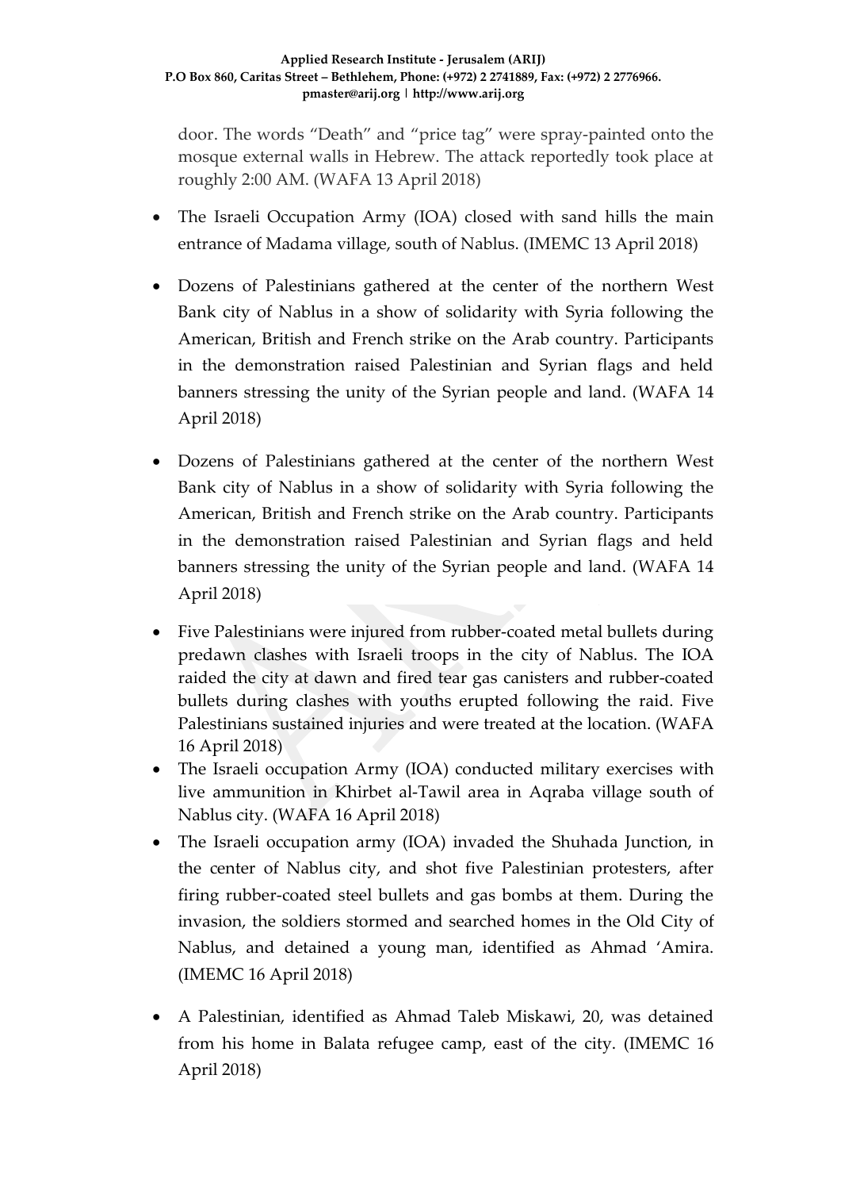door. The words “Death” and “price tag” were spray-painted onto the mosque external walls in Hebrew. The attack reportedly took place at roughly 2:00 AM. (WAFA 13 April 2018)

- The Israeli Occupation Army (IOA) closed with sand hills the main entrance of Madama village, south of Nablus. (IMEMC 13 April 2018)
- Dozens of Palestinians gathered at the center of the northern West Bank city of Nablus in a show of solidarity with Syria following the American, British and French strike on the Arab country. Participants in the demonstration raised Palestinian and Syrian flags and held banners stressing the unity of the Syrian people and land. (WAFA 14 April 2018)
- Dozens of Palestinians gathered at the center of the northern West Bank city of Nablus in a show of solidarity with Syria following the American, British and French strike on the Arab country. Participants in the demonstration raised Palestinian and Syrian flags and held banners stressing the unity of the Syrian people and land. (WAFA 14 April 2018)
- Five Palestinians were injured from rubber-coated metal bullets during predawn clashes with Israeli troops in the city of Nablus. The IOA raided the city at dawn and fired tear gas canisters and rubber-coated bullets during clashes with youths erupted following the raid. Five Palestinians sustained injuries and were treated at the location. (WAFA 16 April 2018)
- The Israeli occupation Army (IOA) conducted military exercises with live ammunition in Khirbet al-Tawil area in Aqraba village south of Nablus city. (WAFA 16 April 2018)
- The Israeli occupation army (IOA) invaded the Shuhada Junction, in the center of Nablus city, and shot five Palestinian protesters, after firing rubber-coated steel bullets and gas bombs at them. During the invasion, the soldiers stormed and searched homes in the Old City of Nablus, and detained a young man, identified as Ahmad ‘Amira. (IMEMC 16 April 2018)
- A Palestinian, identified as Ahmad Taleb Miskawi, 20, was detained from his home in Balata refugee camp, east of the city. (IMEMC 16 April 2018)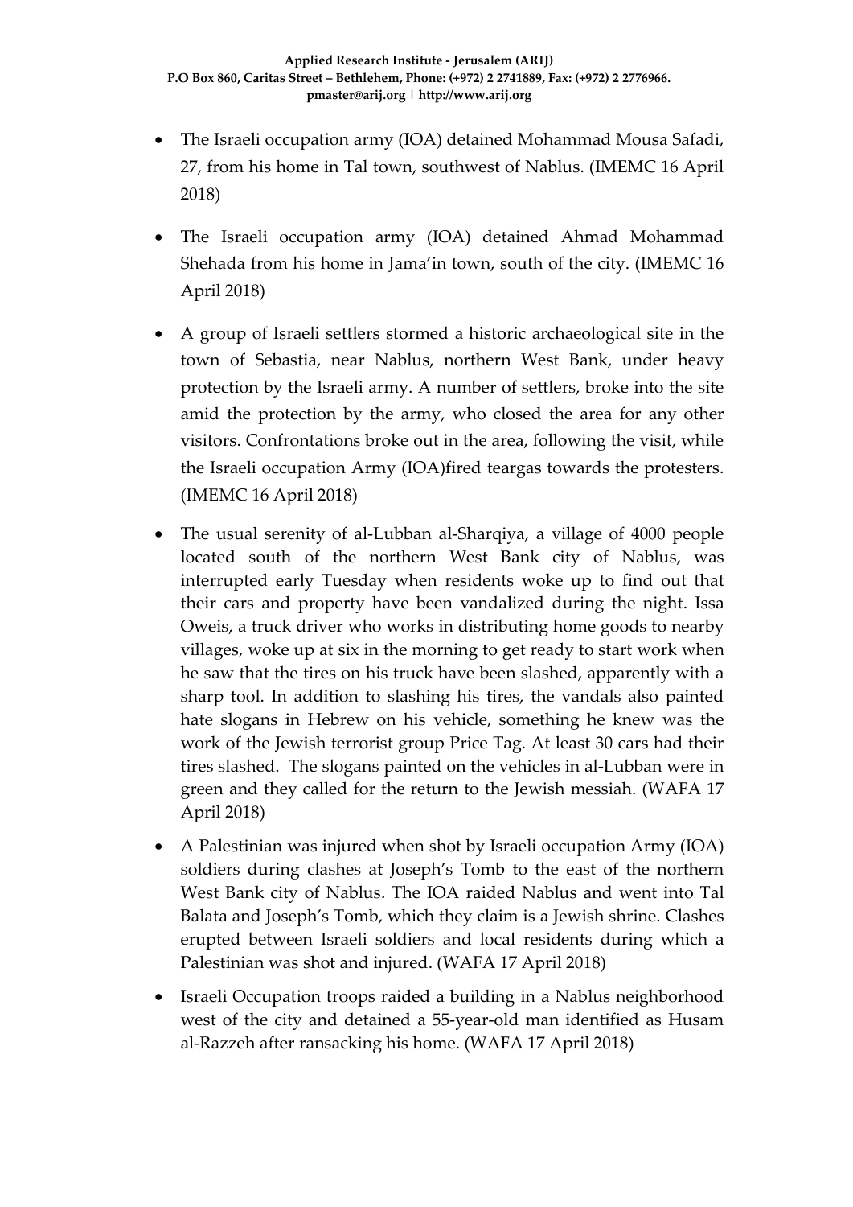- The Israeli occupation army (IOA) detained Mohammad Mousa Safadi, 27, from his home in Tal town, southwest of Nablus. (IMEMC 16 April 2018)
- The Israeli occupation army (IOA) detained Ahmad Mohammad Shehada from his home in Jama'in town, south of the city. (IMEMC 16 April 2018)
- A group of Israeli settlers stormed a historic archaeological site in the town of Sebastia, near Nablus, northern West Bank, under heavy protection by the Israeli army. A number of settlers, broke into the site amid the protection by the army, who closed the area for any other visitors. Confrontations broke out in the area, following the visit, while the Israeli occupation Army (IOA)fired teargas towards the protesters. (IMEMC 16 April 2018)
- The usual serenity of al-Lubban al-Sharqiya, a village of 4000 people located south of the northern West Bank city of Nablus, was interrupted early Tuesday when residents woke up to find out that their cars and property have been vandalized during the night. Issa Oweis, a truck driver who works in distributing home goods to nearby villages, woke up at six in the morning to get ready to start work when he saw that the tires on his truck have been slashed, apparently with a sharp tool. In addition to slashing his tires, the vandals also painted hate slogans in Hebrew on his vehicle, something he knew was the work of the Jewish terrorist group Price Tag. At least 30 cars had their tires slashed. The slogans painted on the vehicles in al-Lubban were in green and they called for the return to the Jewish messiah. (WAFA 17 April 2018)
- A Palestinian was injured when shot by Israeli occupation Army (IOA) soldiers during clashes at Joseph's Tomb to the east of the northern West Bank city of Nablus. The IOA raided Nablus and went into Tal Balata and Joseph's Tomb, which they claim is a Jewish shrine. Clashes erupted between Israeli soldiers and local residents during which a Palestinian was shot and injured. (WAFA 17 April 2018)
- Israeli Occupation troops raided a building in a Nablus neighborhood west of the city and detained a 55-year-old man identified as Husam al-Razzeh after ransacking his home. (WAFA 17 April 2018)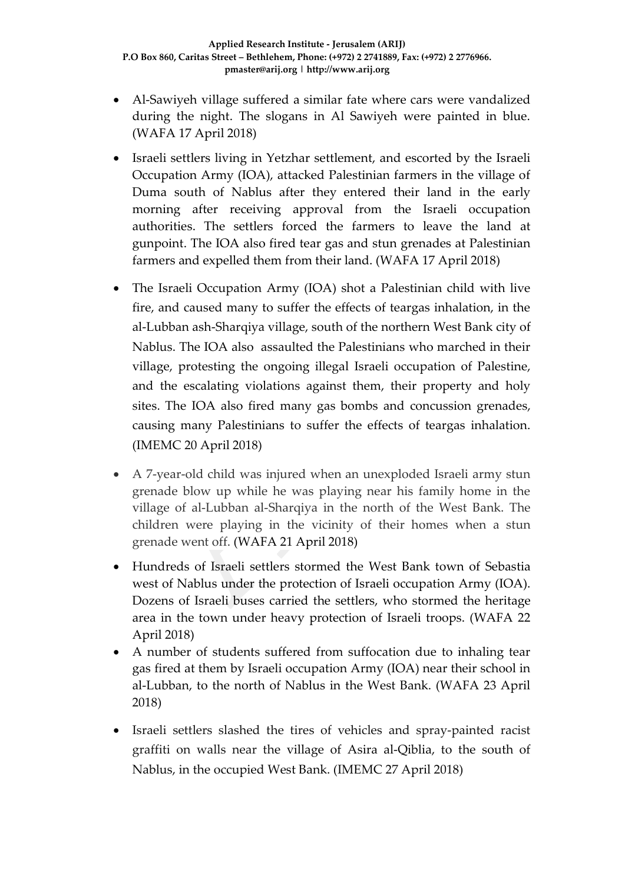- Al-Sawiyeh village suffered a similar fate where cars were vandalized during the night. The slogans in Al Sawiyeh were painted in blue. (WAFA 17 April 2018)
- Israeli settlers living in Yetzhar settlement, and escorted by the Israeli Occupation Army (IOA), attacked Palestinian farmers in the village of Duma south of Nablus after they entered their land in the early morning after receiving approval from the Israeli occupation authorities. The settlers forced the farmers to leave the land at gunpoint. The IOA also fired tear gas and stun grenades at Palestinian farmers and expelled them from their land. (WAFA 17 April 2018)
- The Israeli Occupation Army (IOA) shot a Palestinian child with live fire, and caused many to suffer the effects of teargas inhalation, in the al-Lubban ash-Sharqiya village, south of the northern West Bank city of Nablus. The IOA also assaulted the Palestinians who marched in their village, protesting the ongoing illegal Israeli occupation of Palestine, and the escalating violations against them, their property and holy sites. The IOA also fired many gas bombs and concussion grenades, causing many Palestinians to suffer the effects of teargas inhalation. (IMEMC 20 April 2018)
- A 7-year-old child was injured when an unexploded Israeli army stun grenade blow up while he was playing near his family home in the village of al-Lubban al-Sharqiya in the north of the West Bank. The children were playing in the vicinity of their homes when a stun grenade went off. (WAFA 21 April 2018)
- Hundreds of Israeli settlers stormed the West Bank town of Sebastia west of Nablus under the protection of Israeli occupation Army (IOA). Dozens of Israeli buses carried the settlers, who stormed the heritage area in the town under heavy protection of Israeli troops. (WAFA 22 April 2018)
- A number of students suffered from suffocation due to inhaling tear gas fired at them by Israeli occupation Army (IOA) near their school in al-Lubban, to the north of Nablus in the West Bank. (WAFA 23 April 2018)
- Israeli settlers slashed the tires of vehicles and spray-painted racist graffiti on walls near the village of Asira al-Qiblia, to the south of Nablus, in the occupied West Bank. (IMEMC 27 April 2018)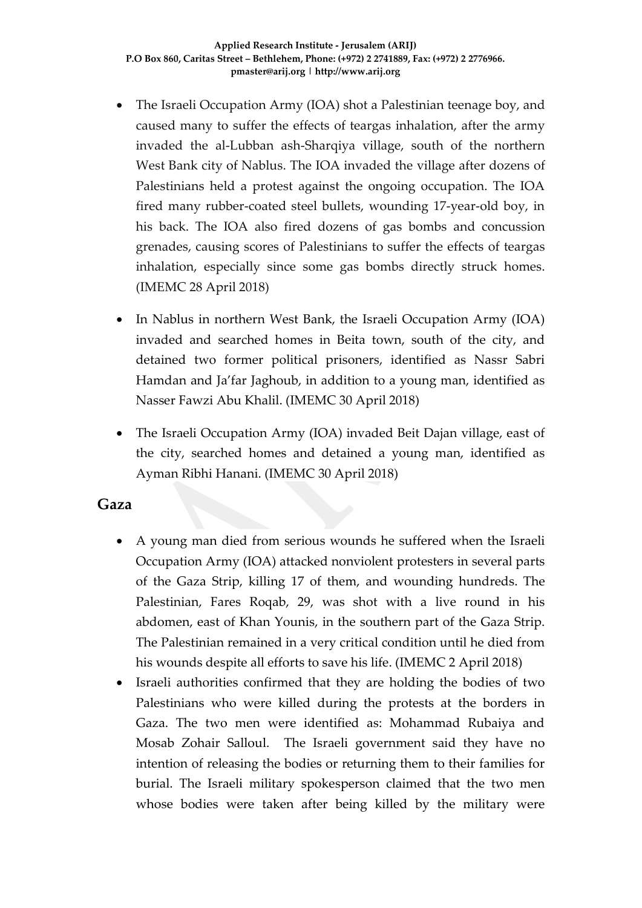- The Israeli Occupation Army (IOA) shot a Palestinian teenage boy, and caused many to suffer the effects of teargas inhalation, after the army invaded the al-Lubban ash-Sharqiya village, south of the northern West Bank city of Nablus. The IOA invaded the village after dozens of Palestinians held a protest against the ongoing occupation. The IOA fired many rubber-coated steel bullets, wounding 17-year-old boy, in his back. The IOA also fired dozens of gas bombs and concussion grenades, causing scores of Palestinians to suffer the effects of teargas inhalation, especially since some gas bombs directly struck homes. (IMEMC 28 April 2018)
- In Nablus in northern West Bank, the Israeli Occupation Army (IOA) invaded and searched homes in Beita town, south of the city, and detained two former political prisoners, identified as Nassr Sabri Hamdan and Ja'far Jaghoub, in addition to a young man, identified as Nasser Fawzi Abu Khalil. (IMEMC 30 April 2018)
- The Israeli Occupation Army (IOA) invaded Beit Dajan village, east of the city, searched homes and detained a young man, identified as Ayman Ribhi Hanani. (IMEMC 30 April 2018)

## Gaza

- A young man died from serious wounds he suffered when the Israeli Occupation Army (IOA) attacked nonviolent protesters in several parts of the Gaza Strip, killing 17 of them, and wounding hundreds. The Palestinian, Fares Roqab, 29, was shot with a live round in his abdomen, east of Khan Younis, in the southern part of the Gaza Strip. The Palestinian remained in a very critical condition until he died from his wounds despite all efforts to save his life. (IMEMC 2 April 2018)
- Israeli authorities confirmed that they are holding the bodies of two Palestinians who were killed during the protests at the borders in Gaza. The two men were identified as: Mohammad Rubaiya and Mosab Zohair Salloul. The Israeli government said they have no intention of releasing the bodies or returning them to their families for burial. The Israeli military spokesperson claimed that the two men whose bodies were taken after being killed by the military were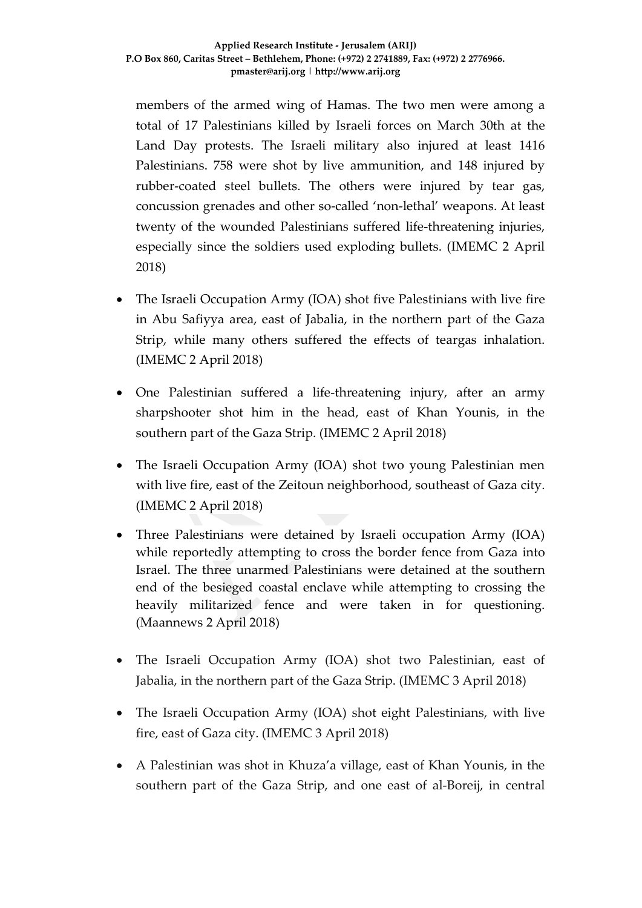members of the armed wing of Hamas. The two men were among a total of 17 Palestinians killed by Israeli forces on March 30th at the Land Day protests. The Israeli military also injured at least 1416 Palestinians. 758 were shot by live ammunition, and 148 injured by rubber-coated steel bullets. The others were injured by tear gas, concussion grenades and other so-called 'non-lethal' weapons. At least twenty of the wounded Palestinians suffered life-threatening injuries, especially since the soldiers used exploding bullets. (IMEMC 2 April 2018)

- The Israeli Occupation Army (IOA) shot five Palestinians with live fire in Abu Safiyya area, east of Jabalia, in the northern part of the Gaza Strip, while many others suffered the effects of teargas inhalation. (IMEMC 2 April 2018)
- One Palestinian suffered a life-threatening injury, after an army sharpshooter shot him in the head, east of Khan Younis, in the southern part of the Gaza Strip. (IMEMC 2 April 2018)
- The Israeli Occupation Army (IOA) shot two young Palestinian men with live fire, east of the Zeitoun neighborhood, southeast of Gaza city. (IMEMC 2 April 2018)
- Three Palestinians were detained by Israeli occupation Army (IOA) while reportedly attempting to cross the border fence from Gaza into Israel. The three unarmed Palestinians were detained at the southern end of the besieged coastal enclave while attempting to crossing the heavily militarized fence and were taken in for questioning. (Maannews 2 April 2018)
- The Israeli Occupation Army (IOA) shot two Palestinian, east of Jabalia, in the northern part of the Gaza Strip. (IMEMC 3 April 2018)
- The Israeli Occupation Army (IOA) shot eight Palestinians, with live fire, east of Gaza city. (IMEMC 3 April 2018)
- A Palestinian was shot in Khuza'a village, east of Khan Younis, in the southern part of the Gaza Strip, and one east of al-Boreij, in central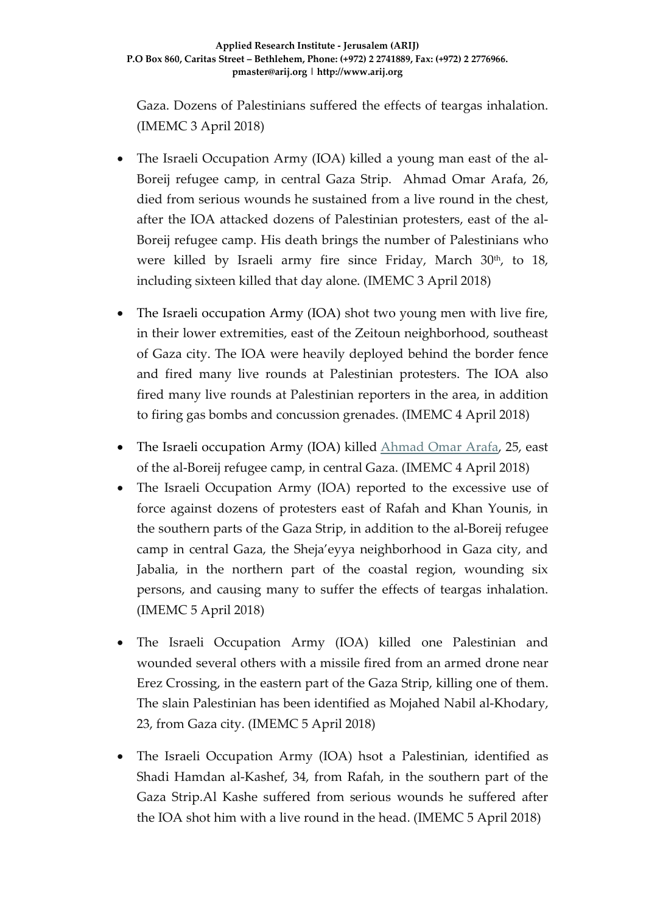Gaza. Dozens of Palestinians suffered the effects of teargas inhalation. (IMEMC 3 April 2018)

- The Israeli Occupation Army (IOA) killed a young man east of the al-Boreij refugee camp, in central Gaza Strip. Ahmad Omar Arafa, 26, died from serious wounds he sustained from a live round in the chest, after the IOA attacked dozens of Palestinian protesters, east of the al-Boreij refugee camp. His death brings the number of Palestinians who were killed by Israeli army fire since Friday, March 30th, to 18, including sixteen killed that day alone. (IMEMC 3 April 2018)

- The Israeli occupation Army (IOA) shot two young men with live fire, in their lower extremities, east of the Zeitoun neighborhood, southeast of Gaza city. The IOA were heavily deployed behind the border fence and fired many live rounds at Palestinian protesters. The IOA also fired many live rounds at Palestinian reporters in the area, in addition to firing gas bombs and concussion grenades. (IMEMC 4 April 2018)

- The Israeli occupation Army (IOA) killed Ahmad Omar Arafa, 25, east of the al-Boreij refugee camp, in central Gaza. (IMEMC 4 April 2018)
- The Israeli Occupation Army (IOA) reported to the excessive use of force against dozens of protesters east of Rafah and Khan Younis, in the southern parts of the Gaza Strip, in addition to the al-Boreij refugee camp in central Gaza, the Sheja'eyya neighborhood in Gaza city, and Jabalia, in the northern part of the coastal region, wounding six persons, and causing many to suffer the effects of teargas inhalation. (IMEMC 5 April 2018)

- The Israeli Occupation Army (IOA) killed one Palestinian and wounded several others with a missile fired from an armed drone near Erez Crossing, in the eastern part of the Gaza Strip, killing one of them. The slain Palestinian has been identified as Mojahed Nabil al-Khodary, 23, from Gaza city. (IMEMC 5 April 2018)

- The Israeli Occupation Army (IOA) hsot a Palestinian, identified as Shadi Hamdan al-Kashef, 34, from Rafah, in the southern part of the Gaza Strip.Al Kashe suffered from serious wounds he suffered after the IOA shot him with a live round in the head. (IMEMC 5 April 2018)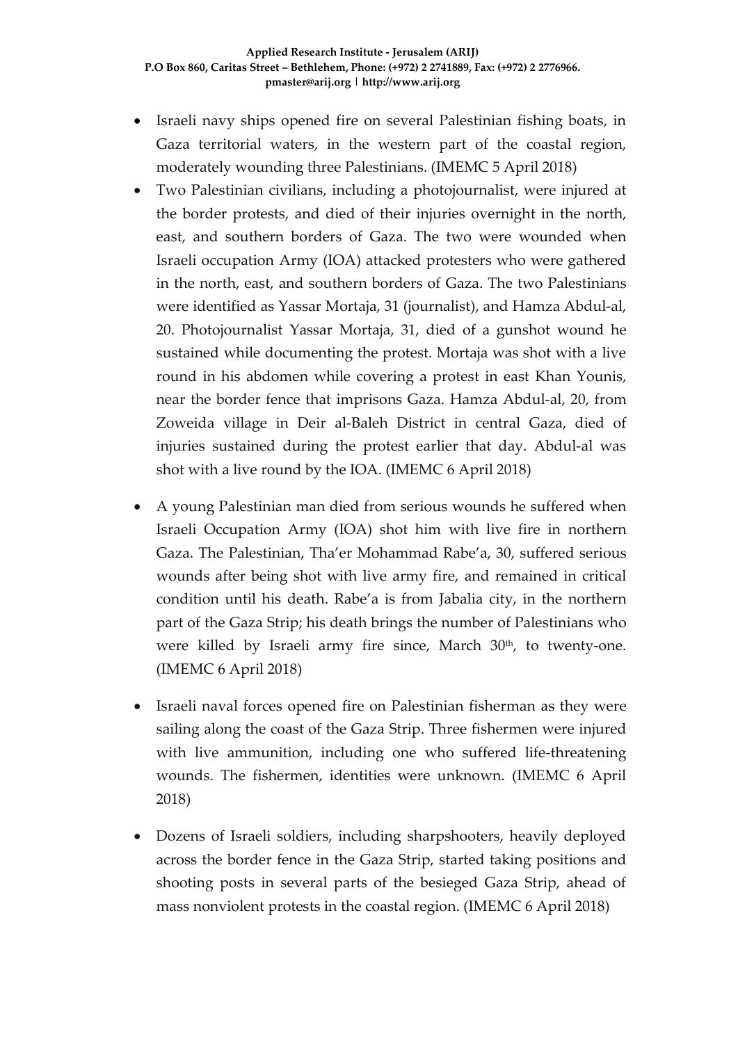- Israeli navy ships opened fire on several Palestinian fishing boats, in Gaza territorial waters, in the western part of the coastal region, moderately wounding three Palestinians. (IMEMC 5 April 2018)
- Two Palestinian civilians, including a photojournalist, were injured at the border protests, and died of their injuries overnight in the north, east, and southern borders of Gaza. The two were wounded when Israeli occupation Army (IOA) attacked protesters who were gathered in the north, east, and southern borders of Gaza. The two Palestinians were identified as Yassar Mortaja, 31 (journalist), and Hamza Abdul-al, 20. Photojournalist Yassar Mortaja, 31, died of a gunshot wound he sustained while documenting the protest. Mortaja was shot with a live round in his abdomen while covering a protest in east Khan Younis, near the border fence that imprisons Gaza. Hamza Abdul-al, 20, from Zoweida village in Deir al-Baleh District in central Gaza, died of injuries sustained during the protest earlier that day. Abdul-al was shot with a live round by the IOA. (IMEMC 6 April 2018)
- A young Palestinian man died from serious wounds he suffered when Israeli Occupation Army (IOA) shot him with live fire in northern Gaza. The Palestinian, Tha'er Mohammad Rabe'a, 30, suffered serious wounds after being shot with live army fire, and remained in critical condition until his death. Rabe'a is from Jabalia city, in the northern part of the Gaza Strip; his death brings the number of Palestinians who were killed by Israeli army fire since, March 30th, to twenty-one. (IMEMC 6 April 2018)
- Israeli naval forces opened fire on Palestinian fisherman as they were sailing along the coast of the Gaza Strip. Three fishermen were injured with live ammunition, including one who suffered life-threatening wounds. The fishermen, identities were unknown. (IMEMC 6 April 2018)
- Dozens of Israeli soldiers, including sharpshooters, heavily deployed across the border fence in the Gaza Strip, started taking positions and shooting posts in several parts of the besieged Gaza Strip, ahead of mass nonviolent protests in the coastal region. (IMEMC 6 April 2018)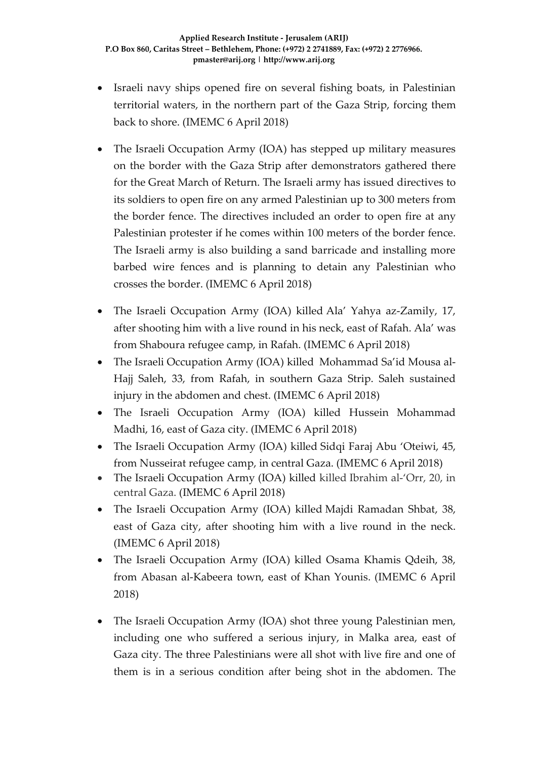- Israeli navy ships opened fire on several fishing boats, in Palestinian territorial waters, in the northern part of the Gaza Strip, forcing them back to shore. (IMEMC 6 April 2018)

- The Israeli Occupation Army (IOA) has stepped up military measures on the border with the Gaza Strip after demonstrators gathered there for the Great March of Return. The Israeli army has issued directives to its soldiers to open fire on any armed Palestinian up to 300 meters from the border fence. The directives included an order to open fire at any Palestinian protester if he comes within 100 meters of the border fence. The Israeli army is also building a sand barricade and installing more barbed wire fences and is planning to detain any Palestinian who crosses the border. (IMEMC 6 April 2018)

- The Israeli Occupation Army (IOA) killed Ala' Yahya az-Zamily, 17, after shooting him with a live round in his neck, east of Rafah. Ala' was from Shaboura refugee camp, in Rafah. (IMEMC 6 April 2018)
- The Israeli Occupation Army (IOA) killed Mohammad Sa'id Mousa al-Hajj Saleh, 33, from Rafah, in southern Gaza Strip. Saleh sustained injury in the abdomen and chest. (IMEMC 6 April 2018)
- The Israeli Occupation Army (IOA) killed Hussein Mohammad Madhi, 16, east of Gaza city. (IMEMC 6 April 2018)
- The Israeli Occupation Army (IOA) killed Sidqi Faraj Abu 'Oteiwi, 45, from Nusseirat refugee camp, in central Gaza. (IMEMC 6 April 2018)
- The Israeli Occupation Army (IOA) killed killed Ibrahim al-'Orr, 20, in central Gaza. (IMEMC 6 April 2018)
- The Israeli Occupation Army (IOA) killed Majdi Ramadan Shbat, 38, east of Gaza city, after shooting him with a live round in the neck. (IMEMC 6 April 2018)
- The Israeli Occupation Army (IOA) killed Osama Khamis Qdeih, 38, from Abasan al-Kabeera town, east of Khan Younis. (IMEMC 6 April 2018)

- The Israeli Occupation Army (IOA) shot three young Palestinian men, including one who suffered a serious injury, in Malka area, east of Gaza city. The three Palestinians were all shot with live fire and one of them is in a serious condition after being shot in the abdomen. The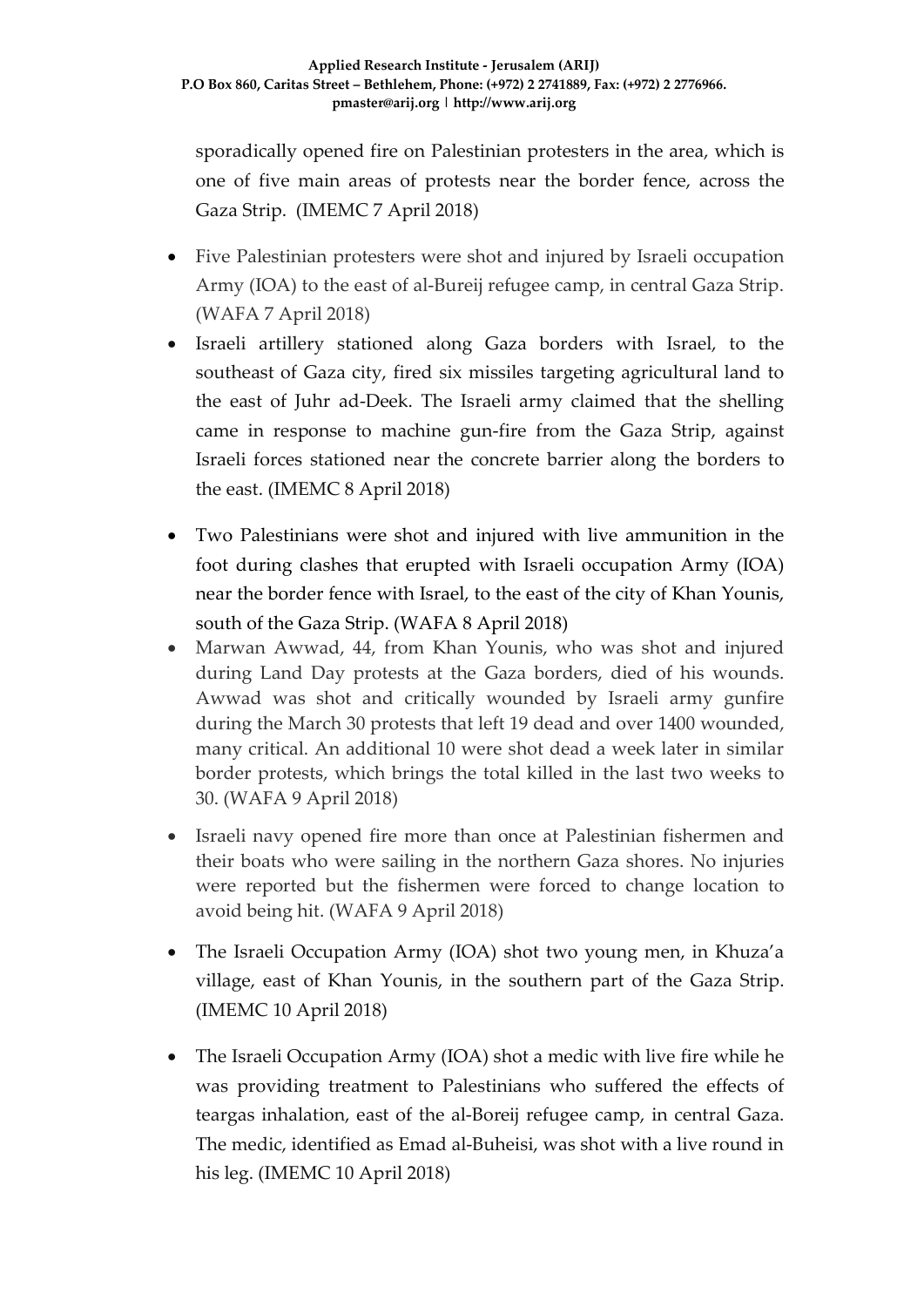sporadically opened fire on Palestinian protesters in the area, which is one of five main areas of protests near the border fence, across the Gaza Strip. (IMEMC 7 April 2018)

- Five Palestinian protesters were shot and injured by Israeli occupation Army (IOA) to the east of al-Bureij refugee camp, in central Gaza Strip. (WAFA 7 April 2018)
- Israeli artillery stationed along Gaza borders with Israel, to the southeast of Gaza city, fired six missiles targeting agricultural land to the east of Juhr ad-Deek. The Israeli army claimed that the shelling came in response to machine gun-fire from the Gaza Strip, against Israeli forces stationed near the concrete barrier along the borders to the east. (IMEMC 8 April 2018)
- Two Palestinians were shot and injured with live ammunition in the foot during clashes that erupted with Israeli occupation Army (IOA) near the border fence with Israel, to the east of the city of Khan Younis, south of the Gaza Strip. (WAFA 8 April 2018)
- Marwan Awwad, 44, from Khan Younis, who was shot and injured during Land Day protests at the Gaza borders, died of his wounds. Awwad was shot and critically wounded by Israeli army gunfire during the March 30 protests that left 19 dead and over 1400 wounded, many critical. An additional 10 were shot dead a week later in similar border protests, which brings the total killed in the last two weeks to 30. (WAFA 9 April 2018)
- Israeli navy opened fire more than once at Palestinian fishermen and their boats who were sailing in the northern Gaza shores. No injuries were reported but the fishermen were forced to change location to avoid being hit. (WAFA 9 April 2018)
- The Israeli Occupation Army (IOA) shot two young men, in Khuza'a village, east of Khan Younis, in the southern part of the Gaza Strip. (IMEMC 10 April 2018)
- The Israeli Occupation Army (IOA) shot a medic with live fire while he was providing treatment to Palestinians who suffered the effects of teargas inhalation, east of the al-Boreij refugee camp, in central Gaza. The medic, identified as Emad al-Buheisi, was shot with a live round in his leg. (IMEMC 10 April 2018)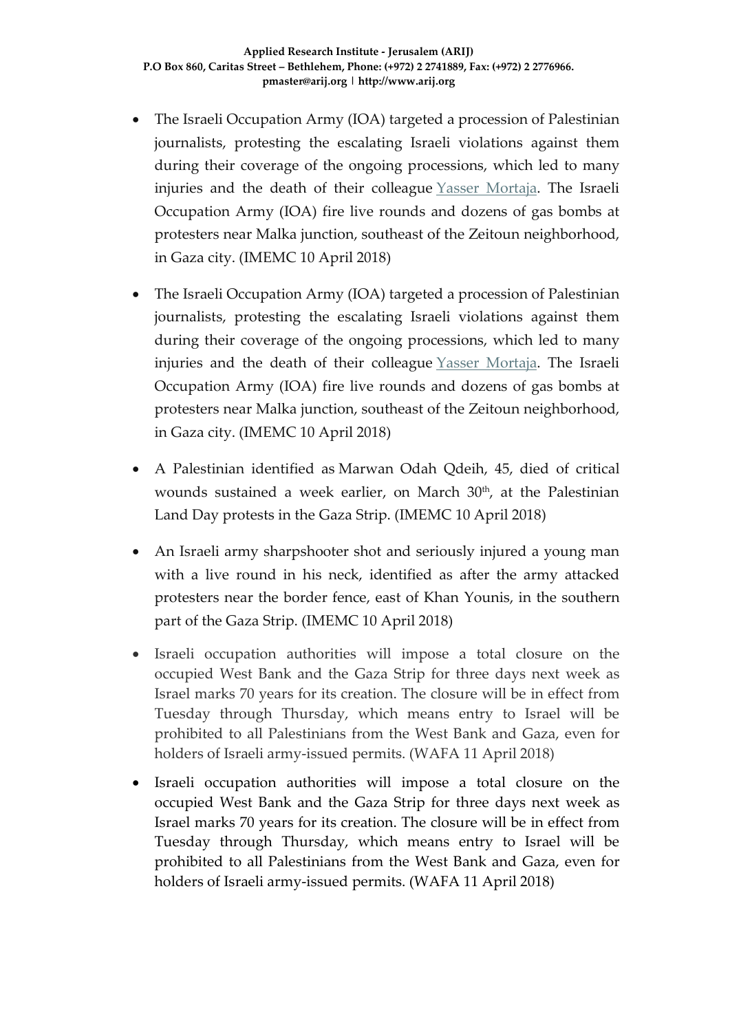- The Israeli Occupation Army (IOA) targeted a procession of Palestinian journalists, protesting the escalating Israeli violations against them during their coverage of the ongoing processions, which led to many injuries and the death of their colleague Yasser Mortaja. The Israeli Occupation Army (IOA) fire live rounds and dozens of gas bombs at protesters near Malka junction, southeast of the Zeitoun neighborhood, in Gaza city. (IMEMC 10 April 2018)

- The Israeli Occupation Army (IOA) targeted a procession of Palestinian journalists, protesting the escalating Israeli violations against them during their coverage of the ongoing processions, which led to many injuries and the death of their colleague Yasser Mortaja. The Israeli Occupation Army (IOA) fire live rounds and dozens of gas bombs at protesters near Malka junction, southeast of the Zeitoun neighborhood, in Gaza city. (IMEMC 10 April 2018)

- A Palestinian identified as Marwan Odah Qdeih, 45, died of critical wounds sustained a week earlier, on March 30th, at the Palestinian Land Day protests in the Gaza Strip. (IMEMC 10 April 2018)

- An Israeli army sharpshooter shot and seriously injured a young man with a live round in his neck, identified as after the army attacked protesters near the border fence, east of Khan Younis, in the southern part of the Gaza Strip. (IMEMC 10 April 2018)

- Israeli occupation authorities will impose a total closure on the occupied West Bank and the Gaza Strip for three days next week as Israel marks 70 years for its creation. The closure will be in effect from Tuesday through Thursday, which means entry to Israel will be prohibited to all Palestinians from the West Bank and Gaza, even for holders of Israeli army-issued permits. (WAFA 11 April 2018)

- Israeli occupation authorities will impose a total closure on the occupied West Bank and the Gaza Strip for three days next week as Israel marks 70 years for its creation. The closure will be in effect from Tuesday through Thursday, which means entry to Israel will be prohibited to all Palestinians from the West Bank and Gaza, even for holders of Israeli army-issued permits. (WAFA 11 April 2018)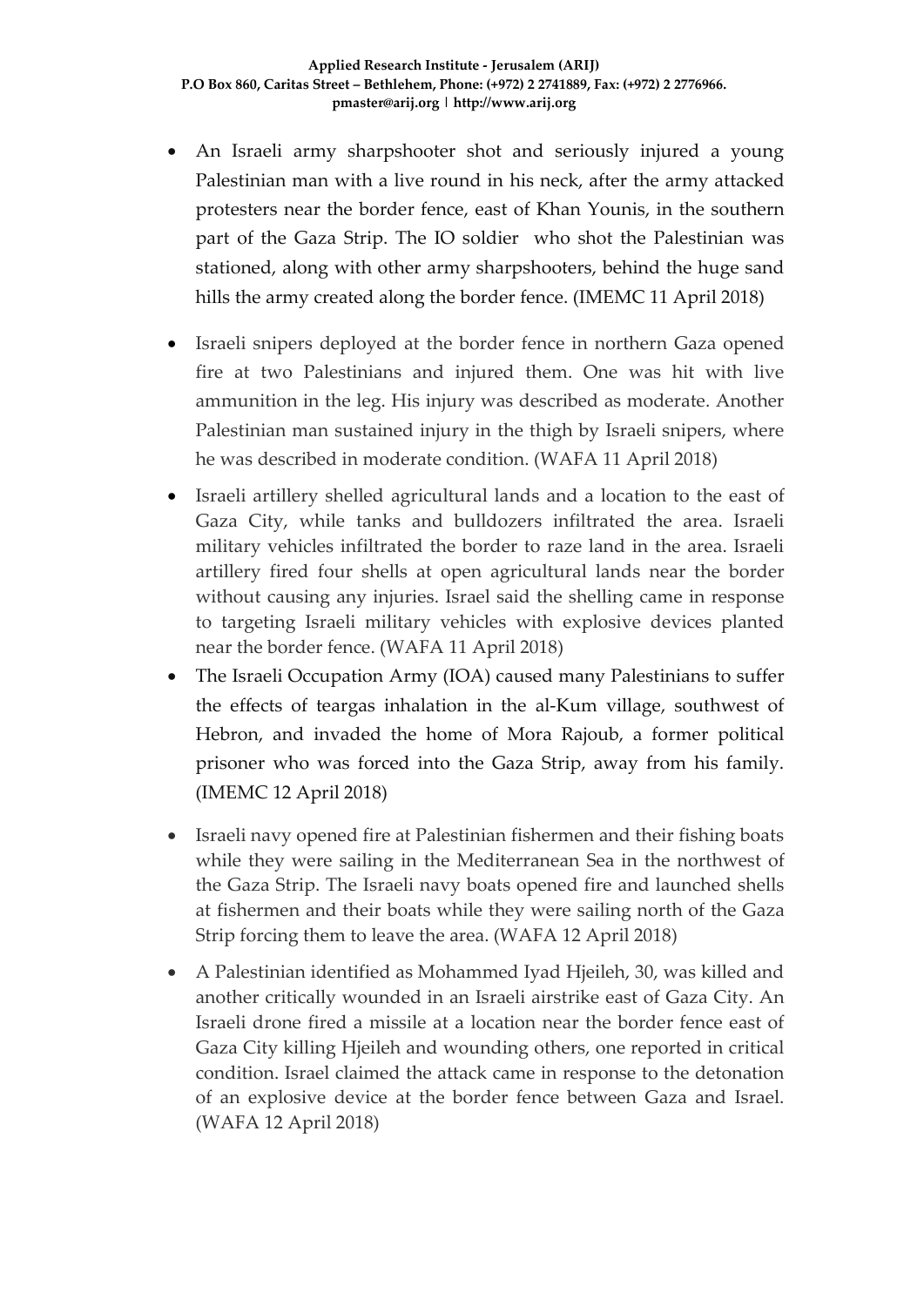- An Israeli army sharpshooter shot and seriously injured a young Palestinian man with a live round in his neck, after the army attacked protesters near the border fence, east of Khan Younis, in the southern part of the Gaza Strip. The IO soldier who shot the Palestinian was stationed, along with other army sharpshooters, behind the huge sand hills the army created along the border fence. (IMEMC 11 April 2018)
- Israeli snipers deployed at the border fence in northern Gaza opened fire at two Palestinians and injured them. One was hit with live ammunition in the leg. His injury was described as moderate. Another Palestinian man sustained injury in the thigh by Israeli snipers, where he was described in moderate condition. (WAFA 11 April 2018)
- Israeli artillery shelled agricultural lands and a location to the east of Gaza City, while tanks and bulldozers infiltrated the area. Israeli military vehicles infiltrated the border to raze land in the area. Israeli artillery fired four shells at open agricultural lands near the border without causing any injuries. Israel said the shelling came in response to targeting Israeli military vehicles with explosive devices planted near the border fence. (WAFA 11 April 2018)
- The Israeli Occupation Army (IOA) caused many Palestinians to suffer the effects of teargas inhalation in the al-Kum village, southwest of Hebron, and invaded the home of Mora Rajoub, a former political prisoner who was forced into the Gaza Strip, away from his family. (IMEMC 12 April 2018)
- Israeli navy opened fire at Palestinian fishermen and their fishing boats while they were sailing in the Mediterranean Sea in the northwest of the Gaza Strip. The Israeli navy boats opened fire and launched shells at fishermen and their boats while they were sailing north of the Gaza Strip forcing them to leave the area. (WAFA 12 April 2018)
- A Palestinian identified as Mohammed Iyad Hjeileh, 30, was killed and another critically wounded in an Israeli airstrike east of Gaza City. An Israeli drone fired a missile at a location near the border fence east of Gaza City killing Hjeileh and wounding others, one reported in critical condition. Israel claimed the attack came in response to the detonation of an explosive device at the border fence between Gaza and Israel. (WAFA 12 April 2018)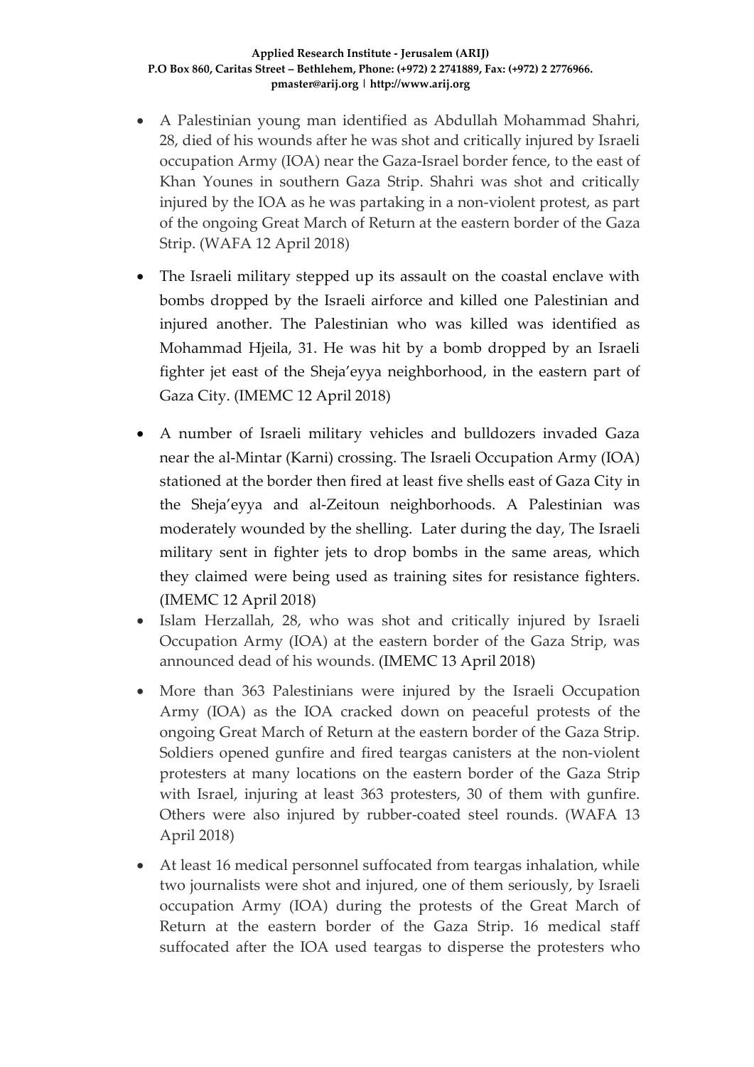- A Palestinian young man identified as Abdullah Mohammad Shahri, 28, died of his wounds after he was shot and critically injured by Israeli occupation Army (IOA) near the Gaza-Israel border fence, to the east of Khan Younes in southern Gaza Strip. Shahri was shot and critically injured by the IOA as he was partaking in a non-violent protest, as part of the ongoing Great March of Return at the eastern border of the Gaza Strip. (WAFA 12 April 2018)

- The Israeli military stepped up its assault on the coastal enclave with bombs dropped by the Israeli airforce and killed one Palestinian and injured another. The Palestinian who was killed was identified as Mohammad Hjeila, 31. He was hit by a bomb dropped by an Israeli fighter jet east of the Sheja'eyya neighborhood, in the eastern part of Gaza City. (IMEMC 12 April 2018)

- A number of Israeli military vehicles and bulldozers invaded Gaza near the al-Mintar (Karni) crossing. The Israeli Occupation Army (IOA) stationed at the border then fired at least five shells east of Gaza City in the Sheja'eyya and al-Zeitoun neighborhoods. A Palestinian was moderately wounded by the shelling. Later during the day, The Israeli military sent in fighter jets to drop bombs in the same areas, which they claimed were being used as training sites for resistance fighters. (IMEMC 12 April 2018)
- Islam Herzallah, 28, who was shot and critically injured by Israeli Occupation Army (IOA) at the eastern border of the Gaza Strip, was announced dead of his wounds. (IMEMC 13 April 2018)

- More than 363 Palestinians were injured by the Israeli Occupation Army (IOA) as the IOA cracked down on peaceful protests of the ongoing Great March of Return at the eastern border of the Gaza Strip. Soldiers opened gunfire and fired teargas canisters at the non-violent protesters at many locations on the eastern border of the Gaza Strip with Israel, injuring at least 363 protesters, 30 of them with gunfire. Others were also injured by rubber-coated steel rounds. (WAFA 13 April 2018)

- At least 16 medical personnel suffocated from teargas inhalation, while two journalists were shot and injured, one of them seriously, by Israeli occupation Army (IOA) during the protests of the Great March of Return at the eastern border of the Gaza Strip. 16 medical staff suffocated after the IOA used teargas to disperse the protesters who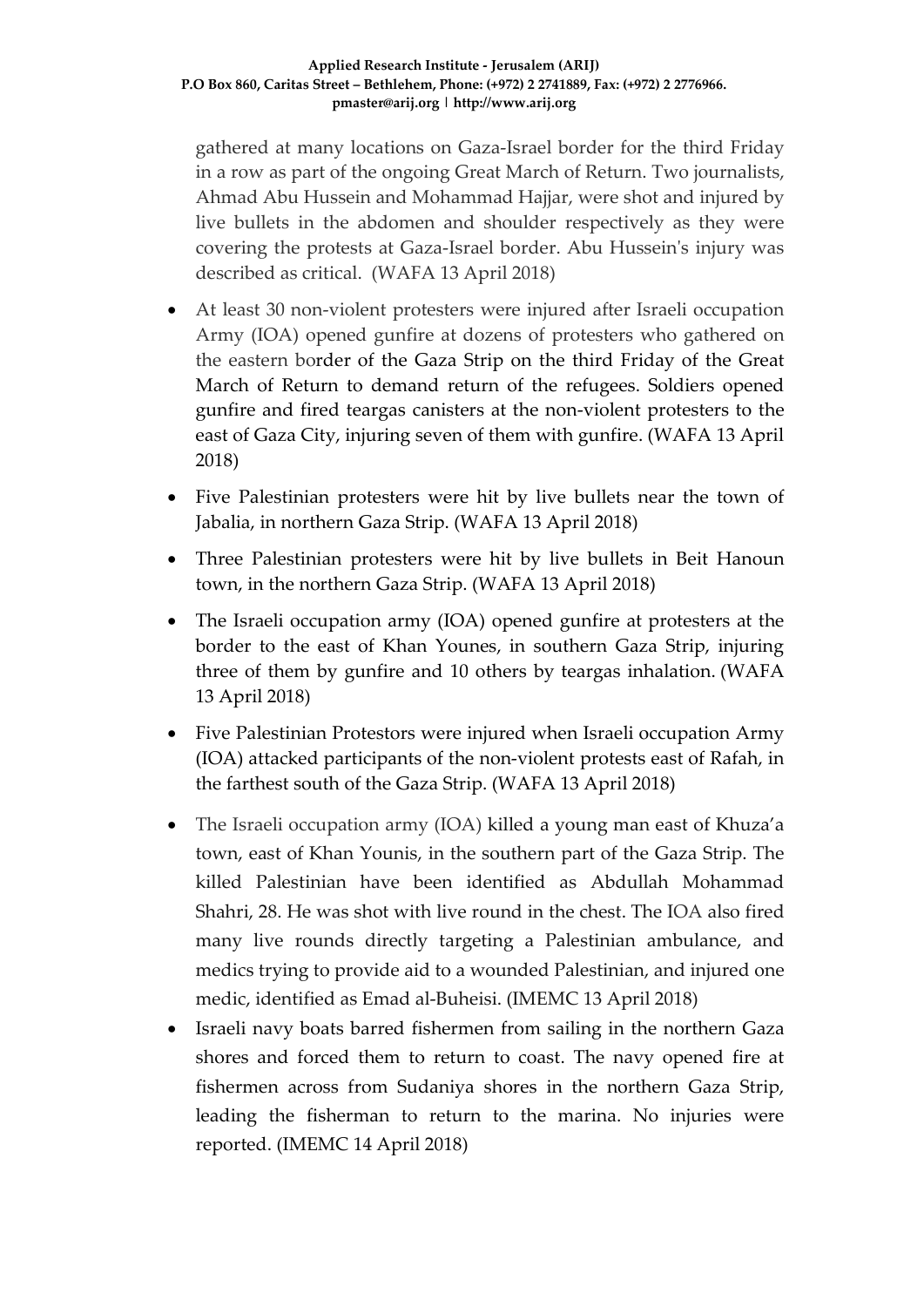gathered at many locations on Gaza-Israel border for the third Friday in a row as part of the ongoing Great March of Return. Two journalists, Ahmad Abu Hussein and Mohammad Hajjar, were shot and injured by live bullets in the abdomen and shoulder respectively as they were covering the protests at Gaza-Israel border. Abu Hussein's injury was described as critical. (WAFA 13 April 2018)

- At least 30 non-violent protesters were injured after Israeli occupation Army (IOA) opened gunfire at dozens of protesters who gathered on the eastern border of the Gaza Strip on the third Friday of the Great March of Return to demand return of the refugees. Soldiers opened gunfire and fired teargas canisters at the non-violent protesters to the east of Gaza City, injuring seven of them with gunfire. (WAFA 13 April 2018)
- Five Palestinian protesters were hit by live bullets near the town of Jabalia, in northern Gaza Strip. (WAFA 13 April 2018)
- Three Palestinian protesters were hit by live bullets in Beit Hanoun town, in the northern Gaza Strip. (WAFA 13 April 2018)
- The Israeli occupation army (IOA) opened gunfire at protesters at the border to the east of Khan Younes, in southern Gaza Strip, injuring three of them by gunfire and 10 others by teargas inhalation. (WAFA 13 April 2018)
- Five Palestinian Protestors were injured when Israeli occupation Army (IOA) attacked participants of the non-violent protests east of Rafah, in the farthest south of the Gaza Strip. (WAFA 13 April 2018)
- The Israeli occupation army (IOA) killed a young man east of Khuza'a town, east of Khan Younis, in the southern part of the Gaza Strip. The killed Palestinian have been identified as Abdullah Mohammad Shahri, 28. He was shot with live round in the chest. The IOA also fired many live rounds directly targeting a Palestinian ambulance, and medics trying to provide aid to a wounded Palestinian, and injured one medic, identified as Emad al-Buheisi. (IMEMC 13 April 2018)
- Israeli navy boats barred fishermen from sailing in the northern Gaza shores and forced them to return to coast. The navy opened fire at fishermen across from Sudaniya shores in the northern Gaza Strip, leading the fisherman to return to the marina. No injuries were reported. (IMEMC 14 April 2018)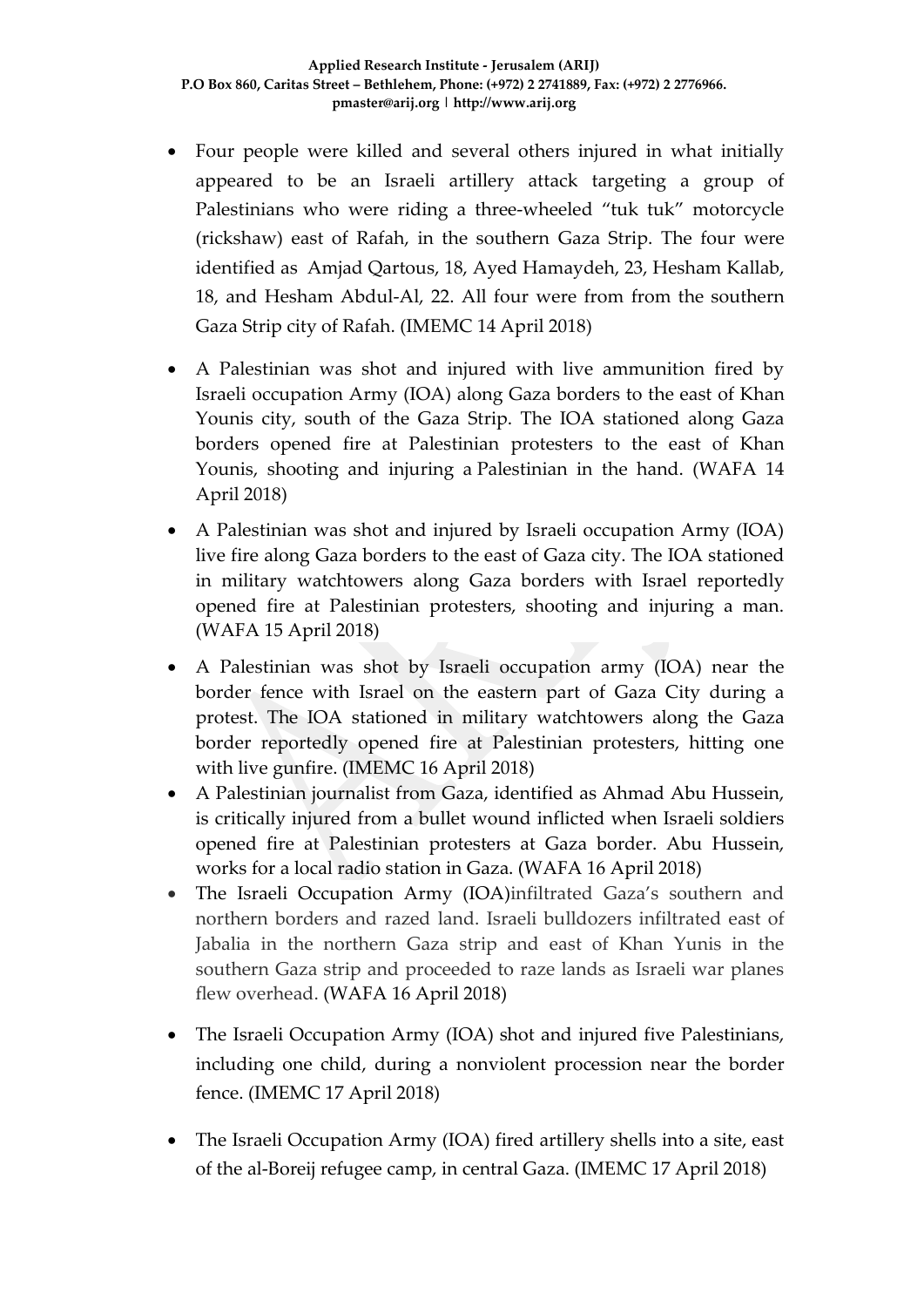- Four people were killed and several others injured in what initially appeared to be an Israeli artillery attack targeting a group of Palestinians who were riding a three-wheeled "tuk tuk" motorcycle (rickshaw) east of Rafah, in the southern Gaza Strip. The four were identified as Amjad Qartous, 18, Ayed Hamaydeh, 23, Hesham Kallab, 18, and Hesham Abdul-Al, 22. All four were from from the southern Gaza Strip city of Rafah. (IMEMC 14 April 2018)
- A Palestinian was shot and injured with live ammunition fired by Israeli occupation Army (IOA) along Gaza borders to the east of Khan Younis city, south of the Gaza Strip. The IOA stationed along Gaza borders opened fire at Palestinian protesters to the east of Khan Younis, shooting and injuring a Palestinian in the hand. (WAFA 14 April 2018)
- A Palestinian was shot and injured by Israeli occupation Army (IOA) live fire along Gaza borders to the east of Gaza city. The IOA stationed in military watchtowers along Gaza borders with Israel reportedly opened fire at Palestinian protesters, shooting and injuring a man. (WAFA 15 April 2018)
- A Palestinian was shot by Israeli occupation army (IOA) near the border fence with Israel on the eastern part of Gaza City during a protest. The IOA stationed in military watchtowers along the Gaza border reportedly opened fire at Palestinian protesters, hitting one with live gunfire. (IMEMC 16 April 2018)
- A Palestinian journalist from Gaza, identified as Ahmad Abu Hussein, is critically injured from a bullet wound inflicted when Israeli soldiers opened fire at Palestinian protesters at Gaza border. Abu Hussein, works for a local radio station in Gaza. (WAFA 16 April 2018)
- The Israeli Occupation Army (IOA)infiltrated Gaza's southern and northern borders and razed land. Israeli bulldozers infiltrated east of Jabalia in the northern Gaza strip and east of Khan Yunis in the southern Gaza strip and proceeded to raze lands as Israeli war planes flew overhead. (WAFA 16 April 2018)
- The Israeli Occupation Army (IOA) shot and injured five Palestinians, including one child, during a nonviolent procession near the border fence. (IMEMC 17 April 2018)
- The Israeli Occupation Army (IOA) fired artillery shells into a site, east of the al-Boreij refugee camp, in central Gaza. (IMEMC 17 April 2018)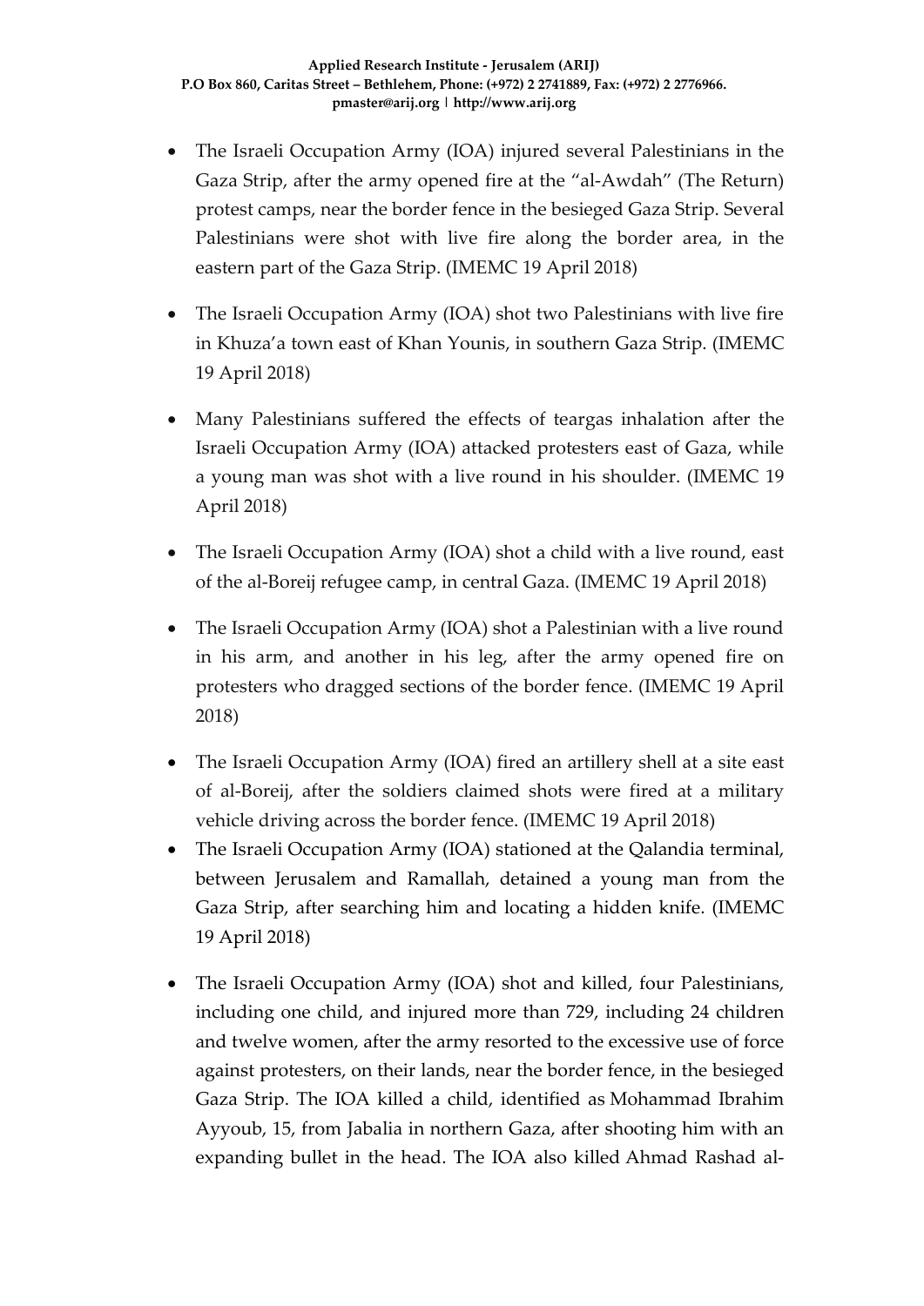- The Israeli Occupation Army (IOA) injured several Palestinians in the Gaza Strip, after the army opened fire at the "al-Awdah" (The Return) protest camps, near the border fence in the besieged Gaza Strip. Several Palestinians were shot with live fire along the border area, in the eastern part of the Gaza Strip. (IMEMC 19 April 2018)

- The Israeli Occupation Army (IOA) shot two Palestinians with live fire in Khuza'a town east of Khan Younis, in southern Gaza Strip. (IMEMC 19 April 2018)

- Many Palestinians suffered the effects of teargas inhalation after the Israeli Occupation Army (IOA) attacked protesters east of Gaza, while a young man was shot with a live round in his shoulder. (IMEMC 19 April 2018)

- The Israeli Occupation Army (IOA) shot a child with a live round, east of the al-Boreij refugee camp, in central Gaza. (IMEMC 19 April 2018)

- The Israeli Occupation Army (IOA) shot a Palestinian with a live round in his arm, and another in his leg, after the army opened fire on protesters who dragged sections of the border fence. (IMEMC 19 April 2018)

- The Israeli Occupation Army (IOA) fired an artillery shell at a site east of al-Boreij, after the soldiers claimed shots were fired at a military vehicle driving across the border fence. (IMEMC 19 April 2018)
- The Israeli Occupation Army (IOA) stationed at the Qalandia terminal, between Jerusalem and Ramallah, detained a young man from the Gaza Strip, after searching him and locating a hidden knife. (IMEMC 19 April 2018)

- The Israeli Occupation Army (IOA) shot and killed, four Palestinians, including one child, and injured more than 729, including 24 children and twelve women, after the army resorted to the excessive use of force against protesters, on their lands, near the border fence, in the besieged Gaza Strip. The IOA killed a child, identified as Mohammad Ibrahim Ayyoub, 15, from Jabalia in northern Gaza, after shooting him with an expanding bullet in the head. The IOA also killed Ahmad Rashad al-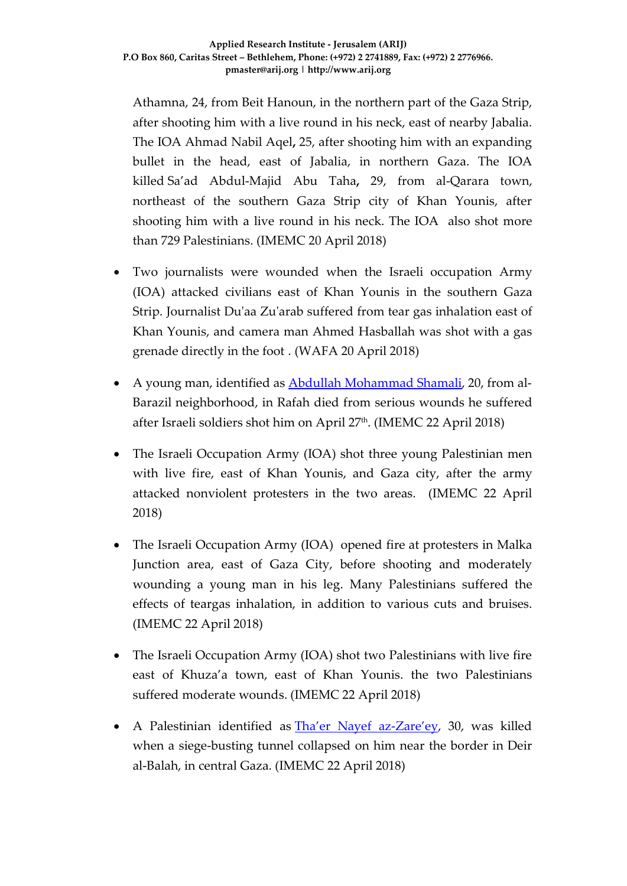Athamna, 24, from Beit Hanoun, in the northern part of the Gaza Strip, after shooting him with a live round in his neck, east of nearby Jabalia. The IOA Ahmad Nabil Aqel**,** 25, after shooting him with an expanding bullet in the head, east of Jabalia, in northern Gaza. The IOA killed Sa'ad Abdul-Majid Abu Taha**,** 29, from al-Qarara town, northeast of the southern Gaza Strip city of Khan Younis, after shooting him with a live round in his neck. The IOA also shot more than 729 Palestinians. (IMEMC 20 April 2018)

- Two journalists were wounded when the Israeli occupation Army (IOA) attacked civilians east of Khan Younis in the southern Gaza Strip. Journalist Du'aa Zu'arab suffered from tear gas inhalation east of Khan Younis, and camera man Ahmed Hasballah was shot with a gas grenade directly in the foot . (WAFA 20 April 2018)
- A young man, identified as Abdullah Mohammad Shamali, 20, from al-Barazil neighborhood, in Rafah died from serious wounds he suffered after Israeli soldiers shot him on April 27th. (IMEMC 22 April 2018)
- The Israeli Occupation Army (IOA) shot three young Palestinian men with live fire, east of Khan Younis, and Gaza city, after the army attacked nonviolent protesters in the two areas. (IMEMC 22 April 2018)
- The Israeli Occupation Army (IOA) opened fire at protesters in Malka Junction area, east of Gaza City, before shooting and moderately wounding a young man in his leg. Many Palestinians suffered the effects of teargas inhalation, in addition to various cuts and bruises. (IMEMC 22 April 2018)
- The Israeli Occupation Army (IOA) shot two Palestinians with live fire east of Khuza'a town, east of Khan Younis. the two Palestinians suffered moderate wounds. (IMEMC 22 April 2018)
- A Palestinian identified as Tha'er Nayef az-Zare'ey, 30, was killed when a siege-busting tunnel collapsed on him near the border in Deir al-Balah, in central Gaza. (IMEMC 22 April 2018)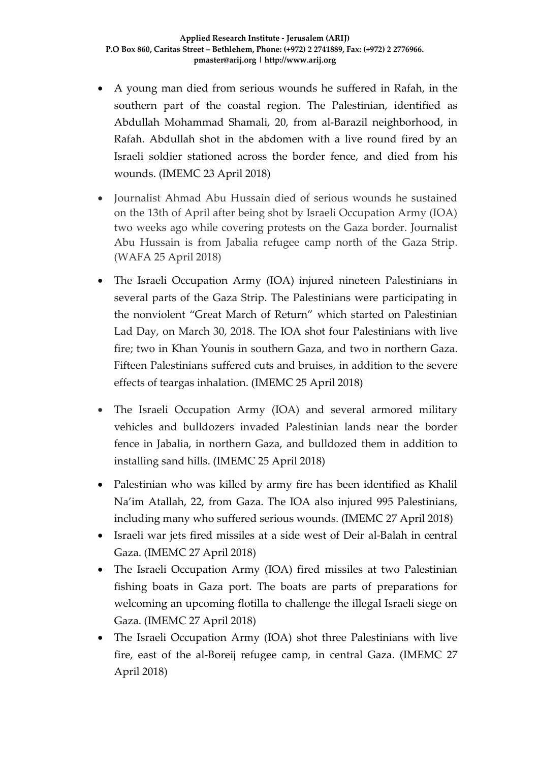- A young man died from serious wounds he suffered in Rafah, in the southern part of the coastal region. The Palestinian, identified as Abdullah Mohammad Shamali, 20, from al-Barazil neighborhood, in Rafah. Abdullah shot in the abdomen with a live round fired by an Israeli soldier stationed across the border fence, and died from his wounds. (IMEMC 23 April 2018)

- Journalist Ahmad Abu Hussain died of serious wounds he sustained on the 13th of April after being shot by Israeli Occupation Army (IOA) two weeks ago while covering protests on the Gaza border. Journalist Abu Hussain is from Jabalia refugee camp north of the Gaza Strip. (WAFA 25 April 2018)

- The Israeli Occupation Army (IOA) injured nineteen Palestinians in several parts of the Gaza Strip. The Palestinians were participating in the nonviolent "Great March of Return" which started on Palestinian Lad Day, on March 30, 2018. The IOA shot four Palestinians with live fire; two in Khan Younis in southern Gaza, and two in northern Gaza. Fifteen Palestinians suffered cuts and bruises, in addition to the severe effects of teargas inhalation. (IMEMC 25 April 2018)

- The Israeli Occupation Army (IOA) and several armored military vehicles and bulldozers invaded Palestinian lands near the border fence in Jabalia, in northern Gaza, and bulldozed them in addition to installing sand hills. (IMEMC 25 April 2018)

- Palestinian who was killed by army fire has been identified as Khalil Na'im Atallah, 22, from Gaza. The IOA also injured 995 Palestinians, including many who suffered serious wounds. (IMEMC 27 April 2018)
- Israeli war jets fired missiles at a side west of Deir al-Balah in central Gaza. (IMEMC 27 April 2018)
- The Israeli Occupation Army (IOA) fired missiles at two Palestinian fishing boats in Gaza port. The boats are parts of preparations for welcoming an upcoming flotilla to challenge the illegal Israeli siege on Gaza. (IMEMC 27 April 2018)
- The Israeli Occupation Army (IOA) shot three Palestinians with live fire, east of the al-Boreij refugee camp, in central Gaza. (IMEMC 27 April 2018)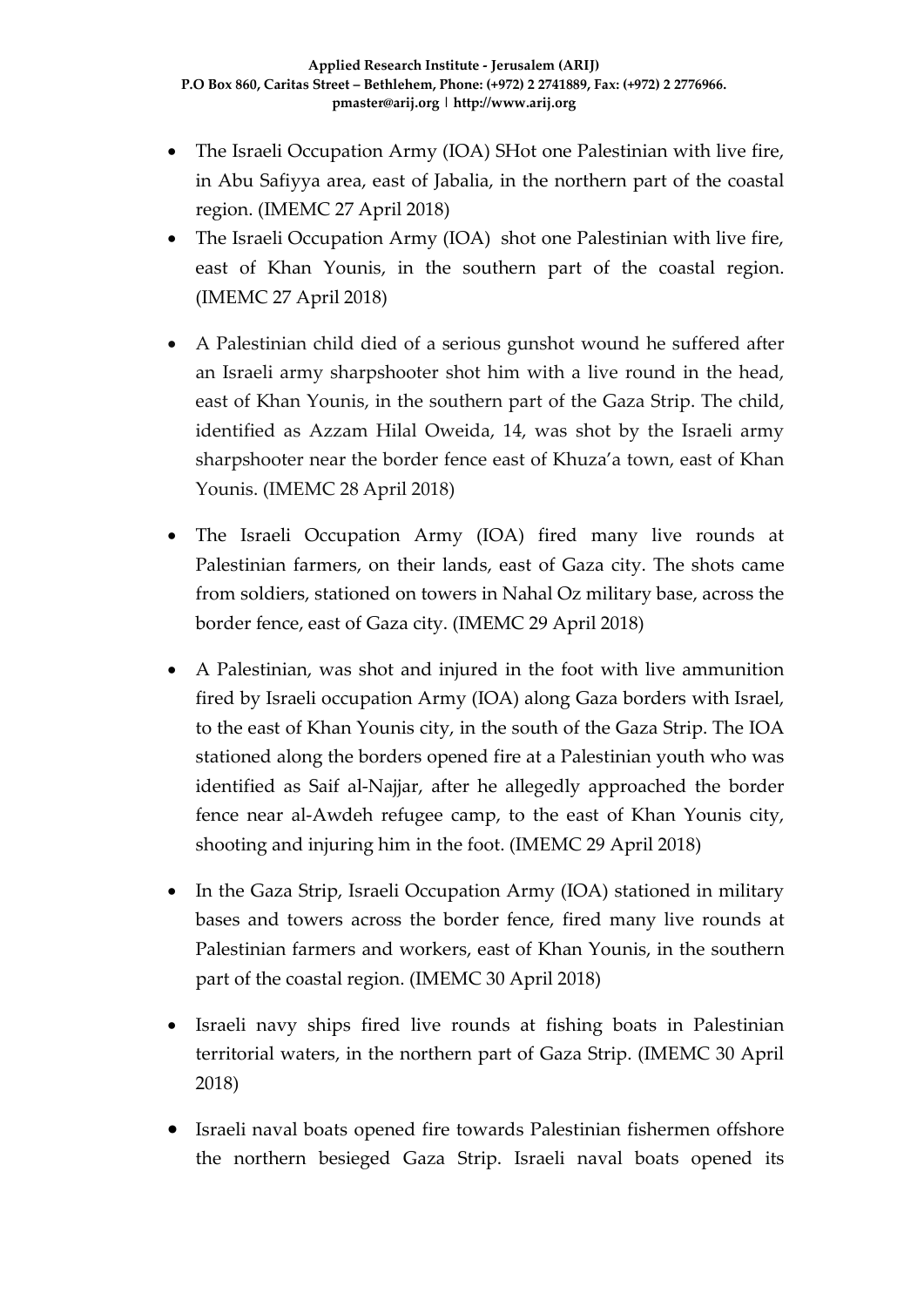- The Israeli Occupation Army (IOA) SHot one Palestinian with live fire, in Abu Safiyya area, east of Jabalia, in the northern part of the coastal region. (IMEMC 27 April 2018)
- The Israeli Occupation Army (IOA) shot one Palestinian with live fire, east of Khan Younis, in the southern part of the coastal region. (IMEMC 27 April 2018)
- A Palestinian child died of a serious gunshot wound he suffered after an Israeli army sharpshooter shot him with a live round in the head, east of Khan Younis, in the southern part of the Gaza Strip. The child, identified as Azzam Hilal Oweida, 14, was shot by the Israeli army sharpshooter near the border fence east of Khuza'a town, east of Khan Younis. (IMEMC 28 April 2018)
- The Israeli Occupation Army (IOA) fired many live rounds at Palestinian farmers, on their lands, east of Gaza city. The shots came from soldiers, stationed on towers in Nahal Oz military base, across the border fence, east of Gaza city. (IMEMC 29 April 2018)
- A Palestinian, was shot and injured in the foot with live ammunition fired by Israeli occupation Army (IOA) along Gaza borders with Israel, to the east of Khan Younis city, in the south of the Gaza Strip. The IOA stationed along the borders opened fire at a Palestinian youth who was identified as Saif al-Najjar, after he allegedly approached the border fence near al-Awdeh refugee camp, to the east of Khan Younis city, shooting and injuring him in the foot. (IMEMC 29 April 2018)
- In the Gaza Strip, Israeli Occupation Army (IOA) stationed in military bases and towers across the border fence, fired many live rounds at Palestinian farmers and workers, east of Khan Younis, in the southern part of the coastal region. (IMEMC 30 April 2018)
- Israeli navy ships fired live rounds at fishing boats in Palestinian territorial waters, in the northern part of Gaza Strip. (IMEMC 30 April 2018)
- Israeli naval boats opened fire towards Palestinian fishermen offshore the northern besieged Gaza Strip. Israeli naval boats opened its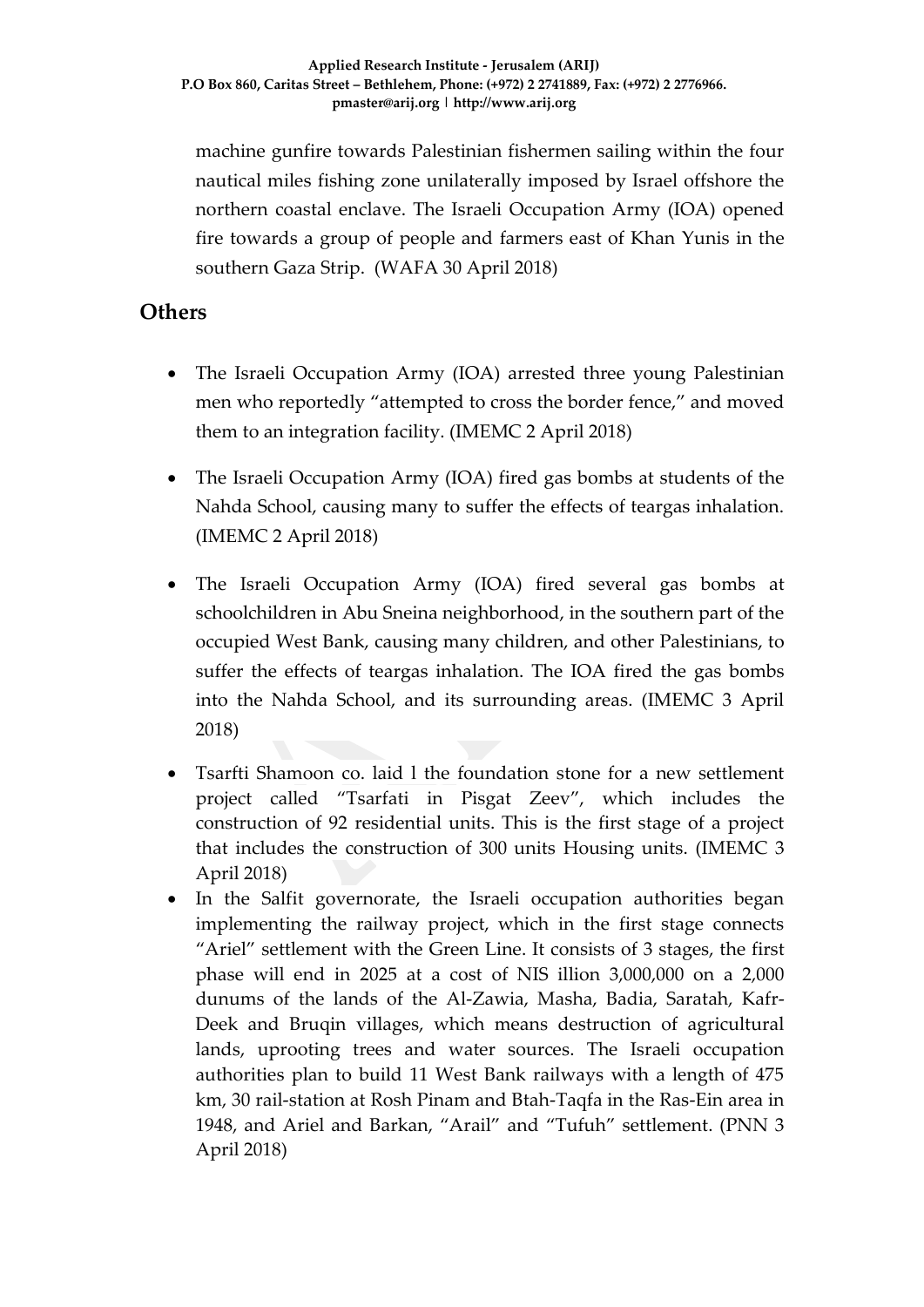machine gunfire towards Palestinian fishermen sailing within the four nautical miles fishing zone unilaterally imposed by Israel offshore the northern coastal enclave. The Israeli Occupation Army (IOA) opened fire towards a group of people and farmers east of Khan Yunis in the southern Gaza Strip. (WAFA 30 April 2018)

## Others

- The Israeli Occupation Army (IOA) arrested three young Palestinian men who reportedly "attempted to cross the border fence," and moved them to an integration facility. (IMEMC 2 April 2018)
- The Israeli Occupation Army (IOA) fired gas bombs at students of the Nahda School, causing many to suffer the effects of teargas inhalation. (IMEMC 2 April 2018)
- The Israeli Occupation Army (IOA) fired several gas bombs at schoolchildren in Abu Sneina neighborhood, in the southern part of the occupied West Bank, causing many children, and other Palestinians, to suffer the effects of teargas inhalation. The IOA fired the gas bombs into the Nahda School, and its surrounding areas. (IMEMC 3 April 2018)
- Tsarfti Shamoon co. laid l the foundation stone for a new settlement project called "Tsarfati in Pisgat Zeev", which includes the construction of 92 residential units. This is the first stage of a project that includes the construction of 300 units Housing units. (IMEMC 3 April 2018)
- In the Salfit governorate, the Israeli occupation authorities began implementing the railway project, which in the first stage connects "Ariel" settlement with the Green Line. It consists of 3 stages, the first phase will end in 2025 at a cost of NIS illion 3,000,000 on a 2,000 dunums of the lands of the Al-Zawia, Masha, Badia, Saratah, Kafr-Deek and Bruqin villages, which means destruction of agricultural lands, uprooting trees and water sources. The Israeli occupation authorities plan to build 11 West Bank railways with a length of 475 km, 30 rail-station at Rosh Pinam and Btah-Taqfa in the Ras-Ein area in 1948, and Ariel and Barkan, "Arail" and "Tufuh" settlement. (PNN 3 April 2018)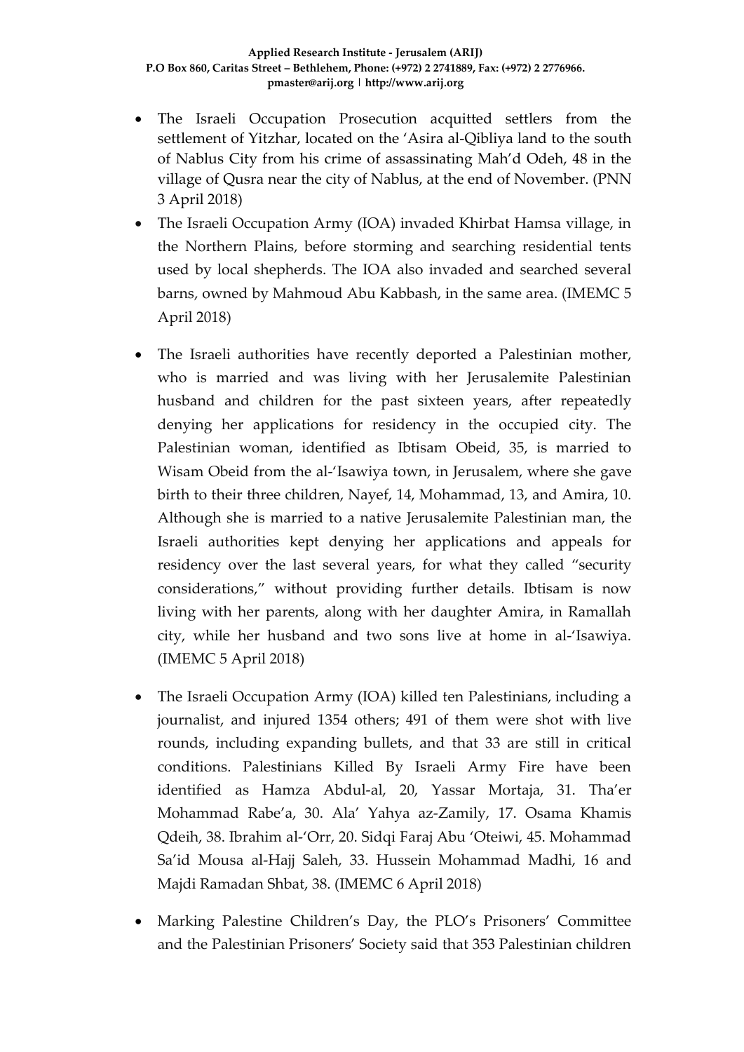- The Israeli Occupation Prosecution acquitted settlers from the settlement of Yitzhar, located on the 'Asira al-Qibliya land to the south of Nablus City from his crime of assassinating Mah'd Odeh, 48 in the village of Qusra near the city of Nablus, at the end of November. (PNN 3 April 2018)
- The Israeli Occupation Army (IOA) invaded Khirbat Hamsa village, in the Northern Plains, before storming and searching residential tents used by local shepherds. The IOA also invaded and searched several barns, owned by Mahmoud Abu Kabbash, in the same area. (IMEMC 5 April 2018)
- The Israeli authorities have recently deported a Palestinian mother, who is married and was living with her Jerusalemite Palestinian husband and children for the past sixteen years, after repeatedly denying her applications for residency in the occupied city. The Palestinian woman, identified as Ibtisam Obeid, 35, is married to Wisam Obeid from the al-'Isawiya town, in Jerusalem, where she gave birth to their three children, Nayef, 14, Mohammad, 13, and Amira, 10. Although she is married to a native Jerusalemite Palestinian man, the Israeli authorities kept denying her applications and appeals for residency over the last several years, for what they called "security considerations," without providing further details. Ibtisam is now living with her parents, along with her daughter Amira, in Ramallah city, while her husband and two sons live at home in al-'Isawiya. (IMEMC 5 April 2018)
- The Israeli Occupation Army (IOA) killed ten Palestinians, including a journalist, and injured 1354 others; 491 of them were shot with live rounds, including expanding bullets, and that 33 are still in critical conditions. Palestinians Killed By Israeli Army Fire have been identified as Hamza Abdul-al, 20, Yassar Mortaja, 31. Tha'er Mohammad Rabe'a, 30. Ala' Yahya az-Zamily, 17. Osama Khamis Qdeih, 38. Ibrahim al-'Orr, 20. Sidqi Faraj Abu 'Oteiwi, 45. Mohammad Sa'id Mousa al-Hajj Saleh, 33. Hussein Mohammad Madhi, 16 and Majdi Ramadan Shbat, 38. (IMEMC 6 April 2018)
- Marking Palestine Children's Day, the PLO's Prisoners' Committee and the Palestinian Prisoners' Society said that 353 Palestinian children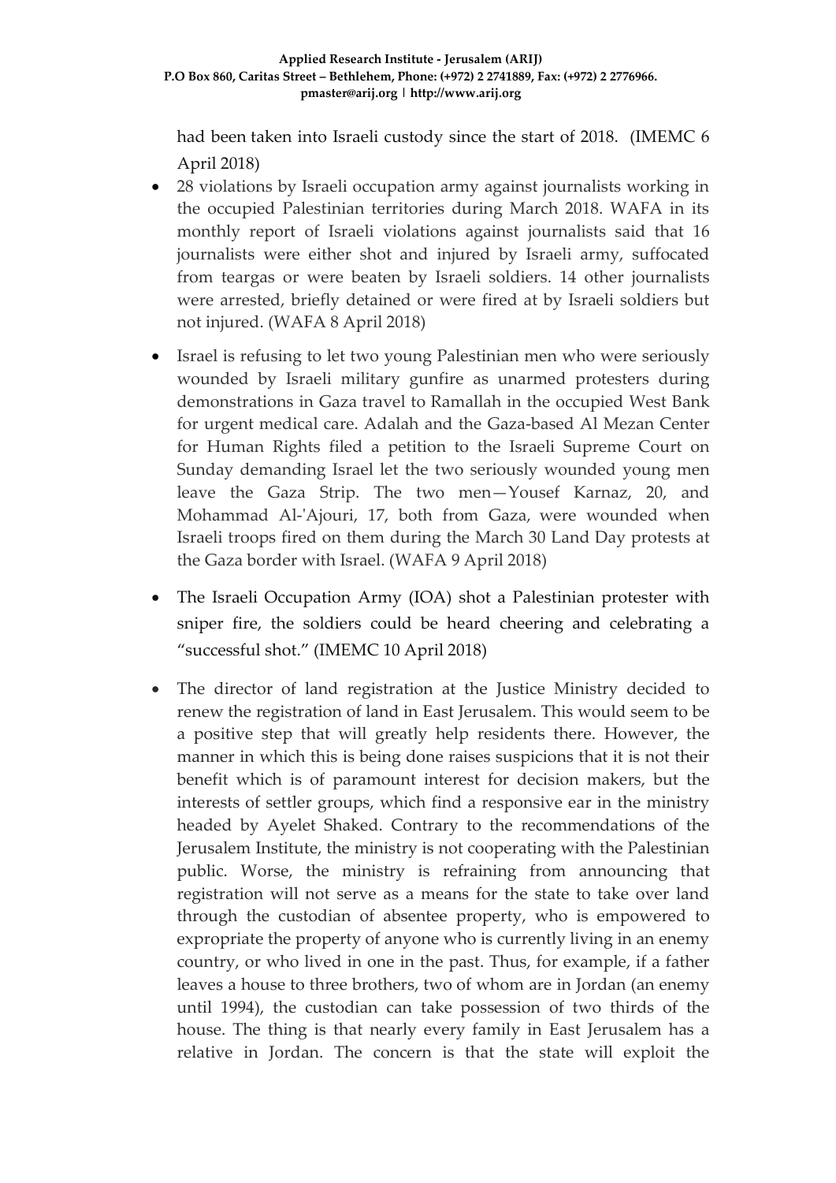had been taken into Israeli custody since the start of 2018. (IMEMC 6 April 2018)

- 28 violations by Israeli occupation army against journalists working in the occupied Palestinian territories during March 2018. WAFA in its monthly report of Israeli violations against journalists said that 16 journalists were either shot and injured by Israeli army, suffocated from teargas or were beaten by Israeli soldiers. 14 other journalists were arrested, briefly detained or were fired at by Israeli soldiers but not injured. (WAFA 8 April 2018)

- Israel is refusing to let two young Palestinian men who were seriously wounded by Israeli military gunfire as unarmed protesters during demonstrations in Gaza travel to Ramallah in the occupied West Bank for urgent medical care. Adalah and the Gaza-based Al Mezan Center for Human Rights filed a petition to the Israeli Supreme Court on Sunday demanding Israel let the two seriously wounded young men leave the Gaza Strip. The two men—Yousef Karnaz, 20, and Mohammad Al-'Ajouri, 17, both from Gaza, were wounded when Israeli troops fired on them during the March 30 Land Day protests at the Gaza border with Israel. (WAFA 9 April 2018)

- The Israeli Occupation Army (IOA) shot a Palestinian protester with sniper fire, the soldiers could be heard cheering and celebrating a "successful shot." (IMEMC 10 April 2018)

- The director of land registration at the Justice Ministry decided to renew the registration of land in East Jerusalem. This would seem to be a positive step that will greatly help residents there. However, the manner in which this is being done raises suspicions that it is not their benefit which is of paramount interest for decision makers, but the interests of settler groups, which find a responsive ear in the ministry headed by Ayelet Shaked. Contrary to the recommendations of the Jerusalem Institute, the ministry is not cooperating with the Palestinian public. Worse, the ministry is refraining from announcing that registration will not serve as a means for the state to take over land through the custodian of absentee property, who is empowered to expropriate the property of anyone who is currently living in an enemy country, or who lived in one in the past. Thus, for example, if a father leaves a house to three brothers, two of whom are in Jordan (an enemy until 1994), the custodian can take possession of two thirds of the house. The thing is that nearly every family in East Jerusalem has a relative in Jordan. The concern is that the state will exploit the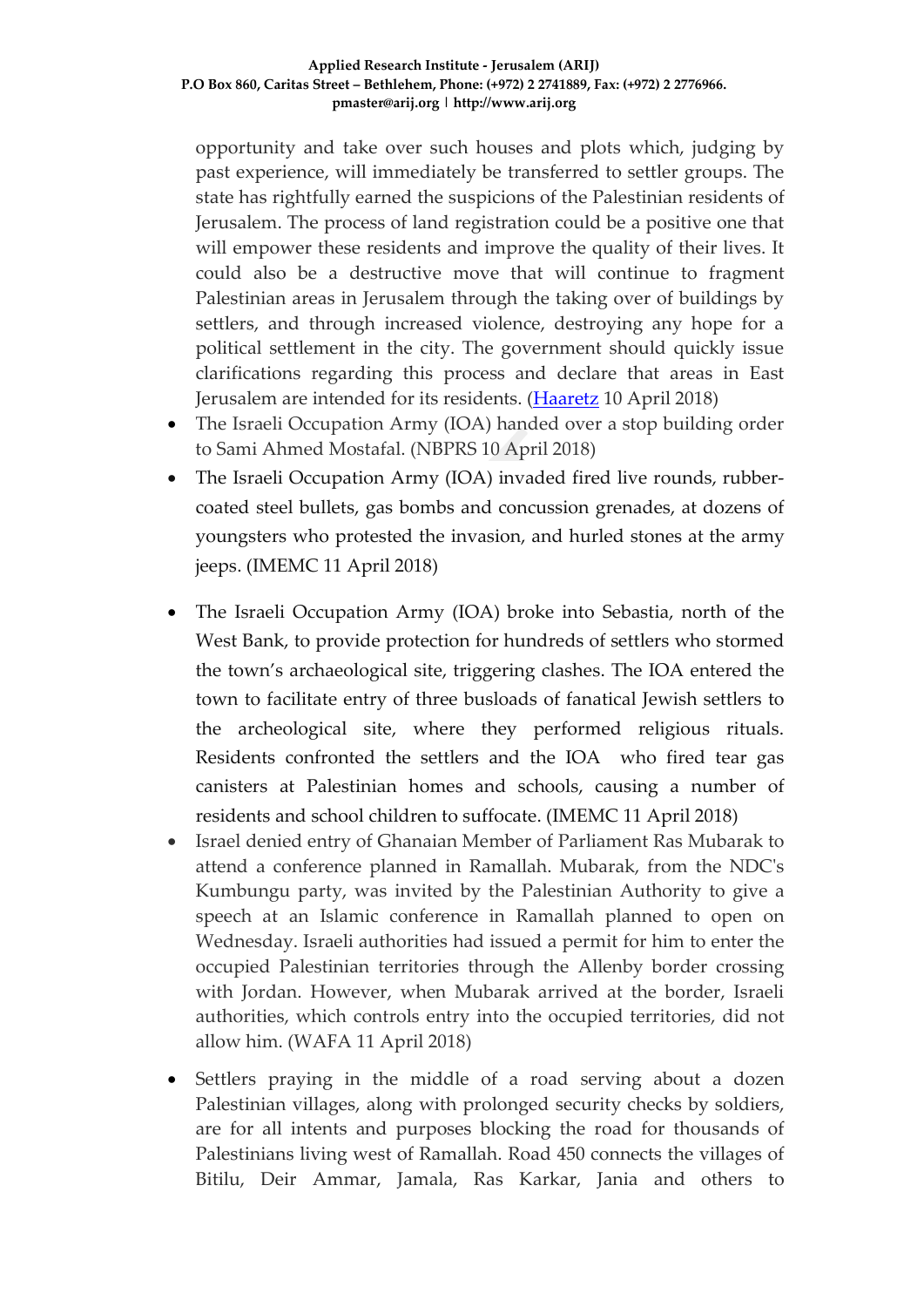opportunity and take over such houses and plots which, judging by past experience, will immediately be transferred to settler groups. The state has rightfully earned the suspicions of the Palestinian residents of Jerusalem. The process of land registration could be a positive one that will empower these residents and improve the quality of their lives. It could also be a destructive move that will continue to fragment Palestinian areas in Jerusalem through the taking over of buildings by settlers, and through increased violence, destroying any hope for a political settlement in the city. The government should quickly issue clarifications regarding this process and declare that areas in East Jerusalem are intended for its residents. (Haaretz 10 April 2018)

- The Israeli Occupation Army (IOA) handed over a stop building order to Sami Ahmed Mostafal. (NBPRS 10 April 2018)
- The Israeli Occupation Army (IOA) invaded fired live rounds, rubber-coated steel bullets, gas bombs and concussion grenades, at dozens of youngsters who protested the invasion, and hurled stones at the army jeeps. (IMEMC 11 April 2018)
- The Israeli Occupation Army (IOA) broke into Sebastia, north of the West Bank, to provide protection for hundreds of settlers who stormed the town's archaeological site, triggering clashes. The IOA entered the town to facilitate entry of three busloads of fanatical Jewish settlers to the archeological site, where they performed religious rituals. Residents confronted the settlers and the IOA who fired tear gas canisters at Palestinian homes and schools, causing a number of residents and school children to suffocate. (IMEMC 11 April 2018)
- Israel denied entry of Ghanaian Member of Parliament Ras Mubarak to attend a conference planned in Ramallah. Mubarak, from the NDC's Kumbungu party, was invited by the Palestinian Authority to give a speech at an Islamic conference in Ramallah planned to open on Wednesday. Israeli authorities had issued a permit for him to enter the occupied Palestinian territories through the Allenby border crossing with Jordan. However, when Mubarak arrived at the border, Israeli authorities, which controls entry into the occupied territories, did not allow him. (WAFA 11 April 2018)
- Settlers praying in the middle of a road serving about a dozen Palestinian villages, along with prolonged security checks by soldiers, are for all intents and purposes blocking the road for thousands of Palestinians living west of Ramallah. Road 450 connects the villages of Bitilu, Deir Ammar, Jamala, Ras Karkar, Jania and others to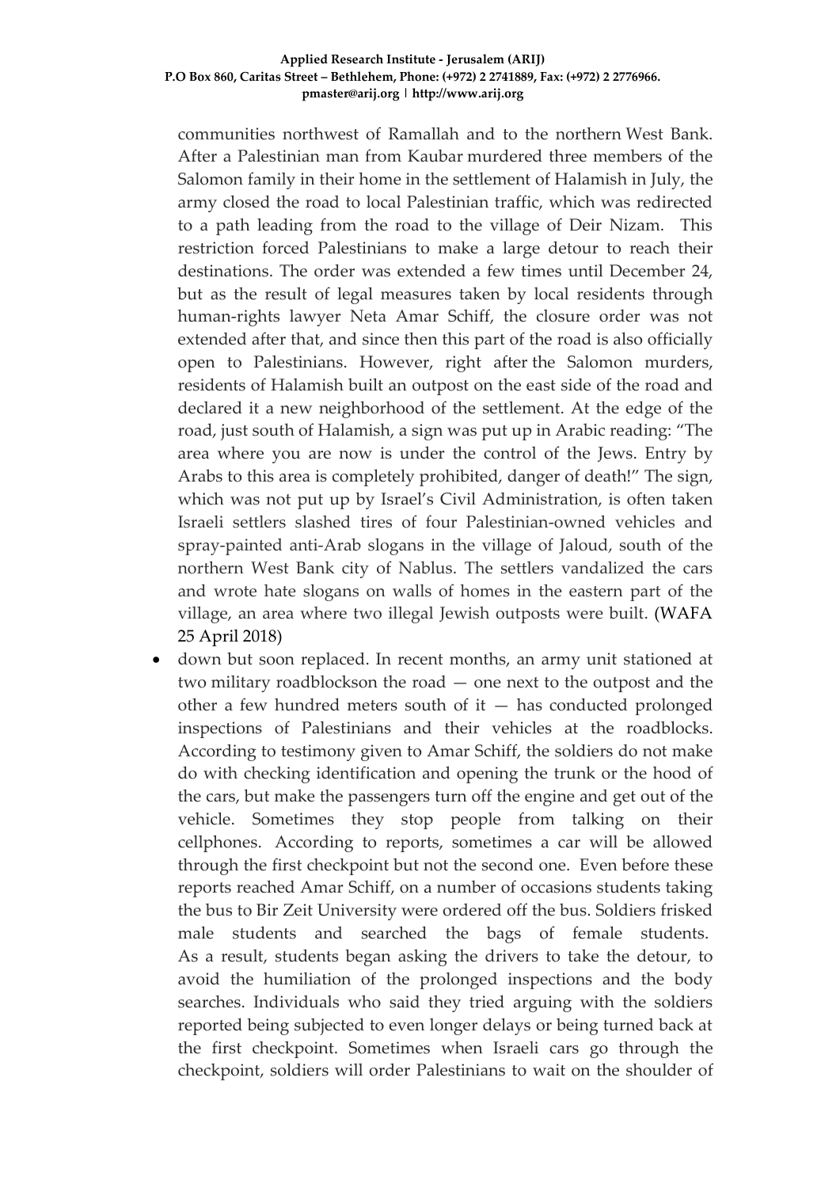communities northwest of Ramallah and to the northern West Bank. After a Palestinian man from Kaubar murdered three members of the Salomon family in their home in the settlement of Halamish in July, the army closed the road to local Palestinian traffic, which was redirected to a path leading from the road to the village of Deir Nizam. This restriction forced Palestinians to make a large detour to reach their destinations. The order was extended a few times until December 24, but as the result of legal measures taken by local residents through human-rights lawyer Neta Amar Schiff, the closure order was not extended after that, and since then this part of the road is also officially open to Palestinians. However, right after the Salomon murders, residents of Halamish built an outpost on the east side of the road and declared it a new neighborhood of the settlement. At the edge of the road, just south of Halamish, a sign was put up in Arabic reading: "The area where you are now is under the control of the Jews. Entry by Arabs to this area is completely prohibited, danger of death!" The sign, which was not put up by Israel's Civil Administration, is often taken Israeli settlers slashed tires of four Palestinian-owned vehicles and spray-painted anti-Arab slogans in the village of Jaloud, south of the northern West Bank city of Nablus. The settlers vandalized the cars and wrote hate slogans on walls of homes in the eastern part of the village, an area where two illegal Jewish outposts were built. (WAFA 25 April 2018)

- down but soon replaced. In recent months, an army unit stationed at two military roadblockson the road — one next to the outpost and the other a few hundred meters south of it — has conducted prolonged inspections of Palestinians and their vehicles at the roadblocks. According to testimony given to Amar Schiff, the soldiers do not make do with checking identification and opening the trunk or the hood of the cars, but make the passengers turn off the engine and get out of the vehicle. Sometimes they stop people from talking on their cellphones. According to reports, sometimes a car will be allowed through the first checkpoint but not the second one. Even before these reports reached Amar Schiff, on a number of occasions students taking the bus to Bir Zeit University were ordered off the bus. Soldiers frisked male students and searched the bags of female students. As a result, students began asking the drivers to take the detour, to avoid the humiliation of the prolonged inspections and the body searches. Individuals who said they tried arguing with the soldiers reported being subjected to even longer delays or being turned back at the first checkpoint. Sometimes when Israeli cars go through the checkpoint, soldiers will order Palestinians to wait on the shoulder of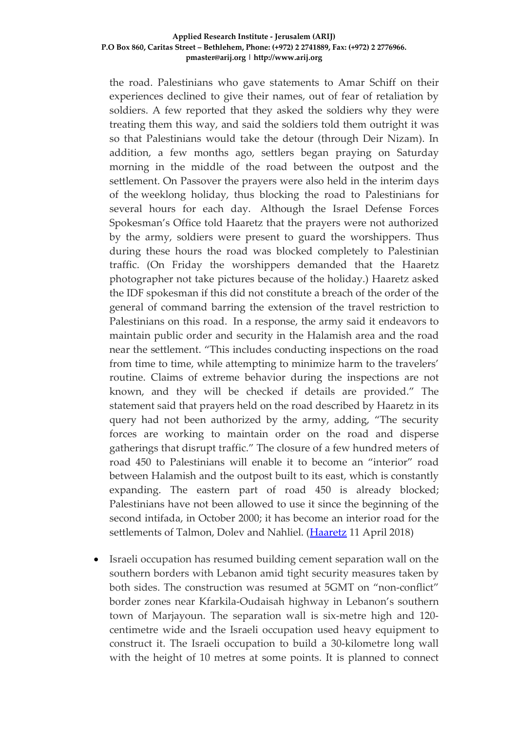the road. Palestinians who gave statements to Amar Schiff on their experiences declined to give their names, out of fear of retaliation by soldiers. A few reported that they asked the soldiers why they were treating them this way, and said the soldiers told them outright it was so that Palestinians would take the detour (through Deir Nizam). In addition, a few months ago, settlers began praying on Saturday morning in the middle of the road between the outpost and the settlement. On Passover the prayers were also held in the interim days of the weeklong holiday, thus blocking the road to Palestinians for several hours for each day. Although the Israel Defense Forces Spokesman's Office told Haaretz that the prayers were not authorized by the army, soldiers were present to guard the worshippers. Thus during these hours the road was blocked completely to Palestinian traffic. (On Friday the worshippers demanded that the Haaretz photographer not take pictures because of the holiday.) Haaretz asked the IDF spokesman if this did not constitute a breach of the order of the general of command barring the extension of the travel restriction to Palestinians on this road. In a response, the army said it endeavors to maintain public order and security in the Halamish area and the road near the settlement. "This includes conducting inspections on the road from time to time, while attempting to minimize harm to the travelers' routine. Claims of extreme behavior during the inspections are not known, and they will be checked if details are provided." The statement said that prayers held on the road described by Haaretz in its query had not been authorized by the army, adding, "The security forces are working to maintain order on the road and disperse gatherings that disrupt traffic." The closure of a few hundred meters of road 450 to Palestinians will enable it to become an "interior" road between Halamish and the outpost built to its east, which is constantly expanding. The eastern part of road 450 is already blocked; Palestinians have not been allowed to use it since the beginning of the second intifada, in October 2000; it has become an interior road for the settlements of Talmon, Dolev and Nahliel. (Haaretz 11 April 2018)

- Israeli occupation has resumed building cement separation wall on the southern borders with Lebanon amid tight security measures taken by both sides. The construction was resumed at 5GMT on "non-conflict" border zones near Kfarkila-Oudaisah highway in Lebanon's southern town of Marjayoun. The separation wall is six-metre high and 120-centimetre wide and the Israeli occupation used heavy equipment to construct it. The Israeli occupation to build a 30-kilometre long wall with the height of 10 metres at some points. It is planned to connect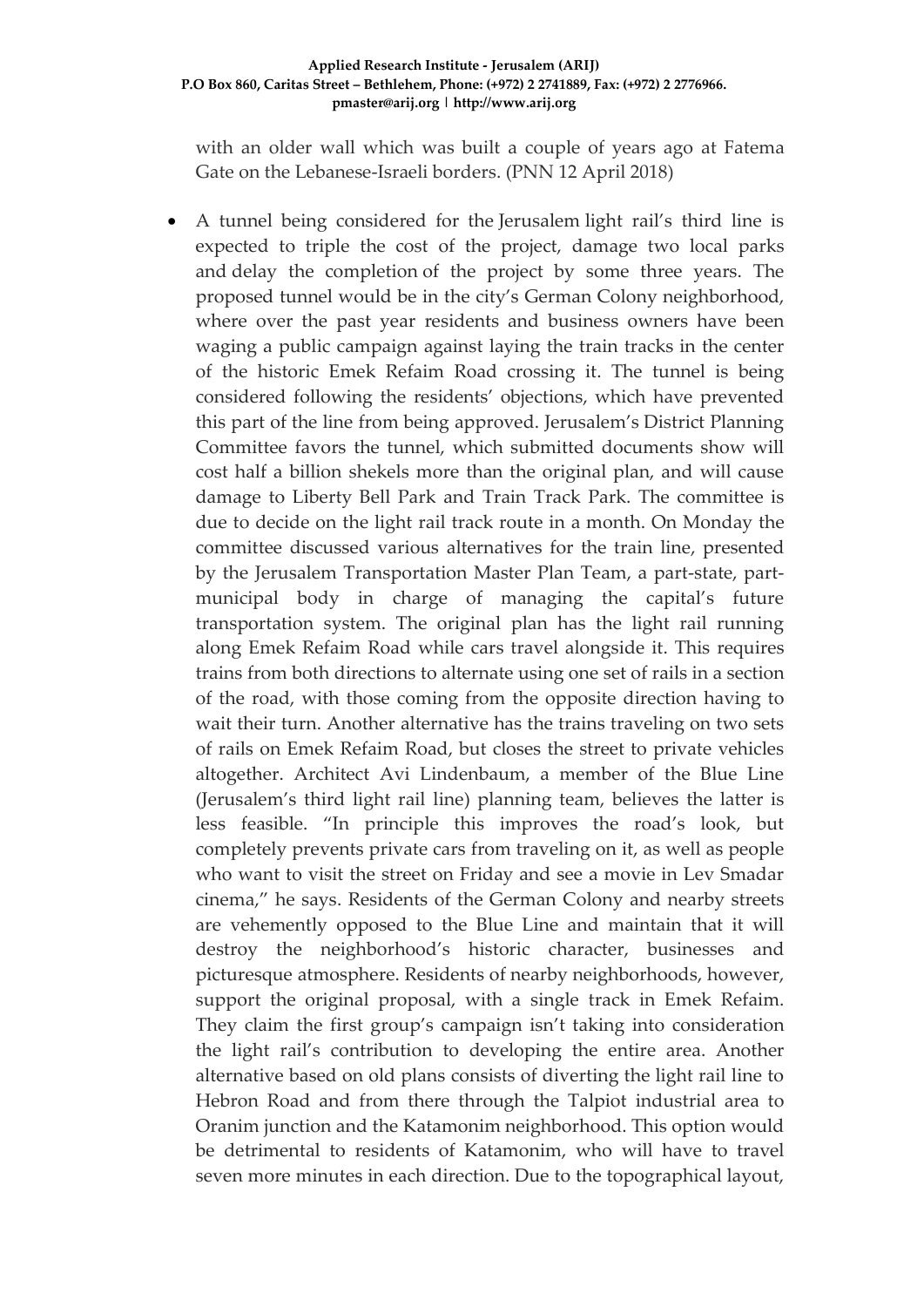with an older wall which was built a couple of years ago at Fatema Gate on the Lebanese-Israeli borders. (PNN 12 April 2018)

- A tunnel being considered for the Jerusalem light rail's third line is expected to triple the cost of the project, damage two local parks and delay the completion of the project by some three years. The proposed tunnel would be in the city's German Colony neighborhood, where over the past year residents and business owners have been waging a public campaign against laying the train tracks in the center of the historic Emek Refaim Road crossing it. The tunnel is being considered following the residents' objections, which have prevented this part of the line from being approved. Jerusalem's District Planning Committee favors the tunnel, which submitted documents show will cost half a billion shekels more than the original plan, and will cause damage to Liberty Bell Park and Train Track Park. The committee is due to decide on the light rail track route in a month. On Monday the committee discussed various alternatives for the train line, presented by the Jerusalem Transportation Master Plan Team, a part-state, part-municipal body in charge of managing the capital's future transportation system. The original plan has the light rail running along Emek Refaim Road while cars travel alongside it. This requires trains from both directions to alternate using one set of rails in a section of the road, with those coming from the opposite direction having to wait their turn. Another alternative has the trains traveling on two sets of rails on Emek Refaim Road, but closes the street to private vehicles altogether. Architect Avi Lindenbaum, a member of the Blue Line (Jerusalem's third light rail line) planning team, believes the latter is less feasible. "In principle this improves the road's look, but completely prevents private cars from traveling on it, as well as people who want to visit the street on Friday and see a movie in Lev Smadar cinema," he says. Residents of the German Colony and nearby streets are vehemently opposed to the Blue Line and maintain that it will destroy the neighborhood's historic character, businesses and picturesque atmosphere. Residents of nearby neighborhoods, however, support the original proposal, with a single track in Emek Refaim. They claim the first group's campaign isn't taking into consideration the light rail's contribution to developing the entire area. Another alternative based on old plans consists of diverting the light rail line to Hebron Road and from there through the Talpiot industrial area to Oranim junction and the Katamonim neighborhood. This option would be detrimental to residents of Katamonim, who will have to travel seven more minutes in each direction. Due to the topographical layout,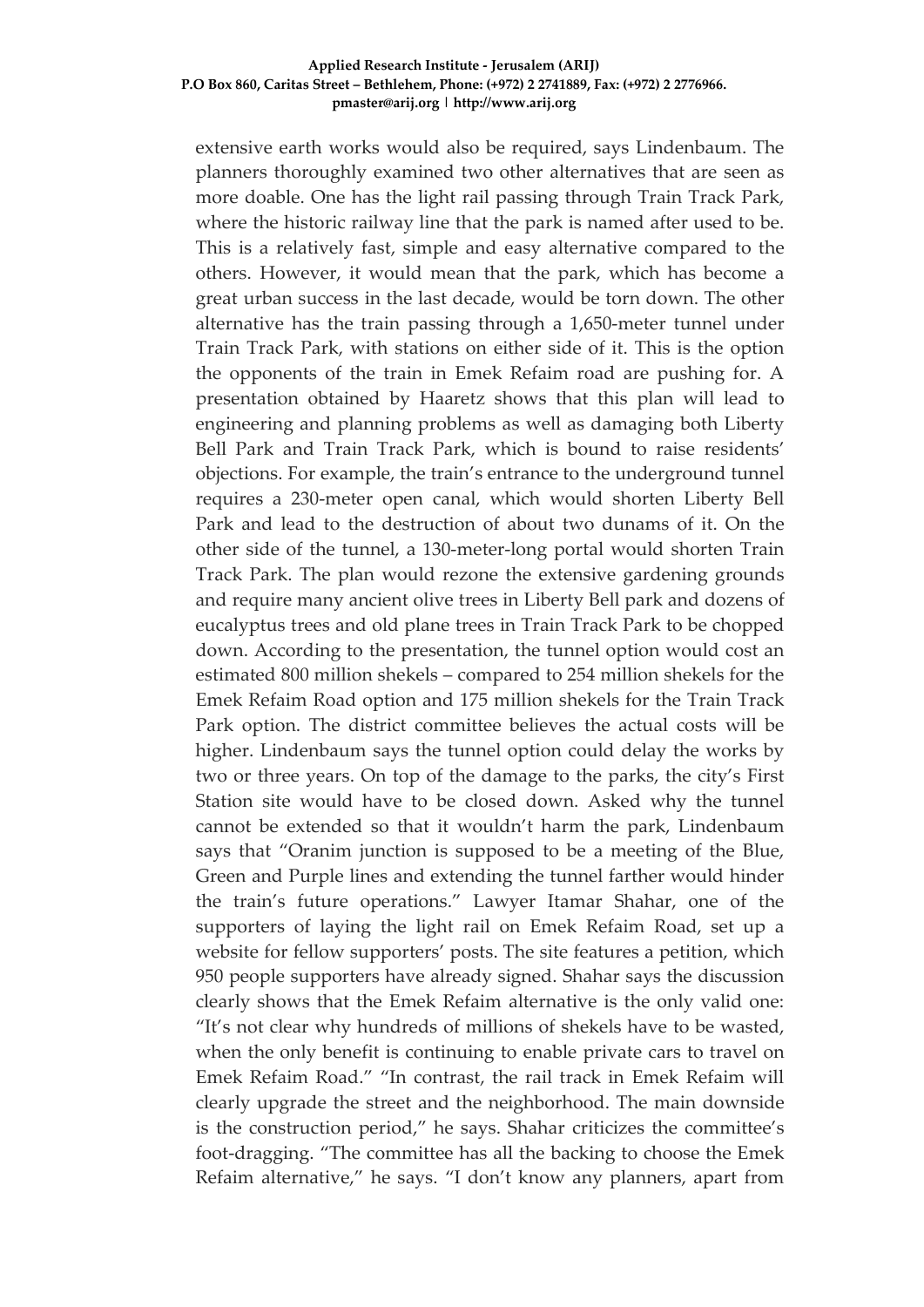extensive earth works would also be required, says Lindenbaum. The planners thoroughly examined two other alternatives that are seen as more doable. One has the light rail passing through Train Track Park, where the historic railway line that the park is named after used to be. This is a relatively fast, simple and easy alternative compared to the others. However, it would mean that the park, which has become a great urban success in the last decade, would be torn down. The other alternative has the train passing through a 1,650-meter tunnel under Train Track Park, with stations on either side of it. This is the option the opponents of the train in Emek Refaim road are pushing for. A presentation obtained by Haaretz shows that this plan will lead to engineering and planning problems as well as damaging both Liberty Bell Park and Train Track Park, which is bound to raise residents' objections. For example, the train's entrance to the underground tunnel requires a 230-meter open canal, which would shorten Liberty Bell Park and lead to the destruction of about two dunams of it. On the other side of the tunnel, a 130-meter-long portal would shorten Train Track Park. The plan would rezone the extensive gardening grounds and require many ancient olive trees in Liberty Bell park and dozens of eucalyptus trees and old plane trees in Train Track Park to be chopped down. According to the presentation, the tunnel option would cost an estimated 800 million shekels – compared to 254 million shekels for the Emek Refaim Road option and 175 million shekels for the Train Track Park option. The district committee believes the actual costs will be higher. Lindenbaum says the tunnel option could delay the works by two or three years. On top of the damage to the parks, the city's First Station site would have to be closed down. Asked why the tunnel cannot be extended so that it wouldn't harm the park, Lindenbaum says that "Oranim junction is supposed to be a meeting of the Blue, Green and Purple lines and extending the tunnel farther would hinder the train's future operations." Lawyer Itamar Shahar, one of the supporters of laying the light rail on Emek Refaim Road, set up a website for fellow supporters' posts. The site features a petition, which 950 people supporters have already signed. Shahar says the discussion clearly shows that the Emek Refaim alternative is the only valid one: "It's not clear why hundreds of millions of shekels have to be wasted, when the only benefit is continuing to enable private cars to travel on Emek Refaim Road." "In contrast, the rail track in Emek Refaim will clearly upgrade the street and the neighborhood. The main downside is the construction period," he says. Shahar criticizes the committee's foot-dragging. "The committee has all the backing to choose the Emek Refaim alternative," he says. "I don't know any planners, apart from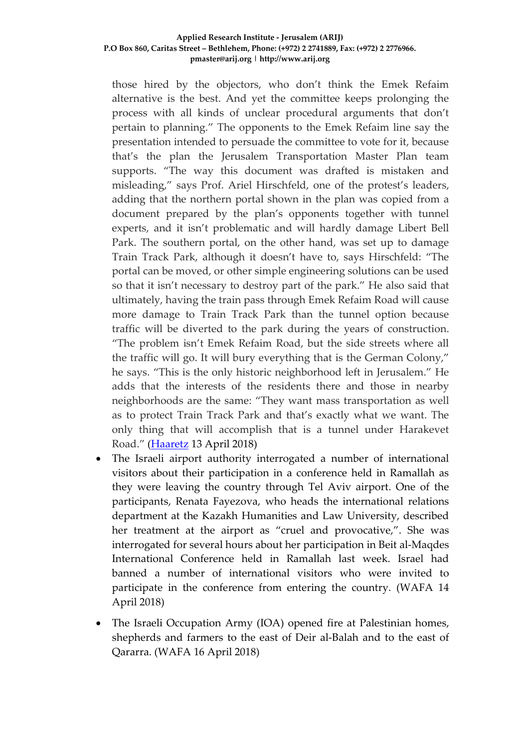those hired by the objectors, who don't think the Emek Refaim alternative is the best. And yet the committee keeps prolonging the process with all kinds of unclear procedural arguments that don't pertain to planning." The opponents to the Emek Refaim line say the presentation intended to persuade the committee to vote for it, because that's the plan the Jerusalem Transportation Master Plan team supports. "The way this document was drafted is mistaken and misleading," says Prof. Ariel Hirschfeld, one of the protest's leaders, adding that the northern portal shown in the plan was copied from a document prepared by the plan's opponents together with tunnel experts, and it isn't problematic and will hardly damage Libert Bell Park. The southern portal, on the other hand, was set up to damage Train Track Park, although it doesn't have to, says Hirschfeld: "The portal can be moved, or other simple engineering solutions can be used so that it isn't necessary to destroy part of the park." He also said that ultimately, having the train pass through Emek Refaim Road will cause more damage to Train Track Park than the tunnel option because traffic will be diverted to the park during the years of construction. "The problem isn't Emek Refaim Road, but the side streets where all the traffic will go. It will bury everything that is the German Colony," he says. "This is the only historic neighborhood left in Jerusalem." He adds that the interests of the residents there and those in nearby neighborhoods are the same: "They want mass transportation as well as to protect Train Track Park and that's exactly what we want. The only thing that will accomplish that is a tunnel under Harakevet Road." (Haaretz 13 April 2018)

- The Israeli airport authority interrogated a number of international visitors about their participation in a conference held in Ramallah as they were leaving the country through Tel Aviv airport. One of the participants, Renata Fayezova, who heads the international relations department at the Kazakh Humanities and Law University, described her treatment at the airport as "cruel and provocative,". She was interrogated for several hours about her participation in Beit al-Maqdes International Conference held in Ramallah last week. Israel had banned a number of international visitors who were invited to participate in the conference from entering the country. (WAFA 14 April 2018)

- The Israeli Occupation Army (IOA) opened fire at Palestinian homes, shepherds and farmers to the east of Deir al-Balah and to the east of Qararra. (WAFA 16 April 2018)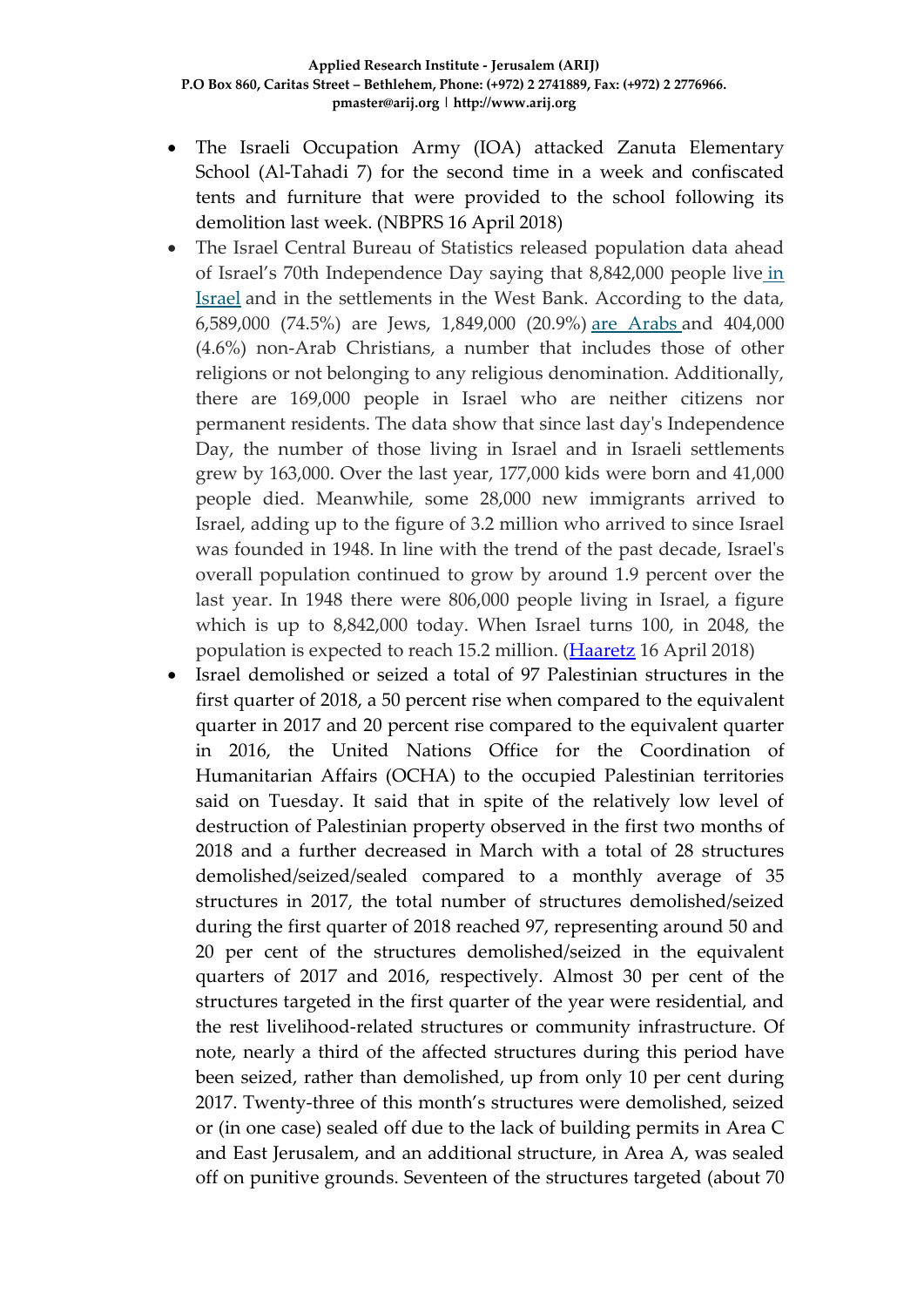- The Israeli Occupation Army (IOA) attacked Zanuta Elementary School (Al-Tahadi 7) for the second time in a week and confiscated tents and furniture that were provided to the school following its demolition last week. (NBPRS 16 April 2018)
- The Israel Central Bureau of Statistics released population data ahead of Israel's 70th Independence Day saying that 8,842,000 people live in Israel and in the settlements in the West Bank. According to the data, 6,589,000 (74.5%) are Jews, 1,849,000 (20.9%) are Arabs and 404,000 (4.6%) non-Arab Christians, a number that includes those of other religions or not belonging to any religious denomination. Additionally, there are 169,000 people in Israel who are neither citizens nor permanent residents. The data show that since last day's Independence Day, the number of those living in Israel and in Israeli settlements grew by 163,000. Over the last year, 177,000 kids were born and 41,000 people died. Meanwhile, some 28,000 new immigrants arrived to Israel, adding up to the figure of 3.2 million who arrived to since Israel was founded in 1948. In line with the trend of the past decade, Israel's overall population continued to grow by around 1.9 percent over the last year. In 1948 there were 806,000 people living in Israel, a figure which is up to 8,842,000 today. When Israel turns 100, in 2048, the population is expected to reach 15.2 million. (Haaretz 16 April 2018)
- Israel demolished or seized a total of 97 Palestinian structures in the first quarter of 2018, a 50 percent rise when compared to the equivalent quarter in 2017 and 20 percent rise compared to the equivalent quarter in 2016, the United Nations Office for the Coordination of Humanitarian Affairs (OCHA) to the occupied Palestinian territories said on Tuesday. It said that in spite of the relatively low level of destruction of Palestinian property observed in the first two months of 2018 and a further decreased in March with a total of 28 structures demolished/seized/sealed compared to a monthly average of 35 structures in 2017, the total number of structures demolished/seized during the first quarter of 2018 reached 97, representing around 50 and 20 per cent of the structures demolished/seized in the equivalent quarters of 2017 and 2016, respectively. Almost 30 per cent of the structures targeted in the first quarter of the year were residential, and the rest livelihood-related structures or community infrastructure. Of note, nearly a third of the affected structures during this period have been seized, rather than demolished, up from only 10 per cent during 2017. Twenty-three of this month's structures were demolished, seized or (in one case) sealed off due to the lack of building permits in Area C and East Jerusalem, and an additional structure, in Area A, was sealed off on punitive grounds. Seventeen of the structures targeted (about 70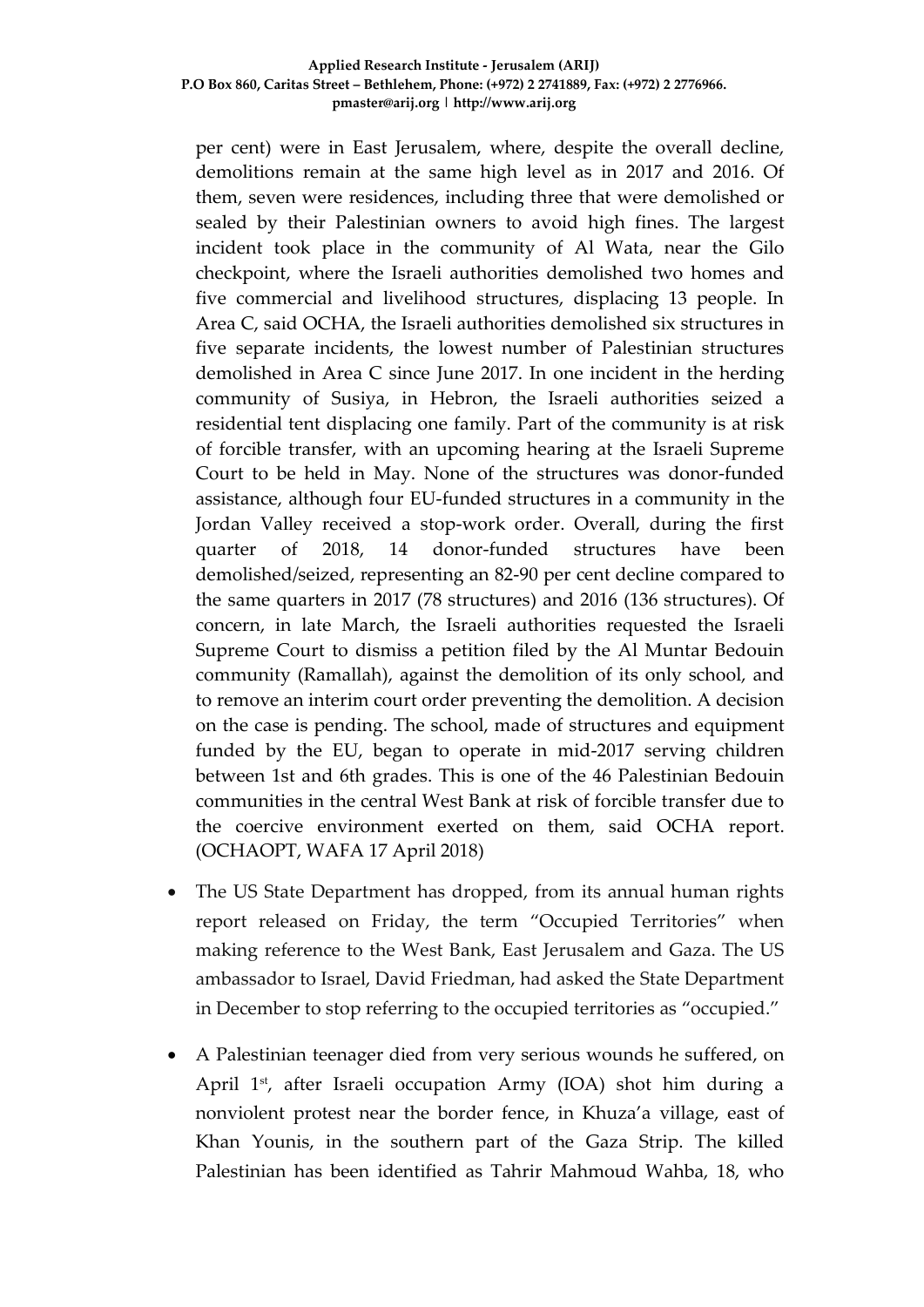per cent) were in East Jerusalem, where, despite the overall decline, demolitions remain at the same high level as in 2017 and 2016. Of them, seven were residences, including three that were demolished or sealed by their Palestinian owners to avoid high fines. The largest incident took place in the community of Al Wata, near the Gilo checkpoint, where the Israeli authorities demolished two homes and five commercial and livelihood structures, displacing 13 people. In Area C, said OCHA, the Israeli authorities demolished six structures in five separate incidents, the lowest number of Palestinian structures demolished in Area C since June 2017. In one incident in the herding community of Susiya, in Hebron, the Israeli authorities seized a residential tent displacing one family. Part of the community is at risk of forcible transfer, with an upcoming hearing at the Israeli Supreme Court to be held in May. None of the structures was donor-funded assistance, although four EU-funded structures in a community in the Jordan Valley received a stop-work order. Overall, during the first quarter of 2018, 14 donor-funded structures have been demolished/seized, representing an 82-90 per cent decline compared to the same quarters in 2017 (78 structures) and 2016 (136 structures). Of concern, in late March, the Israeli authorities requested the Israeli Supreme Court to dismiss a petition filed by the Al Muntar Bedouin community (Ramallah), against the demolition of its only school, and to remove an interim court order preventing the demolition. A decision on the case is pending. The school, made of structures and equipment funded by the EU, began to operate in mid-2017 serving children between 1st and 6th grades. This is one of the 46 Palestinian Bedouin communities in the central West Bank at risk of forcible transfer due to the coercive environment exerted on them, said OCHA report. (OCHAOPT, WAFA 17 April 2018)

- The US State Department has dropped, from its annual human rights report released on Friday, the term "Occupied Territories" when making reference to the West Bank, East Jerusalem and Gaza. The US ambassador to Israel, David Friedman, had asked the State Department in December to stop referring to the occupied territories as "occupied."

- A Palestinian teenager died from very serious wounds he suffered, on April 1st, after Israeli occupation Army (IOA) shot him during a nonviolent protest near the border fence, in Khuza'a village, east of Khan Younis, in the southern part of the Gaza Strip. The killed Palestinian has been identified as Tahrir Mahmoud Wahba, 18, who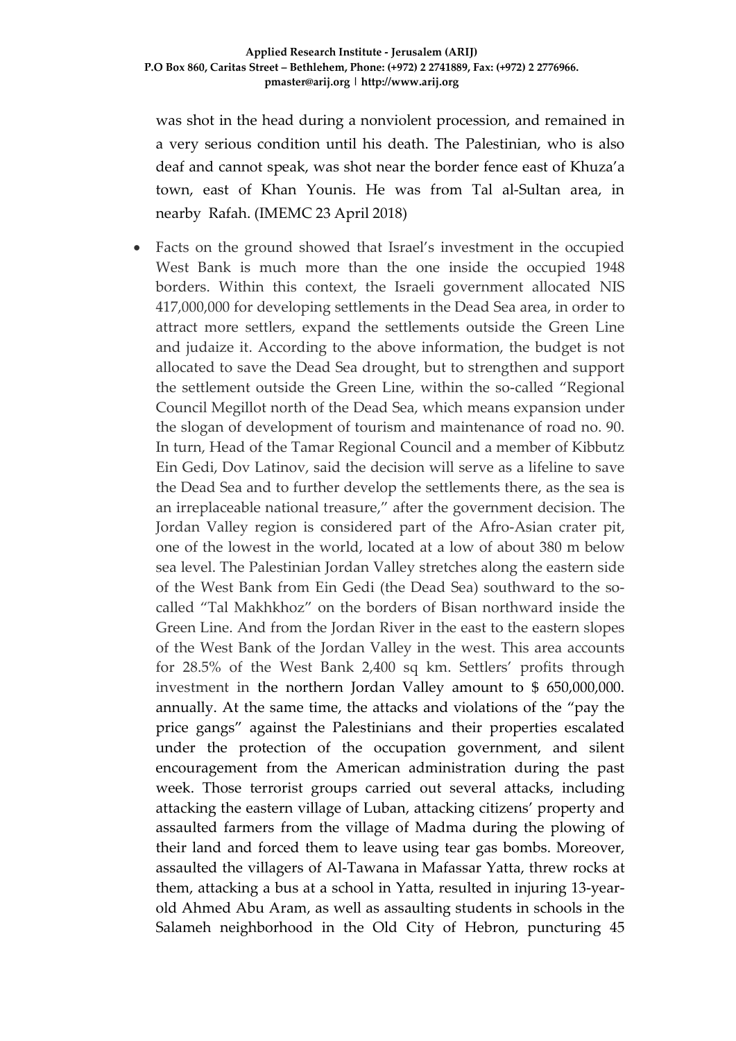was shot in the head during a nonviolent procession, and remained in a very serious condition until his death. The Palestinian, who is also deaf and cannot speak, was shot near the border fence east of Khuza'a town, east of Khan Younis. He was from Tal al-Sultan area, in nearby Rafah. (IMEMC 23 April 2018)

- Facts on the ground showed that Israel's investment in the occupied West Bank is much more than the one inside the occupied 1948 borders. Within this context, the Israeli government allocated NIS 417,000,000 for developing settlements in the Dead Sea area, in order to attract more settlers, expand the settlements outside the Green Line and judaize it. According to the above information, the budget is not allocated to save the Dead Sea drought, but to strengthen and support the settlement outside the Green Line, within the so-called "Regional Council Megillot north of the Dead Sea, which means expansion under the slogan of development of tourism and maintenance of road no. 90. In turn, Head of the Tamar Regional Council and a member of Kibbutz Ein Gedi, Dov Latinov, said the decision will serve as a lifeline to save the Dead Sea and to further develop the settlements there, as the sea is an irreplaceable national treasure," after the government decision. The Jordan Valley region is considered part of the Afro-Asian crater pit, one of the lowest in the world, located at a low of about 380 m below sea level. The Palestinian Jordan Valley stretches along the eastern side of the West Bank from Ein Gedi (the Dead Sea) southward to the so-called "Tal Makhkhoz" on the borders of Bisan northward inside the Green Line. And from the Jordan River in the east to the eastern slopes of the West Bank of the Jordan Valley in the west. This area accounts for 28.5% of the West Bank 2,400 sq km. Settlers' profits through investment in the northern Jordan Valley amount to $ 650,000,000. annually. At the same time, the attacks and violations of the "pay the price gangs" against the Palestinians and their properties escalated under the protection of the occupation government, and silent encouragement from the American administration during the past week. Those terrorist groups carried out several attacks, including attacking the eastern village of Luban, attacking citizens' property and assaulted farmers from the village of Madma during the plowing of their land and forced them to leave using tear gas bombs. Moreover, assaulted the villagers of Al-Tawana in Mafassar Yatta, threw rocks at them, attacking a bus at a school in Yatta, resulted in injuring 13-year-old Ahmed Abu Aram, as well as assaulting students in schools in the Salameh neighborhood in the Old City of Hebron, puncturing 45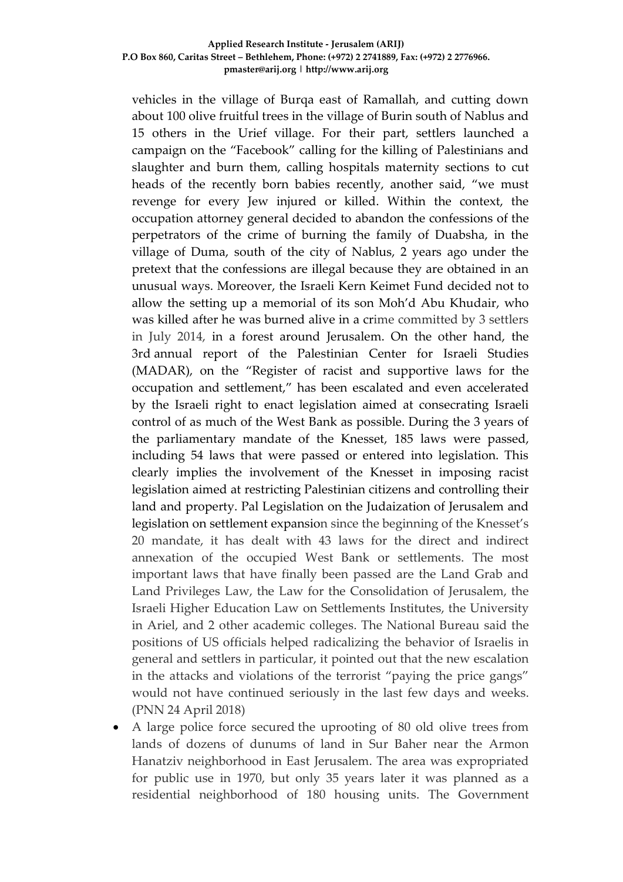vehicles in the village of Burqa east of Ramallah, and cutting down about 100 olive fruitful trees in the village of Burin south of Nablus and 15 others in the Urief village. For their part, settlers launched a campaign on the "Facebook" calling for the killing of Palestinians and slaughter and burn them, calling hospitals maternity sections to cut heads of the recently born babies recently, another said, "we must revenge for every Jew injured or killed. Within the context, the occupation attorney general decided to abandon the confessions of the perpetrators of the crime of burning the family of Duabsha, in the village of Duma, south of the city of Nablus, 2 years ago under the pretext that the confessions are illegal because they are obtained in an unusual ways. Moreover, the Israeli Kern Keimet Fund decided not to allow the setting up a memorial of its son Moh'd Abu Khudair, who was killed after he was burned alive in a crime committed by 3 settlers in July 2014, in a forest around Jerusalem. On the other hand, the 3rd annual report of the Palestinian Center for Israeli Studies (MADAR), on the "Register of racist and supportive laws for the occupation and settlement," has been escalated and even accelerated by the Israeli right to enact legislation aimed at consecrating Israeli control of as much of the West Bank as possible. During the 3 years of the parliamentary mandate of the Knesset, 185 laws were passed, including 54 laws that were passed or entered into legislation. This clearly implies the involvement of the Knesset in imposing racist legislation aimed at restricting Palestinian citizens and controlling their land and property. Pal Legislation on the Judaization of Jerusalem and legislation on settlement expansion since the beginning of the Knesset's 20 mandate, it has dealt with 43 laws for the direct and indirect annexation of the occupied West Bank or settlements. The most important laws that have finally been passed are the Land Grab and Land Privileges Law, the Law for the Consolidation of Jerusalem, the Israeli Higher Education Law on Settlements Institutes, the University in Ariel, and 2 other academic colleges. The National Bureau said the positions of US officials helped radicalizing the behavior of Israelis in general and settlers in particular, it pointed out that the new escalation in the attacks and violations of the terrorist "paying the price gangs" would not have continued seriously in the last few days and weeks. (PNN 24 April 2018)

- A large police force secured the uprooting of 80 old olive trees from lands of dozens of dunums of land in Sur Baher near the Armon Hanatziv neighborhood in East Jerusalem. The area was expropriated for public use in 1970, but only 35 years later it was planned as a residential neighborhood of 180 housing units. The Government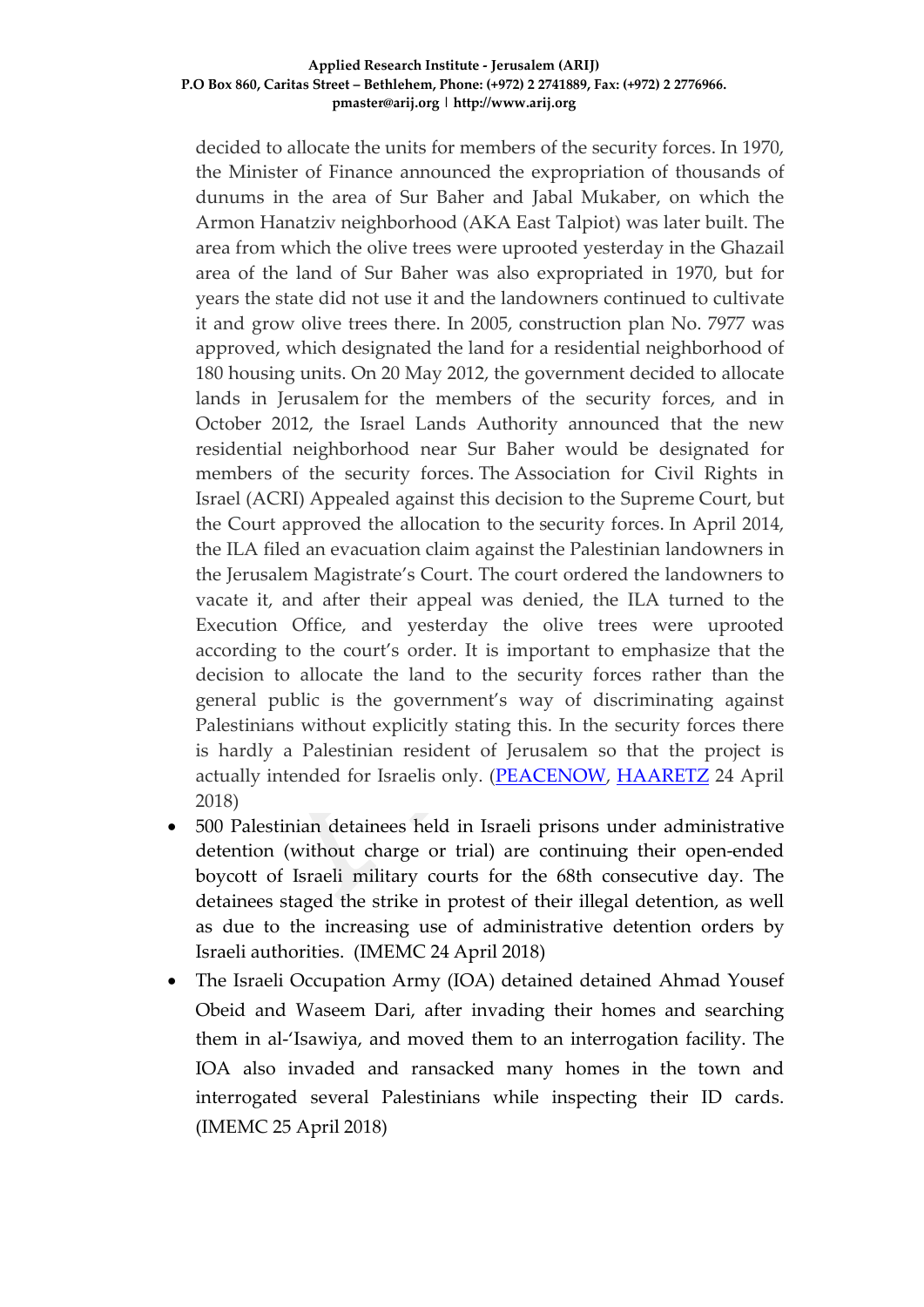decided to allocate the units for members of the security forces. In 1970, the Minister of Finance announced the expropriation of thousands of dunums in the area of Sur Baher and Jabal Mukaber, on which the Armon Hanatziv neighborhood (AKA East Talpiot) was later built. The area from which the olive trees were uprooted yesterday in the Ghazail area of the land of Sur Baher was also expropriated in 1970, but for years the state did not use it and the landowners continued to cultivate it and grow olive trees there. In 2005, construction plan No. 7977 was approved, which designated the land for a residential neighborhood of 180 housing units. On 20 May 2012, the government decided to allocate lands in Jerusalem for the members of the security forces, and in October 2012, the Israel Lands Authority announced that the new residential neighborhood near Sur Baher would be designated for members of the security forces. The Association for Civil Rights in Israel (ACRI) Appealed against this decision to the Supreme Court, but the Court approved the allocation to the security forces. In April 2014, the ILA filed an evacuation claim against the Palestinian landowners in the Jerusalem Magistrate's Court. The court ordered the landowners to vacate it, and after their appeal was denied, the ILA turned to the Execution Office, and yesterday the olive trees were uprooted according to the court's order. It is important to emphasize that the decision to allocate the land to the security forces rather than the general public is the government's way of discriminating against Palestinians without explicitly stating this. In the security forces there is hardly a Palestinian resident of Jerusalem so that the project is actually intended for Israelis only. (PEACENOW, HAARETZ 24 April 2018)

- 500 Palestinian detainees held in Israeli prisons under administrative detention (without charge or trial) are continuing their open-ended boycott of Israeli military courts for the 68th consecutive day. The detainees staged the strike in protest of their illegal detention, as well as due to the increasing use of administrative detention orders by Israeli authorities. (IMEMC 24 April 2018)
- The Israeli Occupation Army (IOA) detained detained Ahmad Yousef Obeid and Waseem Dari, after invading their homes and searching them in al-'Isawiya, and moved them to an interrogation facility. The IOA also invaded and ransacked many homes in the town and interrogated several Palestinians while inspecting their ID cards. (IMEMC 25 April 2018)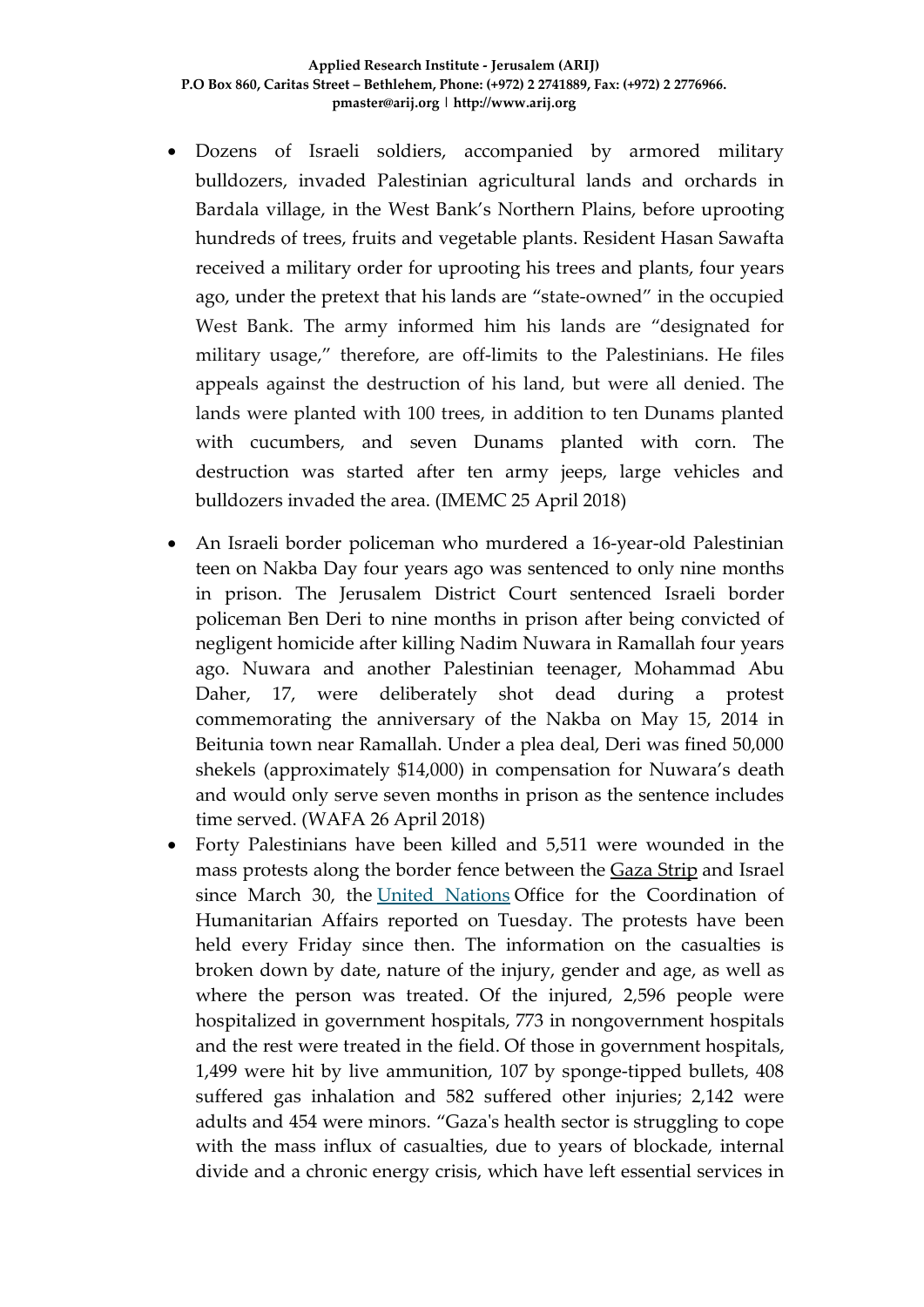- Dozens of Israeli soldiers, accompanied by armored military bulldozers, invaded Palestinian agricultural lands and orchards in Bardala village, in the West Bank's Northern Plains, before uprooting hundreds of trees, fruits and vegetable plants. Resident Hasan Sawafta received a military order for uprooting his trees and plants, four years ago, under the pretext that his lands are "state-owned" in the occupied West Bank. The army informed him his lands are "designated for military usage," therefore, are off-limits to the Palestinians. He files appeals against the destruction of his land, but were all denied. The lands were planted with 100 trees, in addition to ten Dunams planted with cucumbers, and seven Dunams planted with corn. The destruction was started after ten army jeeps, large vehicles and bulldozers invaded the area. (IMEMC 25 April 2018)
- An Israeli border policeman who murdered a 16-year-old Palestinian teen on Nakba Day four years ago was sentenced to only nine months in prison. The Jerusalem District Court sentenced Israeli border policeman Ben Deri to nine months in prison after being convicted of negligent homicide after killing Nadim Nuwara in Ramallah four years ago. Nuwara and another Palestinian teenager, Mohammad Abu Daher, 17, were deliberately shot dead during a protest commemorating the anniversary of the Nakba on May 15, 2014 in Beitunia town near Ramallah. Under a plea deal, Deri was fined 50,000 shekels (approximately $14,000) in compensation for Nuwara's death and would only serve seven months in prison as the sentence includes time served. (WAFA 26 April 2018)
- Forty Palestinians have been killed and 5,511 were wounded in the mass protests along the border fence between the Gaza Strip and Israel since March 30, the United Nations Office for the Coordination of Humanitarian Affairs reported on Tuesday. The protests have been held every Friday since then. The information on the casualties is broken down by date, nature of the injury, gender and age, as well as where the person was treated. Of the injured, 2,596 people were hospitalized in government hospitals, 773 in nongovernment hospitals and the rest were treated in the field. Of those in government hospitals, 1,499 were hit by live ammunition, 107 by sponge-tipped bullets, 408 suffered gas inhalation and 582 suffered other injuries; 2,142 were adults and 454 were minors. "Gaza's health sector is struggling to cope with the mass influx of casualties, due to years of blockade, internal divide and a chronic energy crisis, which have left essential services in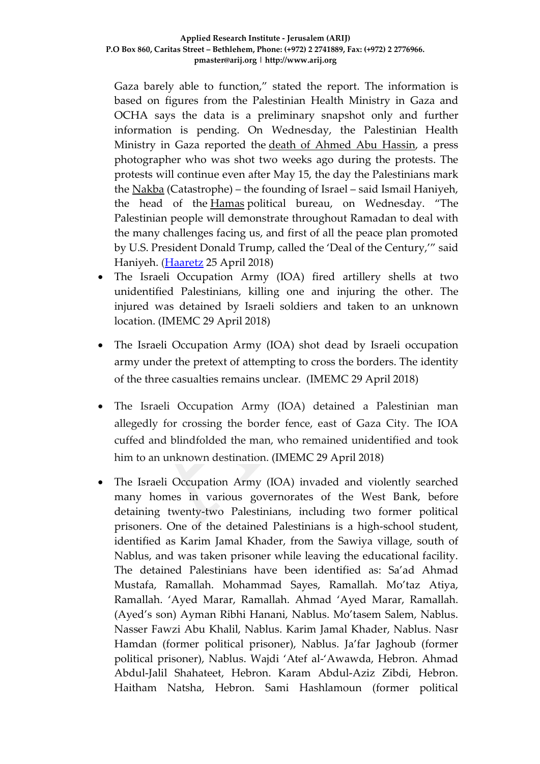Gaza barely able to function," stated the report. The information is based on figures from the Palestinian Health Ministry in Gaza and OCHA says the data is a preliminary snapshot only and further information is pending. On Wednesday, the Palestinian Health Ministry in Gaza reported the death of Ahmed Abu Hassin, a press photographer who was shot two weeks ago during the protests. The protests will continue even after May 15, the day the Palestinians mark the Nakba (Catastrophe) – the founding of Israel – said Ismail Haniyeh, the head of the Hamas political bureau, on Wednesday. "The Palestinian people will demonstrate throughout Ramadan to deal with the many challenges facing us, and first of all the peace plan promoted by U.S. President Donald Trump, called the 'Deal of the Century,'" said Haniyeh. (Haaretz 25 April 2018)

- The Israeli Occupation Army (IOA) fired artillery shells at two unidentified Palestinians, killing one and injuring the other. The injured was detained by Israeli soldiers and taken to an unknown location. (IMEMC 29 April 2018)

- The Israeli Occupation Army (IOA) shot dead by Israeli occupation army under the pretext of attempting to cross the borders. The identity of the three casualties remains unclear. (IMEMC 29 April 2018)

- The Israeli Occupation Army (IOA) detained a Palestinian man allegedly for crossing the border fence, east of Gaza City. The IOA cuffed and blindfolded the man, who remained unidentified and took him to an unknown destination. (IMEMC 29 April 2018)

- The Israeli Occupation Army (IOA) invaded and violently searched many homes in various governorates of the West Bank, before detaining twenty-two Palestinians, including two former political prisoners. One of the detained Palestinians is a high-school student, identified as Karim Jamal Khader, from the Sawiya village, south of Nablus, and was taken prisoner while leaving the educational facility. The detained Palestinians have been identified as: Sa'ad Ahmad Mustafa, Ramallah. Mohammad Sayes, Ramallah. Mo'taz Atiya, Ramallah. 'Ayed Marar, Ramallah. Ahmad 'Ayed Marar, Ramallah. (Ayed's son) Ayman Ribhi Hanani, Nablus. Mo'tasem Salem, Nablus. Nasser Fawzi Abu Khalil, Nablus. Karim Jamal Khader, Nablus. Nasr Hamdan (former political prisoner), Nablus. Ja'far Jaghoub (former political prisoner), Nablus. Wajdi 'Atef al-'Awawda, Hebron. Ahmad Abdul-Jalil Shahateet, Hebron. Karam Abdul-Aziz Zibdi, Hebron. Haitham Natsha, Hebron. Sami Hashlamoun (former political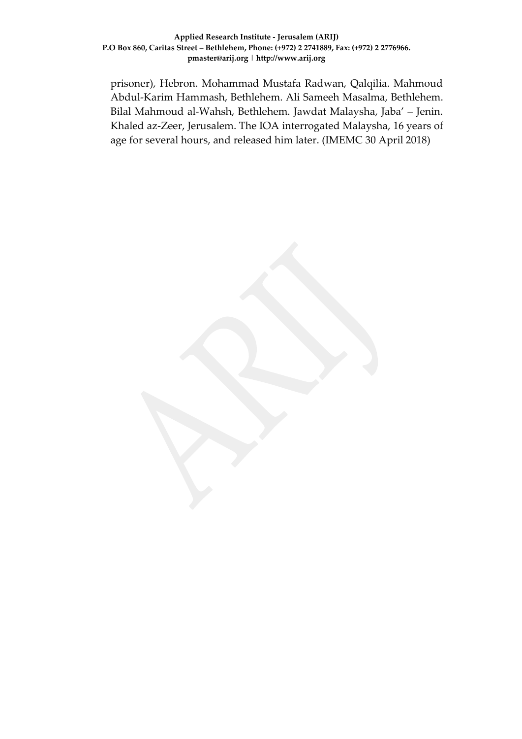prisoner), Hebron. Mohammad Mustafa Radwan, Qalqilia. Mahmoud Abdul-Karim Hammash, Bethlehem. Ali Sameeh Masalma, Bethlehem. Bilal Mahmoud al-Wahsh, Bethlehem. Jawdat Malaysha, Jaba' – Jenin. Khaled az-Zeer, Jerusalem. The IOA interrogated Malaysha, 16 years of age for several hours, and released him later. (IMEMC 30 April 2018)